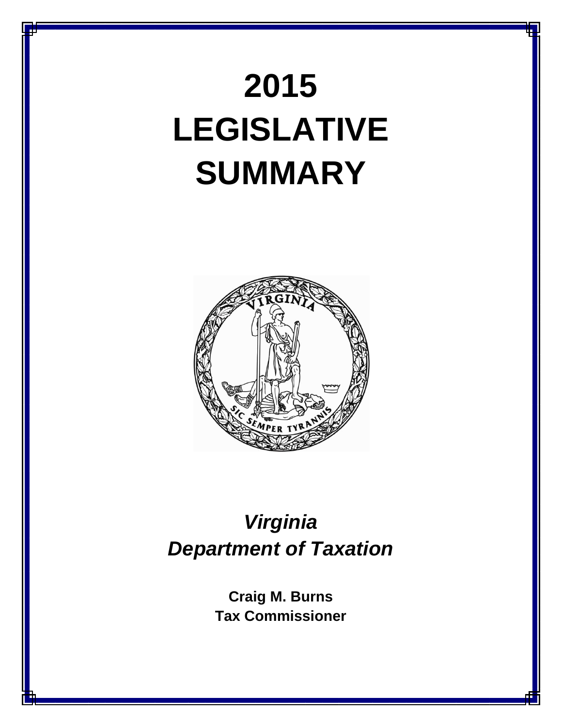# 2015 LEGISLATIVE SUMMARY

***Virginia Department of Taxation***

**Craig M. Burns**
**Tax Commissioner**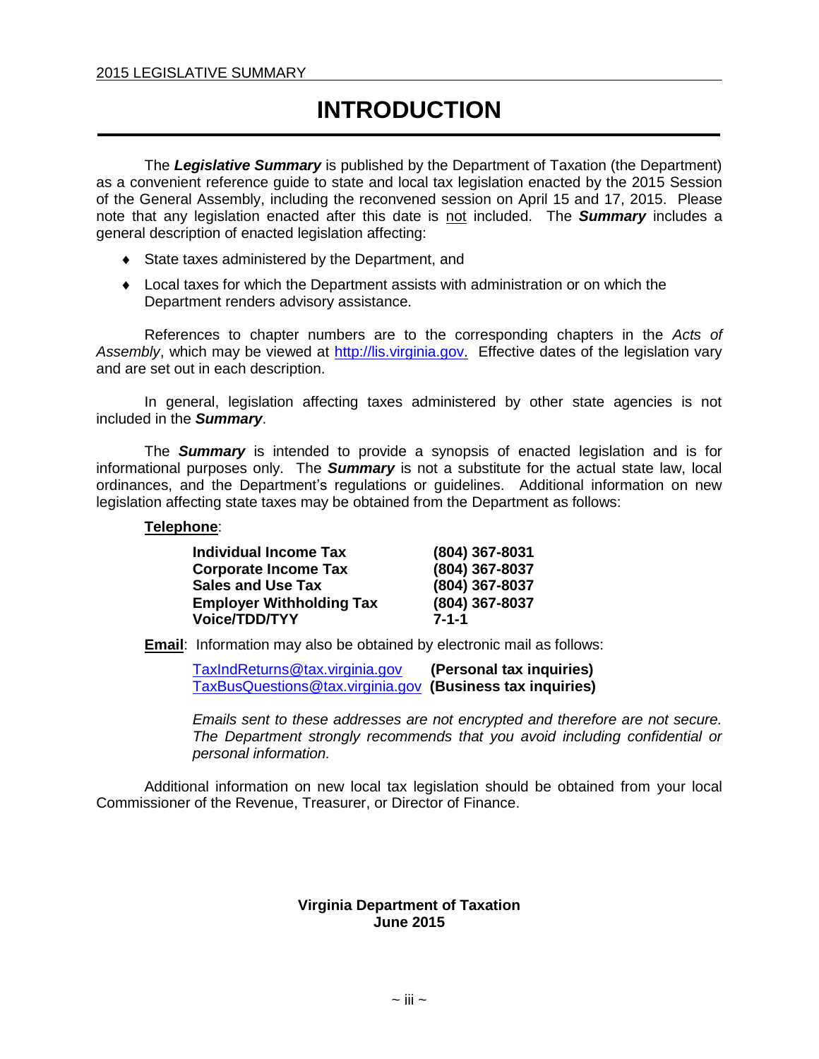# INTRODUCTION

The ***Legislative Summary*** is published by the Department of Taxation (the Department) as a convenient reference guide to state and local tax legislation enacted by the 2015 Session of the General Assembly, including the reconvened session on April 15 and 17, 2015. Please note that any legislation enacted after this date is <u>not</u> included. The ***Summary*** includes a general description of enacted legislation affecting:

- State taxes administered by the Department, and
- Local taxes for which the Department assists with administration or on which the Department renders advisory assistance.

References to chapter numbers are to the corresponding chapters in the *Acts of Assembly*, which may be viewed at [http://lis.virginia.gov](http://lis.virginia.gov). Effective dates of the legislation vary and are set out in each description.

In general, legislation affecting taxes administered by other state agencies is not included in the ***Summary***.

The ***Summary*** is intended to provide a synopsis of enacted legislation and is for informational purposes only. The ***Summary*** is not a substitute for the actual state law, local ordinances, and the Department's regulations or guidelines. Additional information on new legislation affecting state taxes may be obtained from the Department as follows:

**<u>Telephone</u>**:

| | |
|---|---|
| **Individual Income Tax** | **(804) 367-8031** |
| **Corporate Income Tax** | **(804) 367-8037** |
| **Sales and Use Tax** | **(804) 367-8037** |
| **Employer Withholding Tax** | **(804) 367-8037** |
| **Voice/TDD/TYY** | **7-1-1** |

**<u>Email</u>**: Information may also be obtained by electronic mail as follows:

[TaxIndReturns@tax.virginia.gov](mailto:TaxIndReturns@tax.virginia.gov) **(Personal tax inquiries)**
[TaxBusQuestions@tax.virginia.gov](mailto:TaxBusQuestions@tax.virginia.gov) **(Business tax inquiries)**

*Emails sent to these addresses are not encrypted and therefore are not secure. The Department strongly recommends that you avoid including confidential or personal information.*

Additional information on new local tax legislation should be obtained from your local Commissioner of the Revenue, Treasurer, or Director of Finance.

**Virginia Department of Taxation**
**June 2015**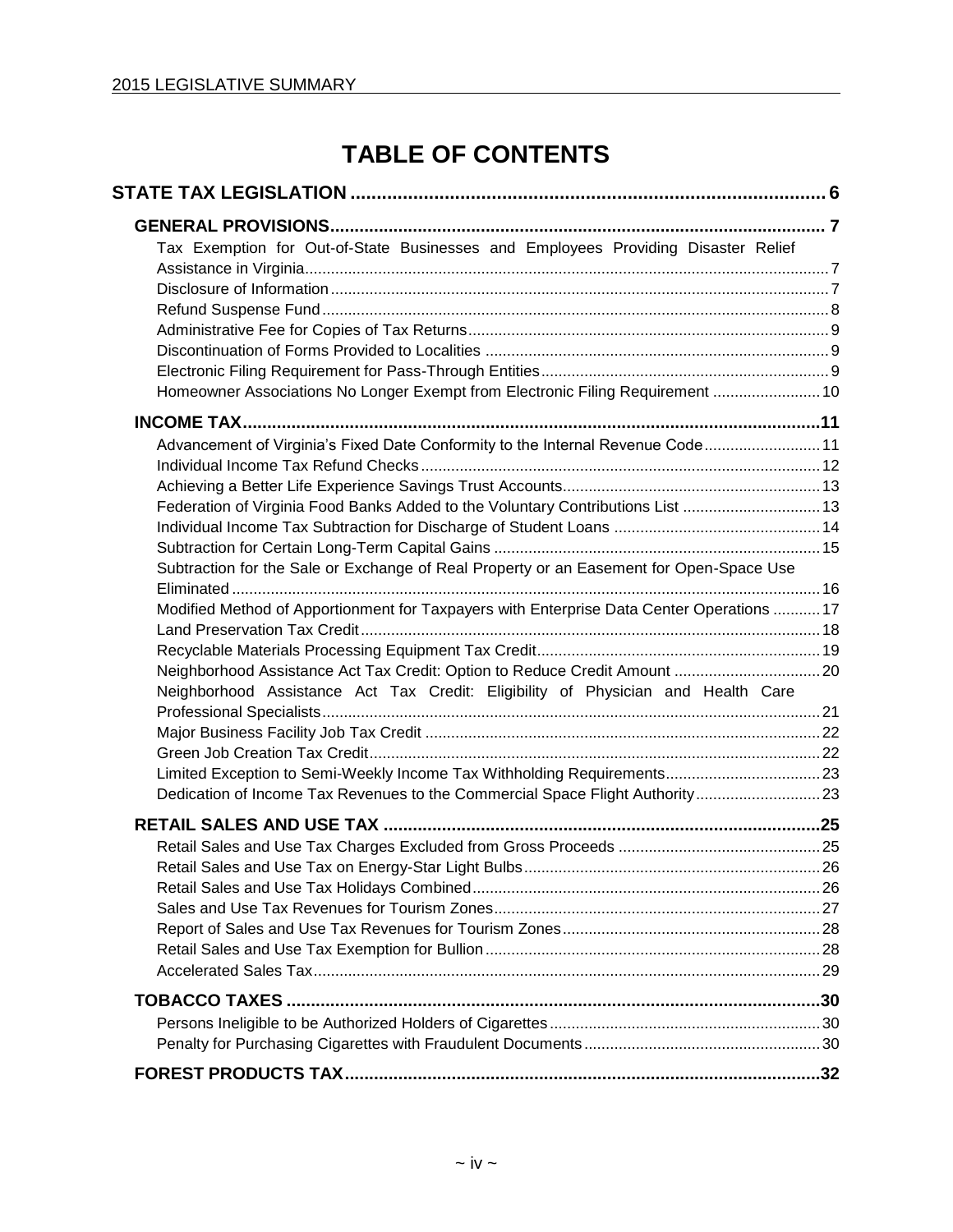# TABLE OF CONTENTS

**STATE TAX LEGISLATION** ..... 6

**GENERAL PROVISIONS** ..... 7

- Tax Exemption for Out-of-State Businesses and Employees Providing Disaster Relief Assistance in Virginia ..... 7
- Disclosure of Information ..... 7
- Refund Suspense Fund ..... 8
- Administrative Fee for Copies of Tax Returns ..... 9
- Discontinuation of Forms Provided to Localities ..... 9
- Electronic Filing Requirement for Pass-Through Entities ..... 9
- Homeowner Associations No Longer Exempt from Electronic Filing Requirement ..... 10

**INCOME TAX** ..... 11

- Advancement of Virginia's Fixed Date Conformity to the Internal Revenue Code ..... 11
- Individual Income Tax Refund Checks ..... 12
- Achieving a Better Life Experience Savings Trust Accounts ..... 13
- Federation of Virginia Food Banks Added to the Voluntary Contributions List ..... 13
- Individual Income Tax Subtraction for Discharge of Student Loans ..... 14
- Subtraction for Certain Long-Term Capital Gains ..... 15
- Subtraction for the Sale or Exchange of Real Property or an Easement for Open-Space Use Eliminated ..... 16
- Modified Method of Apportionment for Taxpayers with Enterprise Data Center Operations ..... 17
- Land Preservation Tax Credit ..... 18
- Recyclable Materials Processing Equipment Tax Credit ..... 19
- Neighborhood Assistance Act Tax Credit: Option to Reduce Credit Amount ..... 20
- Neighborhood Assistance Act Tax Credit: Eligibility of Physician and Health Care Professional Specialists ..... 21
- Major Business Facility Job Tax Credit ..... 22
- Green Job Creation Tax Credit ..... 22
- Limited Exception to Semi-Weekly Income Tax Withholding Requirements ..... 23
- Dedication of Income Tax Revenues to the Commercial Space Flight Authority ..... 23

**RETAIL SALES AND USE TAX** ..... 25

- Retail Sales and Use Tax Charges Excluded from Gross Proceeds ..... 25
- Retail Sales and Use Tax on Energy-Star Light Bulbs ..... 26
- Retail Sales and Use Tax Holidays Combined ..... 26
- Sales and Use Tax Revenues for Tourism Zones ..... 27
- Report of Sales and Use Tax Revenues for Tourism Zones ..... 28
- Retail Sales and Use Tax Exemption for Bullion ..... 28
- Accelerated Sales Tax ..... 29

**TOBACCO TAXES** ..... 30

- Persons Ineligible to be Authorized Holders of Cigarettes ..... 30
- Penalty for Purchasing Cigarettes with Fraudulent Documents ..... 30

**FOREST PRODUCTS TAX** ..... 32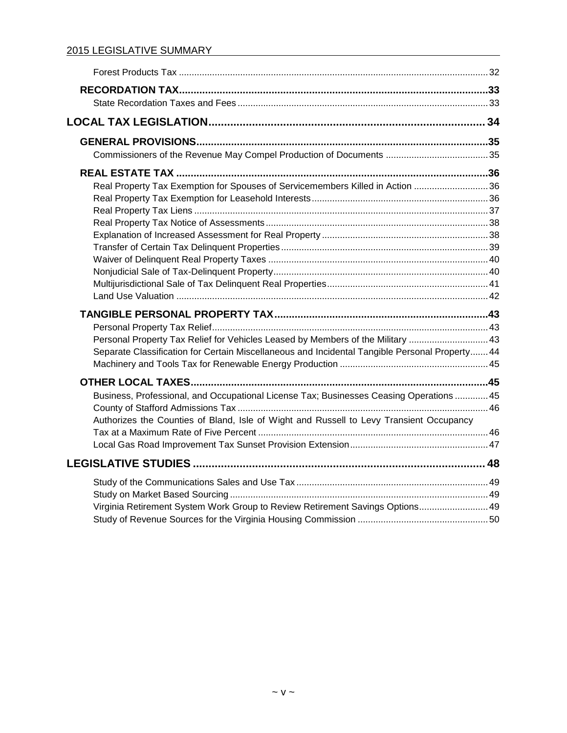Forest Products Tax ... 32

**RECORDATION TAX** ... **33**

State Recordation Taxes and Fees ... 33

**LOCAL TAX LEGISLATION** ... **34**

**GENERAL PROVISIONS** ... **35**

Commissioners of the Revenue May Compel Production of Documents ... 35

**REAL ESTATE TAX** ... **36**

Real Property Tax Exemption for Spouses of Servicemembers Killed in Action ... 36

Real Property Tax Exemption for Leasehold Interests ... 36

Real Property Tax Liens ... 37

Real Property Tax Notice of Assessments ... 38

Explanation of Increased Assessment for Real Property ... 38

Transfer of Certain Tax Delinquent Properties ... 39

Waiver of Delinquent Real Property Taxes ... 40

Nonjudicial Sale of Tax-Delinquent Property ... 40

Multijurisdictional Sale of Tax Delinquent Real Properties ... 41

Land Use Valuation ... 42

**TANGIBLE PERSONAL PROPERTY TAX** ... **43**

Personal Property Tax Relief ... 43

Personal Property Tax Relief for Vehicles Leased by Members of the Military ... 43

Separate Classification for Certain Miscellaneous and Incidental Tangible Personal Property ... 44

Machinery and Tools Tax for Renewable Energy Production ... 45

**OTHER LOCAL TAXES** ... **45**

Business, Professional, and Occupational License Tax; Businesses Ceasing Operations ... 45

County of Stafford Admissions Tax ... 46

Authorizes the Counties of Bland, Isle of Wight and Russell to Levy Transient Occupancy Tax at a Maximum Rate of Five Percent ... 46

Local Gas Road Improvement Tax Sunset Provision Extension ... 47

**LEGISLATIVE STUDIES** ... **48**

Study of the Communications Sales and Use Tax ... 49

Study on Market Based Sourcing ... 49

Virginia Retirement System Work Group to Review Retirement Savings Options ... 49

Study of Revenue Sources for the Virginia Housing Commission ... 50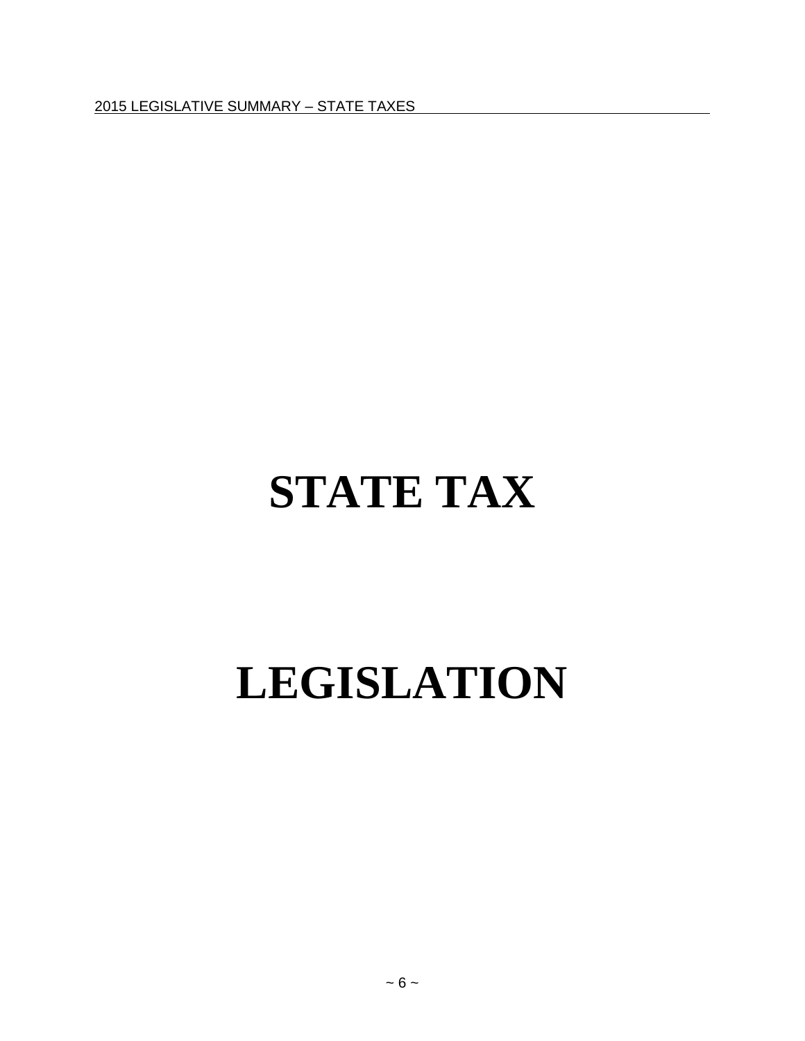# STATE TAX

# LEGISLATION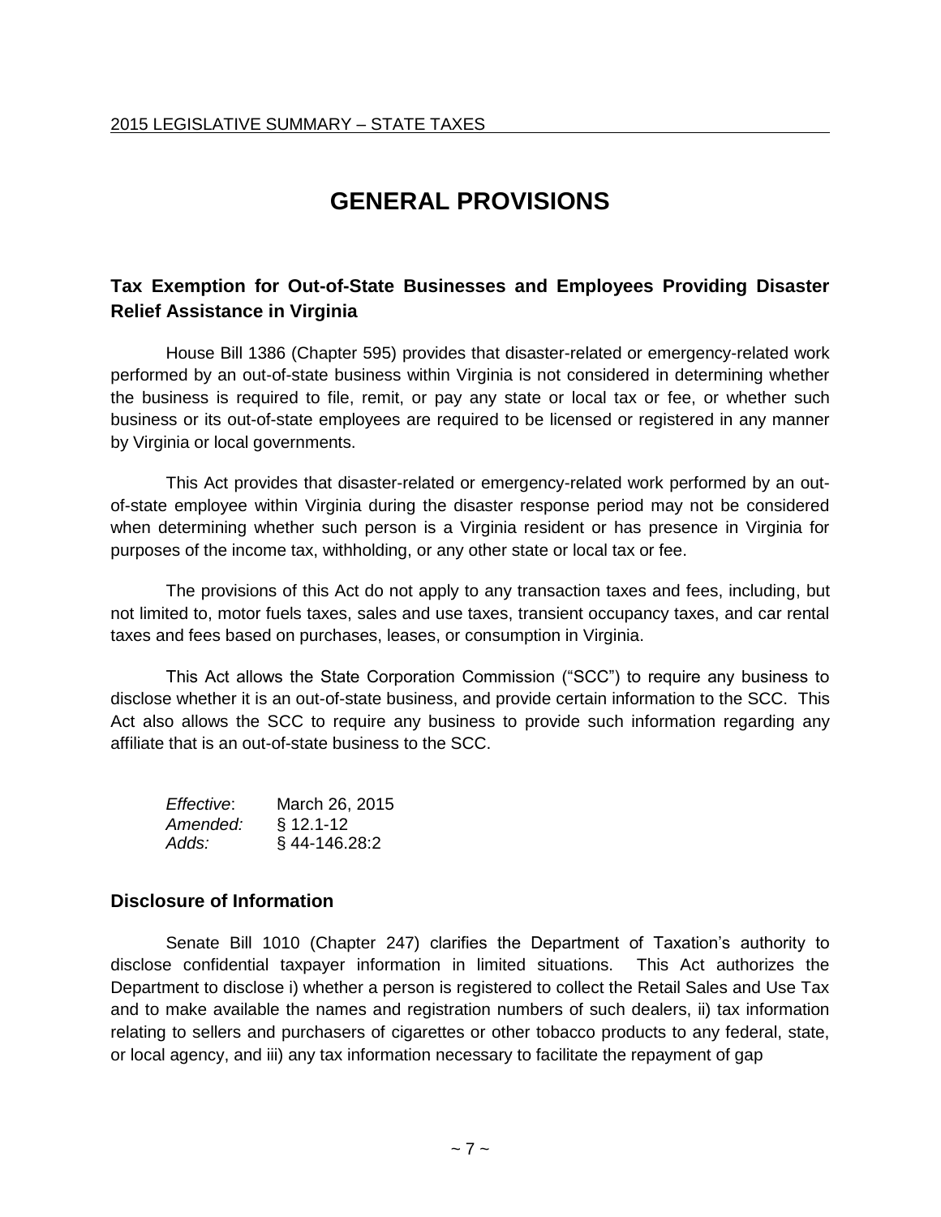# GENERAL PROVISIONS

## Tax Exemption for Out-of-State Businesses and Employees Providing Disaster Relief Assistance in Virginia

House Bill 1386 (Chapter 595) provides that disaster-related or emergency-related work performed by an out-of-state business within Virginia is not considered in determining whether the business is required to file, remit, or pay any state or local tax or fee, or whether such business or its out-of-state employees are required to be licensed or registered in any manner by Virginia or local governments.

This Act provides that disaster-related or emergency-related work performed by an out-of-state employee within Virginia during the disaster response period may not be considered when determining whether such person is a Virginia resident or has presence in Virginia for purposes of the income tax, withholding, or any other state or local tax or fee.

The provisions of this Act do not apply to any transaction taxes and fees, including, but not limited to, motor fuels taxes, sales and use taxes, transient occupancy taxes, and car rental taxes and fees based on purchases, leases, or consumption in Virginia.

This Act allows the State Corporation Commission ("SCC") to require any business to disclose whether it is an out-of-state business, and provide certain information to the SCC. This Act also allows the SCC to require any business to provide such information regarding any affiliate that is an out-of-state business to the SCC.

*Effective*: March 26, 2015
*Amended:* § 12.1-12
*Adds:* § 44-146.28:2

## Disclosure of Information

Senate Bill 1010 (Chapter 247) clarifies the Department of Taxation's authority to disclose confidential taxpayer information in limited situations. This Act authorizes the Department to disclose i) whether a person is registered to collect the Retail Sales and Use Tax and to make available the names and registration numbers of such dealers, ii) tax information relating to sellers and purchasers of cigarettes or other tobacco products to any federal, state, or local agency, and iii) any tax information necessary to facilitate the repayment of gap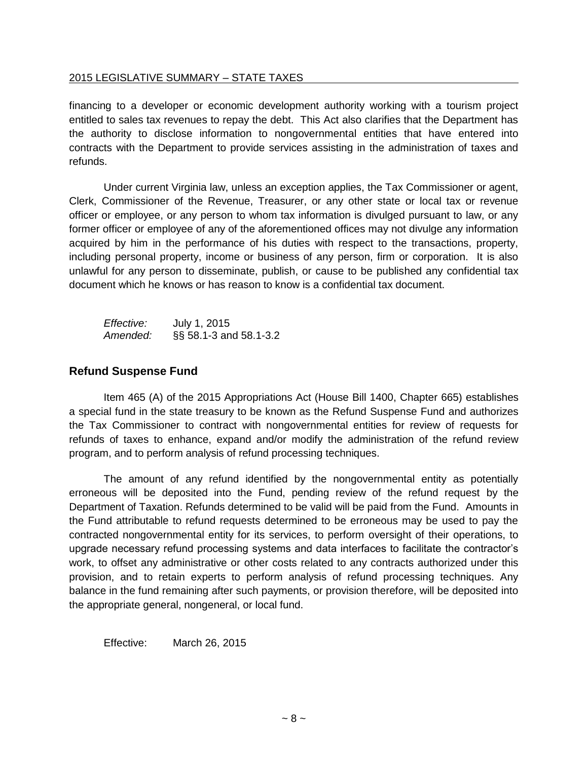financing to a developer or economic development authority working with a tourism project entitled to sales tax revenues to repay the debt. This Act also clarifies that the Department has the authority to disclose information to nongovernmental entities that have entered into contracts with the Department to provide services assisting in the administration of taxes and refunds.

Under current Virginia law, unless an exception applies, the Tax Commissioner or agent, Clerk, Commissioner of the Revenue, Treasurer, or any other state or local tax or revenue officer or employee, or any person to whom tax information is divulged pursuant to law, or any former officer or employee of any of the aforementioned offices may not divulge any information acquired by him in the performance of his duties with respect to the transactions, property, including personal property, income or business of any person, firm or corporation. It is also unlawful for any person to disseminate, publish, or cause to be published any confidential tax document which he knows or has reason to know is a confidential tax document.

*Effective:* July 1, 2015
*Amended:* §§ 58.1-3 and 58.1-3.2

## Refund Suspense Fund

Item 465 (A) of the 2015 Appropriations Act (House Bill 1400, Chapter 665) establishes a special fund in the state treasury to be known as the Refund Suspense Fund and authorizes the Tax Commissioner to contract with nongovernmental entities for review of requests for refunds of taxes to enhance, expand and/or modify the administration of the refund review program, and to perform analysis of refund processing techniques.

The amount of any refund identified by the nongovernmental entity as potentially erroneous will be deposited into the Fund, pending review of the refund request by the Department of Taxation. Refunds determined to be valid will be paid from the Fund. Amounts in the Fund attributable to refund requests determined to be erroneous may be used to pay the contracted nongovernmental entity for its services, to perform oversight of their operations, to upgrade necessary refund processing systems and data interfaces to facilitate the contractor's work, to offset any administrative or other costs related to any contracts authorized under this provision, and to retain experts to perform analysis of refund processing techniques. Any balance in the fund remaining after such payments, or provision therefore, will be deposited into the appropriate general, nongeneral, or local fund.

Effective: March 26, 2015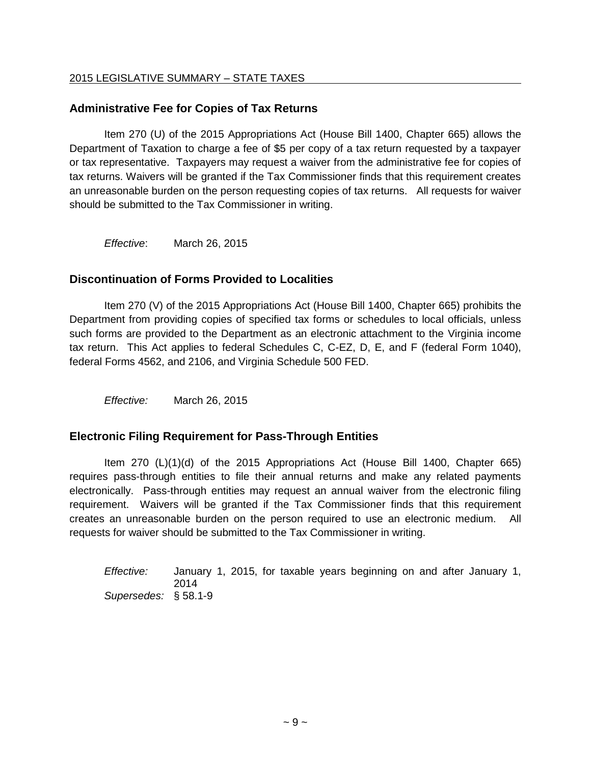## Administrative Fee for Copies of Tax Returns

Item 270 (U) of the 2015 Appropriations Act (House Bill 1400, Chapter 665) allows the Department of Taxation to charge a fee of $5 per copy of a tax return requested by a taxpayer or tax representative. Taxpayers may request a waiver from the administrative fee for copies of tax returns. Waivers will be granted if the Tax Commissioner finds that this requirement creates an unreasonable burden on the person requesting copies of tax returns. All requests for waiver should be submitted to the Tax Commissioner in writing.

*Effective*: March 26, 2015

## Discontinuation of Forms Provided to Localities

Item 270 (V) of the 2015 Appropriations Act (House Bill 1400, Chapter 665) prohibits the Department from providing copies of specified tax forms or schedules to local officials, unless such forms are provided to the Department as an electronic attachment to the Virginia income tax return. This Act applies to federal Schedules C, C-EZ, D, E, and F (federal Form 1040), federal Forms 4562, and 2106, and Virginia Schedule 500 FED.

*Effective:* March 26, 2015

## Electronic Filing Requirement for Pass-Through Entities

Item 270 (L)(1)(d) of the 2015 Appropriations Act (House Bill 1400, Chapter 665) requires pass-through entities to file their annual returns and make any related payments electronically. Pass-through entities may request an annual waiver from the electronic filing requirement. Waivers will be granted if the Tax Commissioner finds that this requirement creates an unreasonable burden on the person required to use an electronic medium. All requests for waiver should be submitted to the Tax Commissioner in writing.

*Effective:* January 1, 2015, for taxable years beginning on and after January 1, 2014

*Supersedes:* § 58.1-9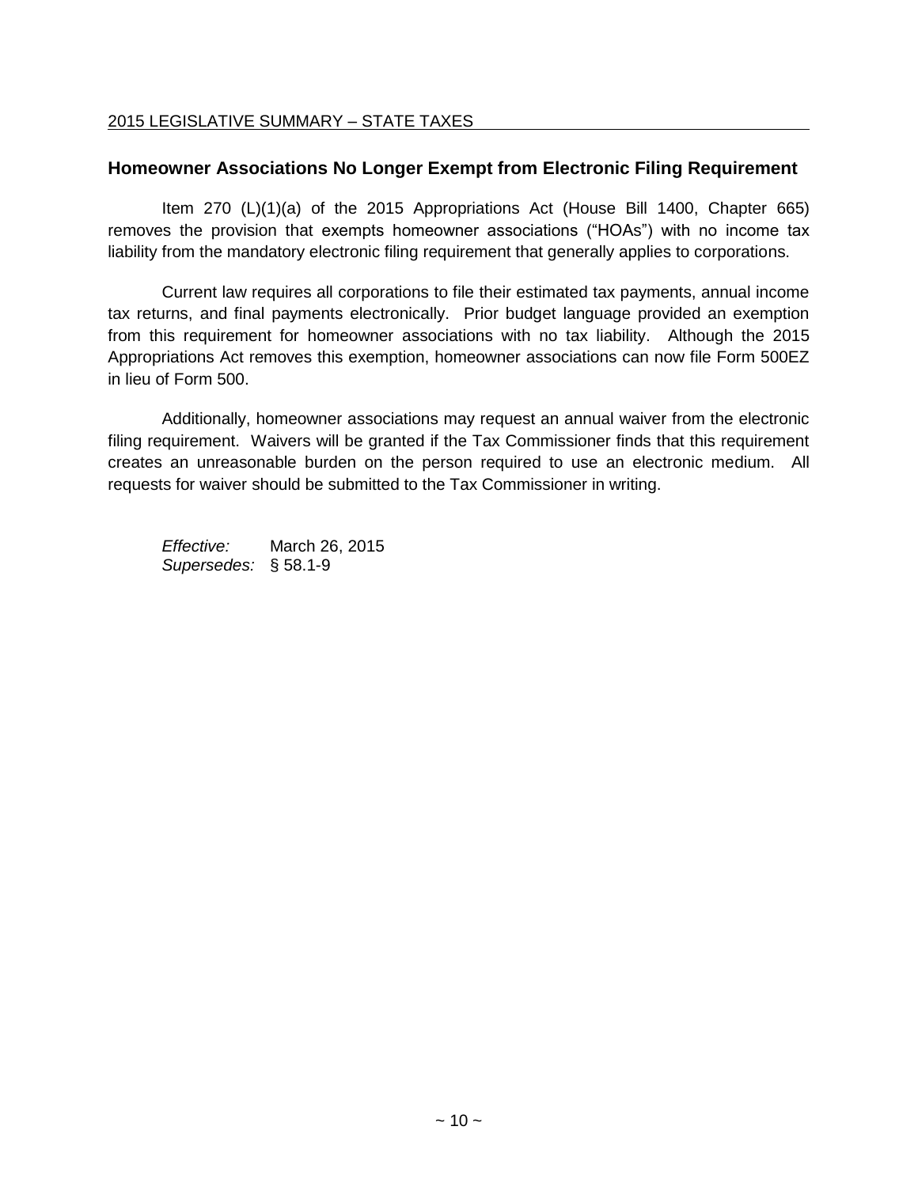## Homeowner Associations No Longer Exempt from Electronic Filing Requirement

Item 270 (L)(1)(a) of the 2015 Appropriations Act (House Bill 1400, Chapter 665) removes the provision that exempts homeowner associations ("HOAs") with no income tax liability from the mandatory electronic filing requirement that generally applies to corporations.

Current law requires all corporations to file their estimated tax payments, annual income tax returns, and final payments electronically. Prior budget language provided an exemption from this requirement for homeowner associations with no tax liability. Although the 2015 Appropriations Act removes this exemption, homeowner associations can now file Form 500EZ in lieu of Form 500.

Additionally, homeowner associations may request an annual waiver from the electronic filing requirement. Waivers will be granted if the Tax Commissioner finds that this requirement creates an unreasonable burden on the person required to use an electronic medium. All requests for waiver should be submitted to the Tax Commissioner in writing.

*Effective:* March 26, 2015
*Supersedes:* § 58.1-9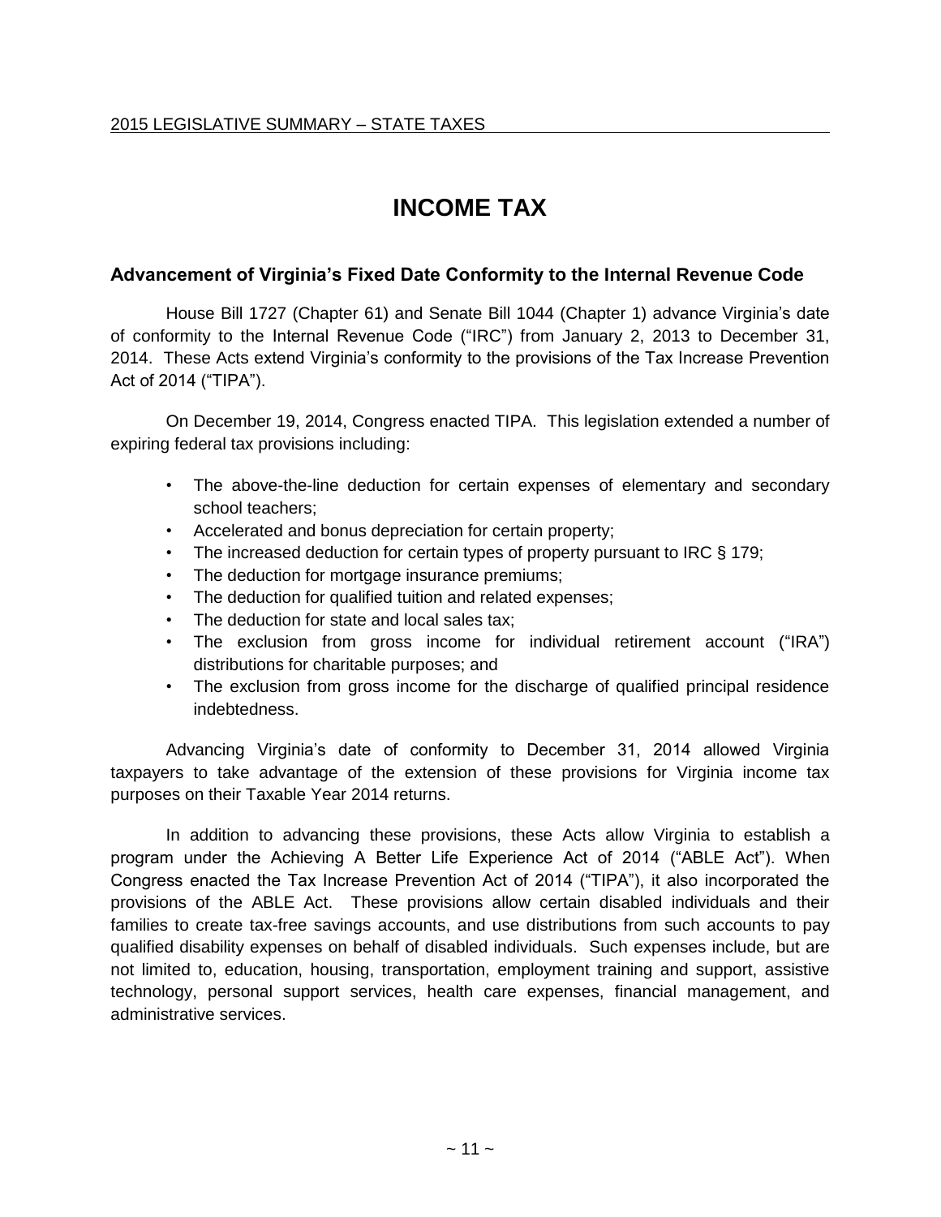# INCOME TAX

## Advancement of Virginia's Fixed Date Conformity to the Internal Revenue Code

House Bill 1727 (Chapter 61) and Senate Bill 1044 (Chapter 1) advance Virginia's date of conformity to the Internal Revenue Code ("IRC") from January 2, 2013 to December 31, 2014. These Acts extend Virginia's conformity to the provisions of the Tax Increase Prevention Act of 2014 ("TIPA").

On December 19, 2014, Congress enacted TIPA. This legislation extended a number of expiring federal tax provisions including:

- The above-the-line deduction for certain expenses of elementary and secondary school teachers;
- Accelerated and bonus depreciation for certain property;
- The increased deduction for certain types of property pursuant to IRC § 179;
- The deduction for mortgage insurance premiums;
- The deduction for qualified tuition and related expenses;
- The deduction for state and local sales tax;
- The exclusion from gross income for individual retirement account ("IRA") distributions for charitable purposes; and
- The exclusion from gross income for the discharge of qualified principal residence indebtedness.

Advancing Virginia's date of conformity to December 31, 2014 allowed Virginia taxpayers to take advantage of the extension of these provisions for Virginia income tax purposes on their Taxable Year 2014 returns.

In addition to advancing these provisions, these Acts allow Virginia to establish a program under the Achieving A Better Life Experience Act of 2014 ("ABLE Act"). When Congress enacted the Tax Increase Prevention Act of 2014 ("TIPA"), it also incorporated the provisions of the ABLE Act. These provisions allow certain disabled individuals and their families to create tax-free savings accounts, and use distributions from such accounts to pay qualified disability expenses on behalf of disabled individuals. Such expenses include, but are not limited to, education, housing, transportation, employment training and support, assistive technology, personal support services, health care expenses, financial management, and administrative services.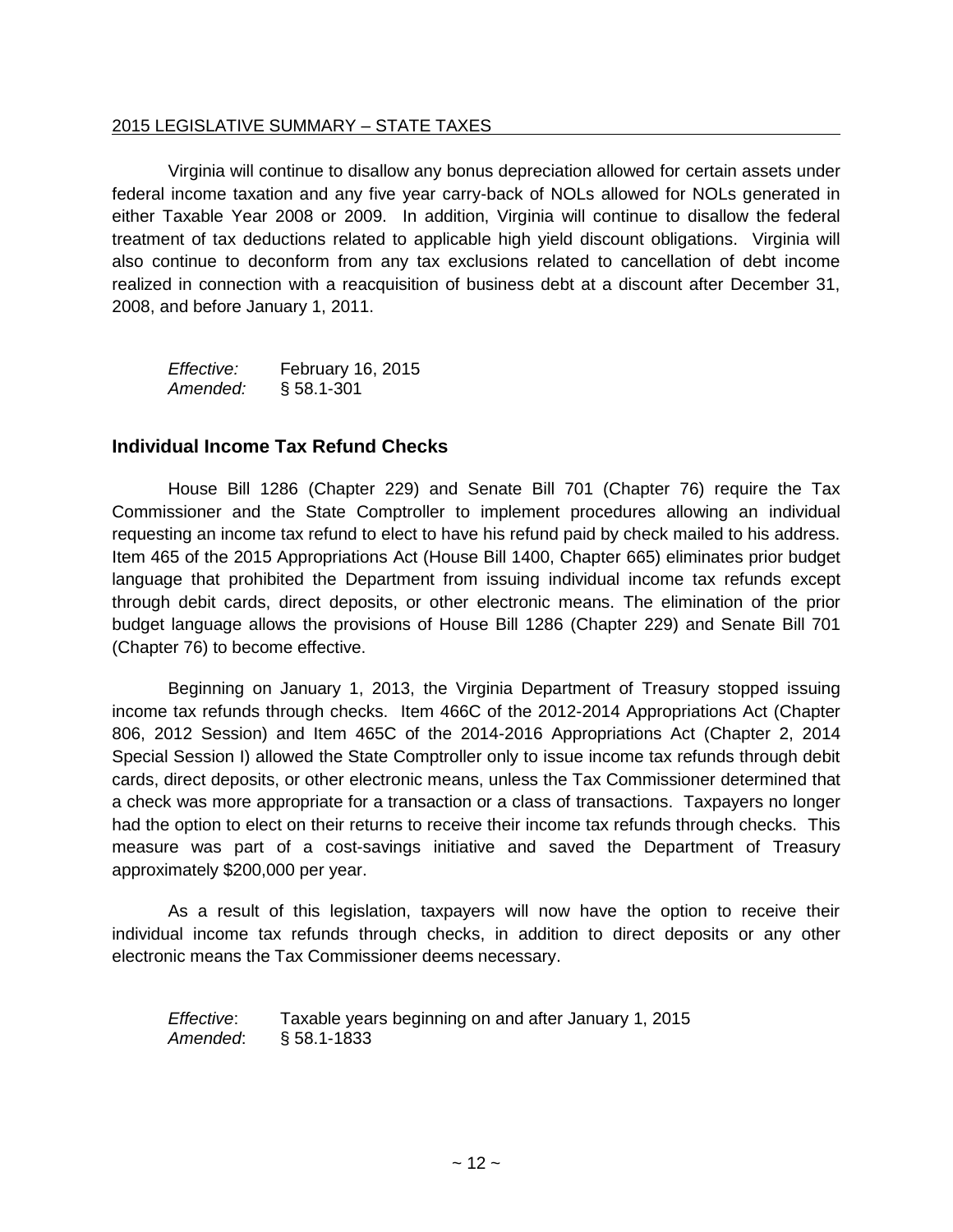Virginia will continue to disallow any bonus depreciation allowed for certain assets under federal income taxation and any five year carry-back of NOLs allowed for NOLs generated in either Taxable Year 2008 or 2009. In addition, Virginia will continue to disallow the federal treatment of tax deductions related to applicable high yield discount obligations. Virginia will also continue to deconform from any tax exclusions related to cancellation of debt income realized in connection with a reacquisition of business debt at a discount after December 31, 2008, and before January 1, 2011.

*Effective:* February 16, 2015
*Amended:* § 58.1-301

## Individual Income Tax Refund Checks

House Bill 1286 (Chapter 229) and Senate Bill 701 (Chapter 76) require the Tax Commissioner and the State Comptroller to implement procedures allowing an individual requesting an income tax refund to elect to have his refund paid by check mailed to his address. Item 465 of the 2015 Appropriations Act (House Bill 1400, Chapter 665) eliminates prior budget language that prohibited the Department from issuing individual income tax refunds except through debit cards, direct deposits, or other electronic means. The elimination of the prior budget language allows the provisions of House Bill 1286 (Chapter 229) and Senate Bill 701 (Chapter 76) to become effective.

Beginning on January 1, 2013, the Virginia Department of Treasury stopped issuing income tax refunds through checks. Item 466C of the 2012-2014 Appropriations Act (Chapter 806, 2012 Session) and Item 465C of the 2014-2016 Appropriations Act (Chapter 2, 2014 Special Session I) allowed the State Comptroller only to issue income tax refunds through debit cards, direct deposits, or other electronic means, unless the Tax Commissioner determined that a check was more appropriate for a transaction or a class of transactions. Taxpayers no longer had the option to elect on their returns to receive their income tax refunds through checks. This measure was part of a cost-savings initiative and saved the Department of Treasury approximately $200,000 per year.

As a result of this legislation, taxpayers will now have the option to receive their individual income tax refunds through checks, in addition to direct deposits or any other electronic means the Tax Commissioner deems necessary.

*Effective*: Taxable years beginning on and after January 1, 2015
*Amended*: § 58.1-1833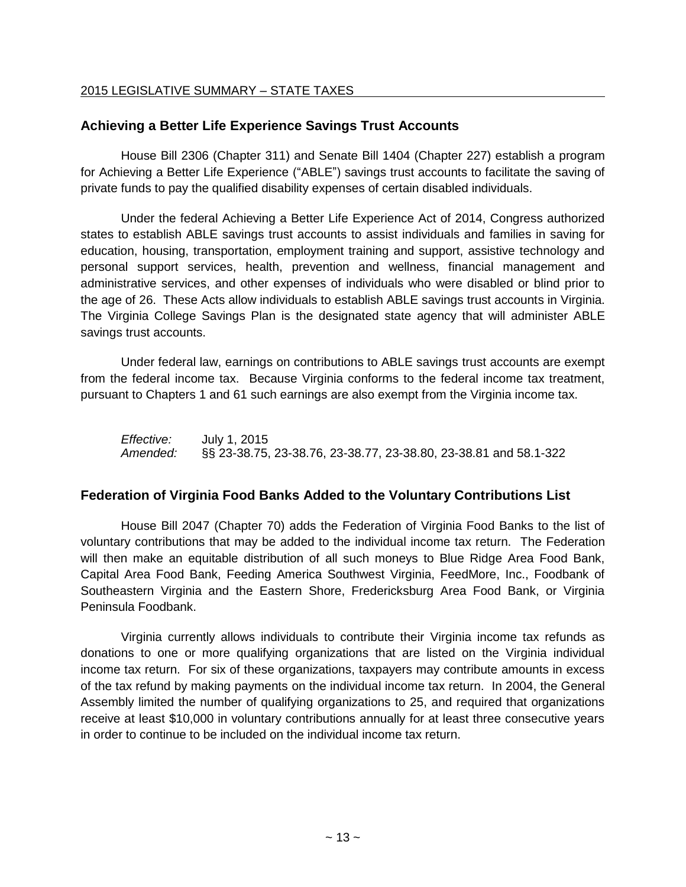## Achieving a Better Life Experience Savings Trust Accounts

House Bill 2306 (Chapter 311) and Senate Bill 1404 (Chapter 227) establish a program for Achieving a Better Life Experience ("ABLE") savings trust accounts to facilitate the saving of private funds to pay the qualified disability expenses of certain disabled individuals.

Under the federal Achieving a Better Life Experience Act of 2014, Congress authorized states to establish ABLE savings trust accounts to assist individuals and families in saving for education, housing, transportation, employment training and support, assistive technology and personal support services, health, prevention and wellness, financial management and administrative services, and other expenses of individuals who were disabled or blind prior to the age of 26. These Acts allow individuals to establish ABLE savings trust accounts in Virginia. The Virginia College Savings Plan is the designated state agency that will administer ABLE savings trust accounts.

Under federal law, earnings on contributions to ABLE savings trust accounts are exempt from the federal income tax. Because Virginia conforms to the federal income tax treatment, pursuant to Chapters 1 and 61 such earnings are also exempt from the Virginia income tax.

*Effective:* July 1, 2015
*Amended:* §§ 23-38.75, 23-38.76, 23-38.77, 23-38.80, 23-38.81 and 58.1-322

## Federation of Virginia Food Banks Added to the Voluntary Contributions List

House Bill 2047 (Chapter 70) adds the Federation of Virginia Food Banks to the list of voluntary contributions that may be added to the individual income tax return. The Federation will then make an equitable distribution of all such moneys to Blue Ridge Area Food Bank, Capital Area Food Bank, Feeding America Southwest Virginia, FeedMore, Inc., Foodbank of Southeastern Virginia and the Eastern Shore, Fredericksburg Area Food Bank, or Virginia Peninsula Foodbank.

Virginia currently allows individuals to contribute their Virginia income tax refunds as donations to one or more qualifying organizations that are listed on the Virginia individual income tax return. For six of these organizations, taxpayers may contribute amounts in excess of the tax refund by making payments on the individual income tax return. In 2004, the General Assembly limited the number of qualifying organizations to 25, and required that organizations receive at least $10,000 in voluntary contributions annually for at least three consecutive years in order to continue to be included on the individual income tax return.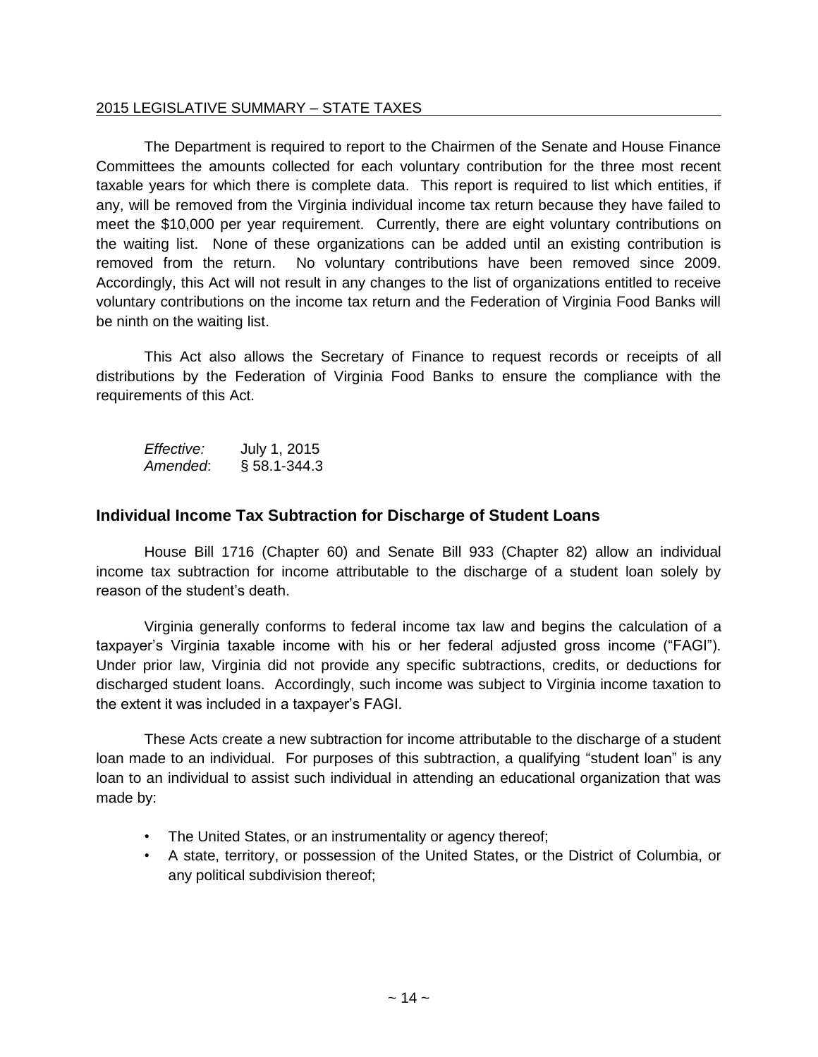The Department is required to report to the Chairmen of the Senate and House Finance Committees the amounts collected for each voluntary contribution for the three most recent taxable years for which there is complete data. This report is required to list which entities, if any, will be removed from the Virginia individual income tax return because they have failed to meet the $10,000 per year requirement. Currently, there are eight voluntary contributions on the waiting list. None of these organizations can be added until an existing contribution is removed from the return. No voluntary contributions have been removed since 2009. Accordingly, this Act will not result in any changes to the list of organizations entitled to receive voluntary contributions on the income tax return and the Federation of Virginia Food Banks will be ninth on the waiting list.

This Act also allows the Secretary of Finance to request records or receipts of all distributions by the Federation of Virginia Food Banks to ensure the compliance with the requirements of this Act.

*Effective:* July 1, 2015
*Amended*: § 58.1-344.3

## Individual Income Tax Subtraction for Discharge of Student Loans

House Bill 1716 (Chapter 60) and Senate Bill 933 (Chapter 82) allow an individual income tax subtraction for income attributable to the discharge of a student loan solely by reason of the student's death.

Virginia generally conforms to federal income tax law and begins the calculation of a taxpayer's Virginia taxable income with his or her federal adjusted gross income ("FAGI"). Under prior law, Virginia did not provide any specific subtractions, credits, or deductions for discharged student loans. Accordingly, such income was subject to Virginia income taxation to the extent it was included in a taxpayer's FAGI.

These Acts create a new subtraction for income attributable to the discharge of a student loan made to an individual. For purposes of this subtraction, a qualifying "student loan" is any loan to an individual to assist such individual in attending an educational organization that was made by:

- The United States, or an instrumentality or agency thereof;
- A state, territory, or possession of the United States, or the District of Columbia, or any political subdivision thereof;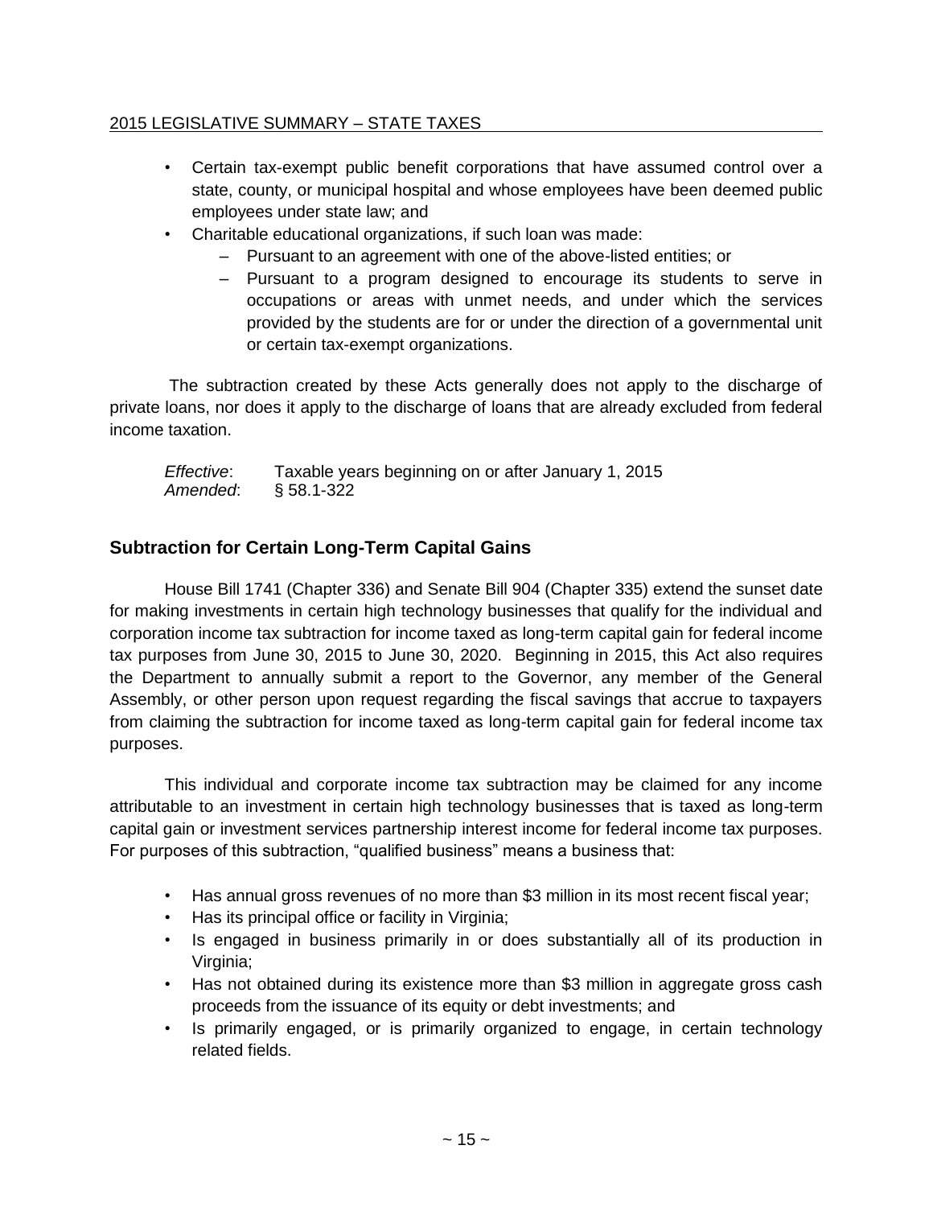- Certain tax-exempt public benefit corporations that have assumed control over a state, county, or municipal hospital and whose employees have been deemed public employees under state law; and
- Charitable educational organizations, if such loan was made:
  - Pursuant to an agreement with one of the above-listed entities; or
  - Pursuant to a program designed to encourage its students to serve in occupations or areas with unmet needs, and under which the services provided by the students are for or under the direction of a governmental unit or certain tax-exempt organizations.

The subtraction created by these Acts generally does not apply to the discharge of private loans, nor does it apply to the discharge of loans that are already excluded from federal income taxation.

*Effective*: Taxable years beginning on or after January 1, 2015
*Amended*: § 58.1-322

## Subtraction for Certain Long-Term Capital Gains

House Bill 1741 (Chapter 336) and Senate Bill 904 (Chapter 335) extend the sunset date for making investments in certain high technology businesses that qualify for the individual and corporation income tax subtraction for income taxed as long-term capital gain for federal income tax purposes from June 30, 2015 to June 30, 2020. Beginning in 2015, this Act also requires the Department to annually submit a report to the Governor, any member of the General Assembly, or other person upon request regarding the fiscal savings that accrue to taxpayers from claiming the subtraction for income taxed as long-term capital gain for federal income tax purposes.

This individual and corporate income tax subtraction may be claimed for any income attributable to an investment in certain high technology businesses that is taxed as long-term capital gain or investment services partnership interest income for federal income tax purposes. For purposes of this subtraction, "qualified business" means a business that:

- Has annual gross revenues of no more than $3 million in its most recent fiscal year;
- Has its principal office or facility in Virginia;
- Is engaged in business primarily in or does substantially all of its production in Virginia;
- Has not obtained during its existence more than $3 million in aggregate gross cash proceeds from the issuance of its equity or debt investments; and
- Is primarily engaged, or is primarily organized to engage, in certain technology related fields.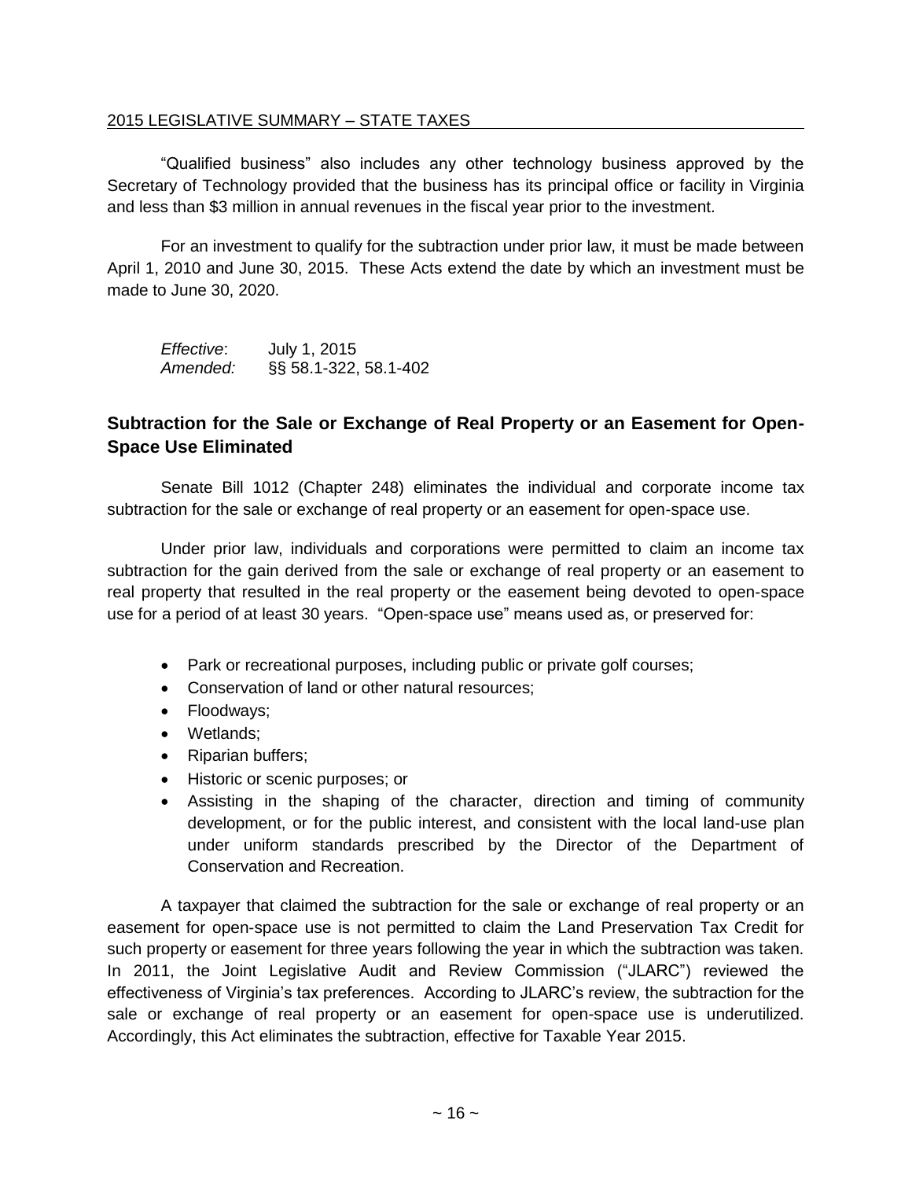"Qualified business" also includes any other technology business approved by the Secretary of Technology provided that the business has its principal office or facility in Virginia and less than $3 million in annual revenues in the fiscal year prior to the investment.

For an investment to qualify for the subtraction under prior law, it must be made between April 1, 2010 and June 30, 2015. These Acts extend the date by which an investment must be made to June 30, 2020.

*Effective*: July 1, 2015
*Amended:* §§ 58.1-322, 58.1-402

## Subtraction for the Sale or Exchange of Real Property or an Easement for Open-Space Use Eliminated

Senate Bill 1012 (Chapter 248) eliminates the individual and corporate income tax subtraction for the sale or exchange of real property or an easement for open-space use.

Under prior law, individuals and corporations were permitted to claim an income tax subtraction for the gain derived from the sale or exchange of real property or an easement to real property that resulted in the real property or the easement being devoted to open-space use for a period of at least 30 years. "Open-space use" means used as, or preserved for:

- Park or recreational purposes, including public or private golf courses;
- Conservation of land or other natural resources;
- Floodways;
- Wetlands;
- Riparian buffers;
- Historic or scenic purposes; or
- Assisting in the shaping of the character, direction and timing of community development, or for the public interest, and consistent with the local land-use plan under uniform standards prescribed by the Director of the Department of Conservation and Recreation.

A taxpayer that claimed the subtraction for the sale or exchange of real property or an easement for open-space use is not permitted to claim the Land Preservation Tax Credit for such property or easement for three years following the year in which the subtraction was taken. In 2011, the Joint Legislative Audit and Review Commission ("JLARC") reviewed the effectiveness of Virginia's tax preferences. According to JLARC's review, the subtraction for the sale or exchange of real property or an easement for open-space use is underutilized. Accordingly, this Act eliminates the subtraction, effective for Taxable Year 2015.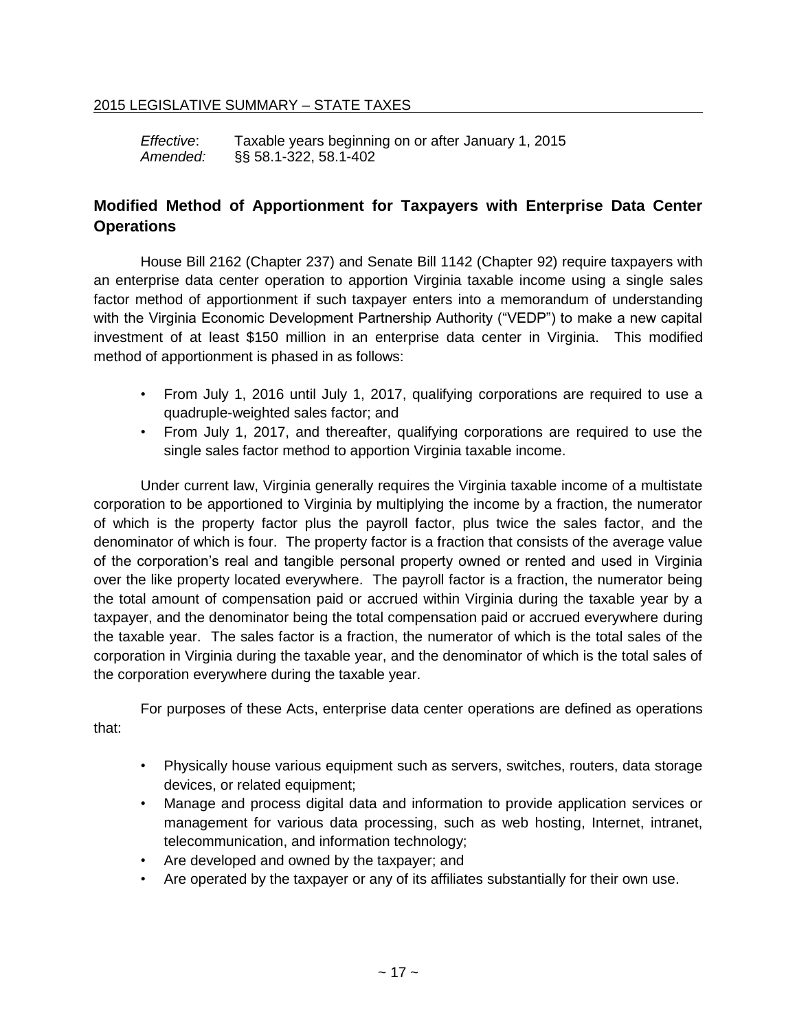*Effective*: Taxable years beginning on or after January 1, 2015
*Amended:* §§ 58.1-322, 58.1-402

## Modified Method of Apportionment for Taxpayers with Enterprise Data Center Operations

House Bill 2162 (Chapter 237) and Senate Bill 1142 (Chapter 92) require taxpayers with an enterprise data center operation to apportion Virginia taxable income using a single sales factor method of apportionment if such taxpayer enters into a memorandum of understanding with the Virginia Economic Development Partnership Authority ("VEDP") to make a new capital investment of at least $150 million in an enterprise data center in Virginia. This modified method of apportionment is phased in as follows:

- From July 1, 2016 until July 1, 2017, qualifying corporations are required to use a quadruple-weighted sales factor; and
- From July 1, 2017, and thereafter, qualifying corporations are required to use the single sales factor method to apportion Virginia taxable income.

Under current law, Virginia generally requires the Virginia taxable income of a multistate corporation to be apportioned to Virginia by multiplying the income by a fraction, the numerator of which is the property factor plus the payroll factor, plus twice the sales factor, and the denominator of which is four. The property factor is a fraction that consists of the average value of the corporation's real and tangible personal property owned or rented and used in Virginia over the like property located everywhere. The payroll factor is a fraction, the numerator being the total amount of compensation paid or accrued within Virginia during the taxable year by a taxpayer, and the denominator being the total compensation paid or accrued everywhere during the taxable year. The sales factor is a fraction, the numerator of which is the total sales of the corporation in Virginia during the taxable year, and the denominator of which is the total sales of the corporation everywhere during the taxable year.

For purposes of these Acts, enterprise data center operations are defined as operations that:

- Physically house various equipment such as servers, switches, routers, data storage devices, or related equipment;
- Manage and process digital data and information to provide application services or management for various data processing, such as web hosting, Internet, intranet, telecommunication, and information technology;
- Are developed and owned by the taxpayer; and
- Are operated by the taxpayer or any of its affiliates substantially for their own use.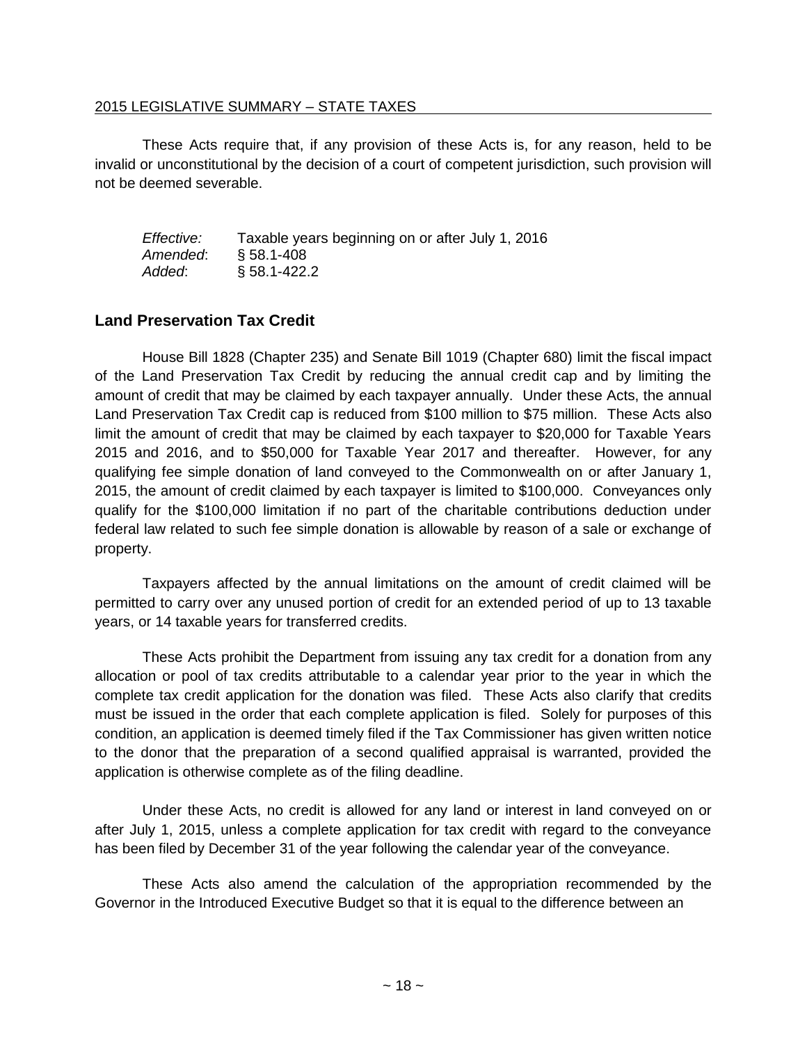These Acts require that, if any provision of these Acts is, for any reason, held to be invalid or unconstitutional by the decision of a court of competent jurisdiction, such provision will not be deemed severable.

*Effective:* Taxable years beginning on or after July 1, 2016
*Amended*: § 58.1-408
*Added*: § 58.1-422.2

## Land Preservation Tax Credit

House Bill 1828 (Chapter 235) and Senate Bill 1019 (Chapter 680) limit the fiscal impact of the Land Preservation Tax Credit by reducing the annual credit cap and by limiting the amount of credit that may be claimed by each taxpayer annually. Under these Acts, the annual Land Preservation Tax Credit cap is reduced from $100 million to $75 million. These Acts also limit the amount of credit that may be claimed by each taxpayer to $20,000 for Taxable Years 2015 and 2016, and to $50,000 for Taxable Year 2017 and thereafter. However, for any qualifying fee simple donation of land conveyed to the Commonwealth on or after January 1, 2015, the amount of credit claimed by each taxpayer is limited to $100,000. Conveyances only qualify for the $100,000 limitation if no part of the charitable contributions deduction under federal law related to such fee simple donation is allowable by reason of a sale or exchange of property.

Taxpayers affected by the annual limitations on the amount of credit claimed will be permitted to carry over any unused portion of credit for an extended period of up to 13 taxable years, or 14 taxable years for transferred credits.

These Acts prohibit the Department from issuing any tax credit for a donation from any allocation or pool of tax credits attributable to a calendar year prior to the year in which the complete tax credit application for the donation was filed. These Acts also clarify that credits must be issued in the order that each complete application is filed. Solely for purposes of this condition, an application is deemed timely filed if the Tax Commissioner has given written notice to the donor that the preparation of a second qualified appraisal is warranted, provided the application is otherwise complete as of the filing deadline.

Under these Acts, no credit is allowed for any land or interest in land conveyed on or after July 1, 2015, unless a complete application for tax credit with regard to the conveyance has been filed by December 31 of the year following the calendar year of the conveyance.

These Acts also amend the calculation of the appropriation recommended by the Governor in the Introduced Executive Budget so that it is equal to the difference between an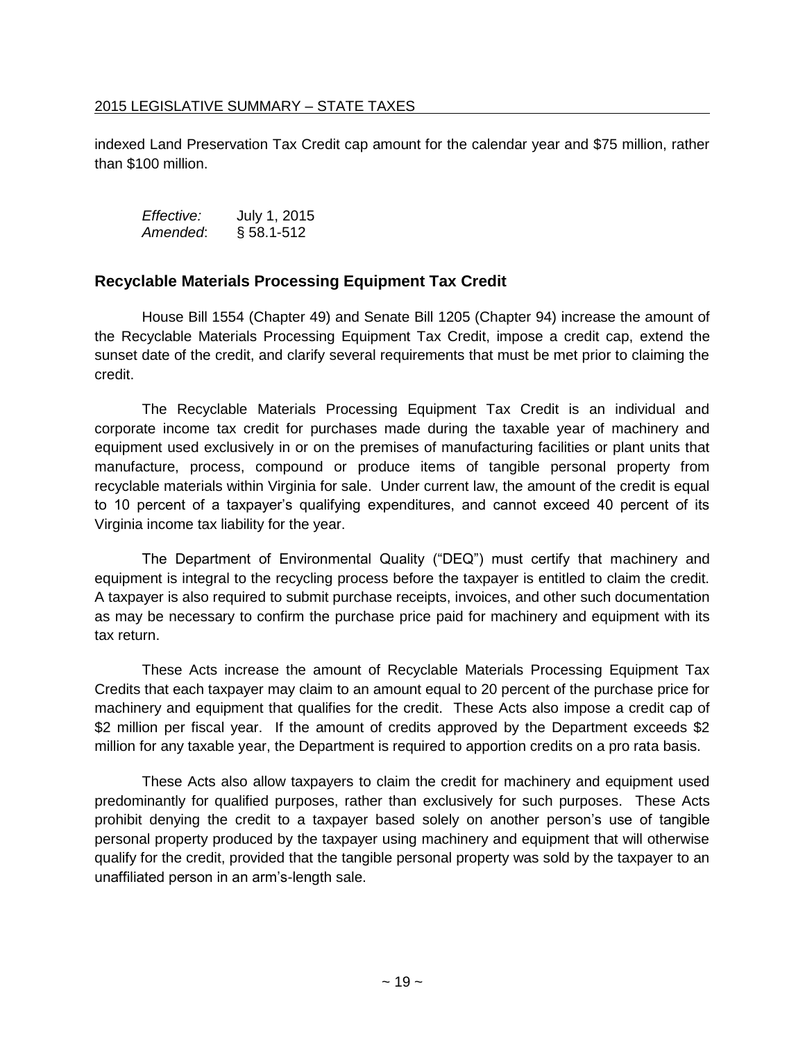indexed Land Preservation Tax Credit cap amount for the calendar year and $75 million, rather than $100 million.

*Effective:* July 1, 2015
*Amended*: § 58.1-512

### Recyclable Materials Processing Equipment Tax Credit

House Bill 1554 (Chapter 49) and Senate Bill 1205 (Chapter 94) increase the amount of the Recyclable Materials Processing Equipment Tax Credit, impose a credit cap, extend the sunset date of the credit, and clarify several requirements that must be met prior to claiming the credit.

The Recyclable Materials Processing Equipment Tax Credit is an individual and corporate income tax credit for purchases made during the taxable year of machinery and equipment used exclusively in or on the premises of manufacturing facilities or plant units that manufacture, process, compound or produce items of tangible personal property from recyclable materials within Virginia for sale. Under current law, the amount of the credit is equal to 10 percent of a taxpayer's qualifying expenditures, and cannot exceed 40 percent of its Virginia income tax liability for the year.

The Department of Environmental Quality ("DEQ") must certify that machinery and equipment is integral to the recycling process before the taxpayer is entitled to claim the credit. A taxpayer is also required to submit purchase receipts, invoices, and other such documentation as may be necessary to confirm the purchase price paid for machinery and equipment with its tax return.

These Acts increase the amount of Recyclable Materials Processing Equipment Tax Credits that each taxpayer may claim to an amount equal to 20 percent of the purchase price for machinery and equipment that qualifies for the credit. These Acts also impose a credit cap of $2 million per fiscal year. If the amount of credits approved by the Department exceeds $2 million for any taxable year, the Department is required to apportion credits on a pro rata basis.

These Acts also allow taxpayers to claim the credit for machinery and equipment used predominantly for qualified purposes, rather than exclusively for such purposes. These Acts prohibit denying the credit to a taxpayer based solely on another person's use of tangible personal property produced by the taxpayer using machinery and equipment that will otherwise qualify for the credit, provided that the tangible personal property was sold by the taxpayer to an unaffiliated person in an arm's-length sale.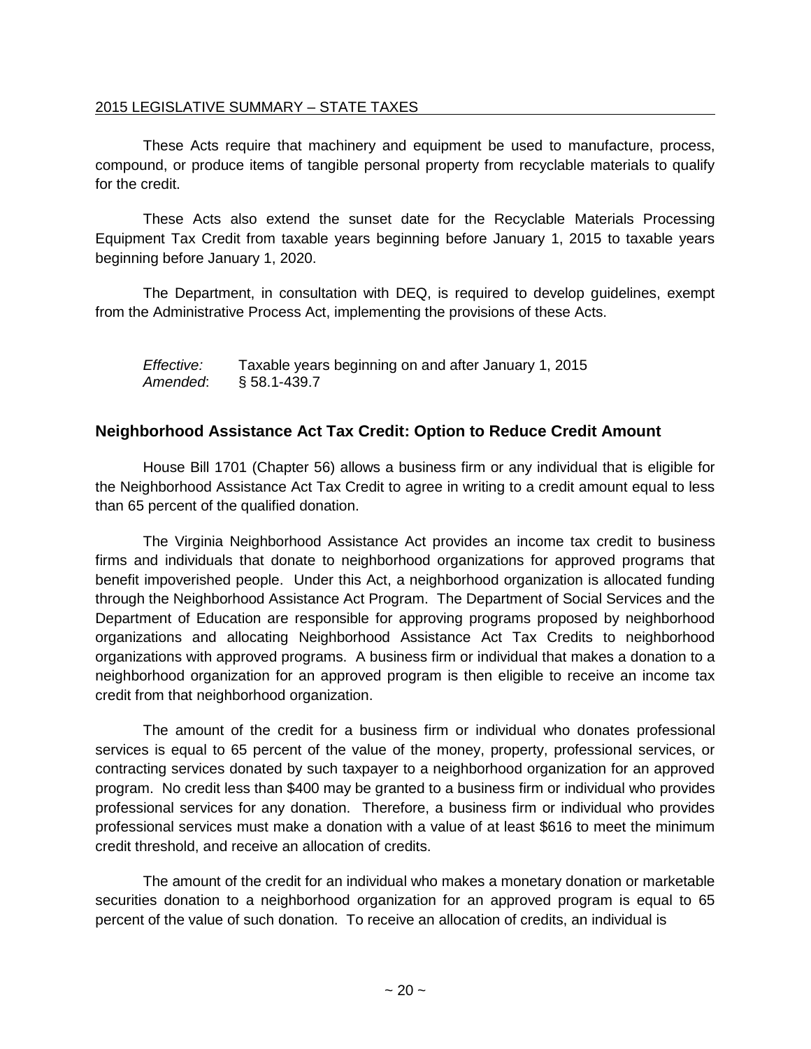These Acts require that machinery and equipment be used to manufacture, process, compound, or produce items of tangible personal property from recyclable materials to qualify for the credit.

These Acts also extend the sunset date for the Recyclable Materials Processing Equipment Tax Credit from taxable years beginning before January 1, 2015 to taxable years beginning before January 1, 2020.

The Department, in consultation with DEQ, is required to develop guidelines, exempt from the Administrative Process Act, implementing the provisions of these Acts.

*Effective:* Taxable years beginning on and after January 1, 2015
*Amended*: § 58.1-439.7

## Neighborhood Assistance Act Tax Credit: Option to Reduce Credit Amount

House Bill 1701 (Chapter 56) allows a business firm or any individual that is eligible for the Neighborhood Assistance Act Tax Credit to agree in writing to a credit amount equal to less than 65 percent of the qualified donation.

The Virginia Neighborhood Assistance Act provides an income tax credit to business firms and individuals that donate to neighborhood organizations for approved programs that benefit impoverished people. Under this Act, a neighborhood organization is allocated funding through the Neighborhood Assistance Act Program. The Department of Social Services and the Department of Education are responsible for approving programs proposed by neighborhood organizations and allocating Neighborhood Assistance Act Tax Credits to neighborhood organizations with approved programs. A business firm or individual that makes a donation to a neighborhood organization for an approved program is then eligible to receive an income tax credit from that neighborhood organization.

The amount of the credit for a business firm or individual who donates professional services is equal to 65 percent of the value of the money, property, professional services, or contracting services donated by such taxpayer to a neighborhood organization for an approved program. No credit less than $400 may be granted to a business firm or individual who provides professional services for any donation. Therefore, a business firm or individual who provides professional services must make a donation with a value of at least $616 to meet the minimum credit threshold, and receive an allocation of credits.

The amount of the credit for an individual who makes a monetary donation or marketable securities donation to a neighborhood organization for an approved program is equal to 65 percent of the value of such donation. To receive an allocation of credits, an individual is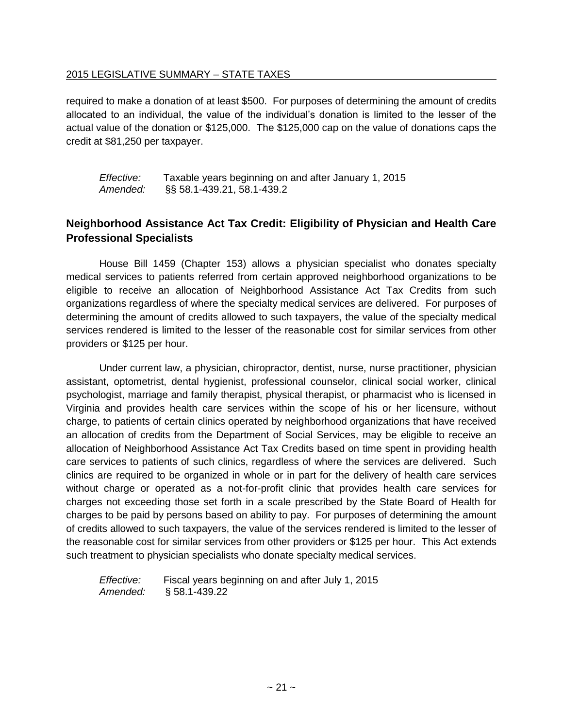required to make a donation of at least $500. For purposes of determining the amount of credits allocated to an individual, the value of the individual's donation is limited to the lesser of the actual value of the donation or $125,000. The $125,000 cap on the value of donations caps the credit at $81,250 per taxpayer.

*Effective:* Taxable years beginning on and after January 1, 2015
*Amended:* §§ 58.1-439.21, 58.1-439.2

## Neighborhood Assistance Act Tax Credit: Eligibility of Physician and Health Care Professional Specialists

House Bill 1459 (Chapter 153) allows a physician specialist who donates specialty medical services to patients referred from certain approved neighborhood organizations to be eligible to receive an allocation of Neighborhood Assistance Act Tax Credits from such organizations regardless of where the specialty medical services are delivered. For purposes of determining the amount of credits allowed to such taxpayers, the value of the specialty medical services rendered is limited to the lesser of the reasonable cost for similar services from other providers or $125 per hour.

Under current law, a physician, chiropractor, dentist, nurse, nurse practitioner, physician assistant, optometrist, dental hygienist, professional counselor, clinical social worker, clinical psychologist, marriage and family therapist, physical therapist, or pharmacist who is licensed in Virginia and provides health care services within the scope of his or her licensure, without charge, to patients of certain clinics operated by neighborhood organizations that have received an allocation of credits from the Department of Social Services, may be eligible to receive an allocation of Neighborhood Assistance Act Tax Credits based on time spent in providing health care services to patients of such clinics, regardless of where the services are delivered. Such clinics are required to be organized in whole or in part for the delivery of health care services without charge or operated as a not-for-profit clinic that provides health care services for charges not exceeding those set forth in a scale prescribed by the State Board of Health for charges to be paid by persons based on ability to pay. For purposes of determining the amount of credits allowed to such taxpayers, the value of the services rendered is limited to the lesser of the reasonable cost for similar services from other providers or $125 per hour. This Act extends such treatment to physician specialists who donate specialty medical services.

*Effective:* Fiscal years beginning on and after July 1, 2015
*Amended:* § 58.1-439.22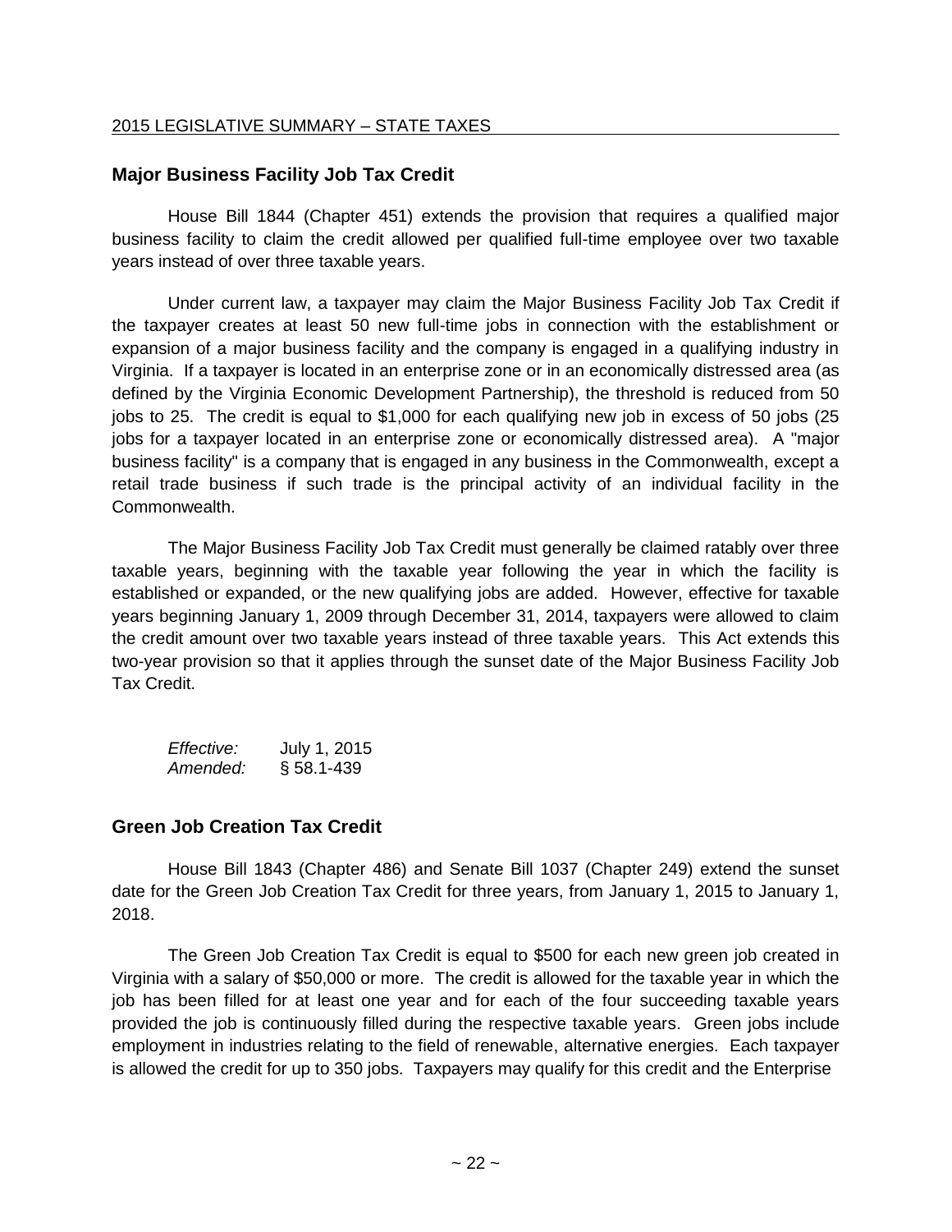## Major Business Facility Job Tax Credit

House Bill 1844 (Chapter 451) extends the provision that requires a qualified major business facility to claim the credit allowed per qualified full-time employee over two taxable years instead of over three taxable years.

Under current law, a taxpayer may claim the Major Business Facility Job Tax Credit if the taxpayer creates at least 50 new full-time jobs in connection with the establishment or expansion of a major business facility and the company is engaged in a qualifying industry in Virginia. If a taxpayer is located in an enterprise zone or in an economically distressed area (as defined by the Virginia Economic Development Partnership), the threshold is reduced from 50 jobs to 25. The credit is equal to $1,000 for each qualifying new job in excess of 50 jobs (25 jobs for a taxpayer located in an enterprise zone or economically distressed area). A "major business facility" is a company that is engaged in any business in the Commonwealth, except a retail trade business if such trade is the principal activity of an individual facility in the Commonwealth.

The Major Business Facility Job Tax Credit must generally be claimed ratably over three taxable years, beginning with the taxable year following the year in which the facility is established or expanded, or the new qualifying jobs are added. However, effective for taxable years beginning January 1, 2009 through December 31, 2014, taxpayers were allowed to claim the credit amount over two taxable years instead of three taxable years. This Act extends this two-year provision so that it applies through the sunset date of the Major Business Facility Job Tax Credit.

*Effective:* July 1, 2015
*Amended:* § 58.1-439

## Green Job Creation Tax Credit

House Bill 1843 (Chapter 486) and Senate Bill 1037 (Chapter 249) extend the sunset date for the Green Job Creation Tax Credit for three years, from January 1, 2015 to January 1, 2018.

The Green Job Creation Tax Credit is equal to $500 for each new green job created in Virginia with a salary of $50,000 or more. The credit is allowed for the taxable year in which the job has been filled for at least one year and for each of the four succeeding taxable years provided the job is continuously filled during the respective taxable years. Green jobs include employment in industries relating to the field of renewable, alternative energies. Each taxpayer is allowed the credit for up to 350 jobs. Taxpayers may qualify for this credit and the Enterprise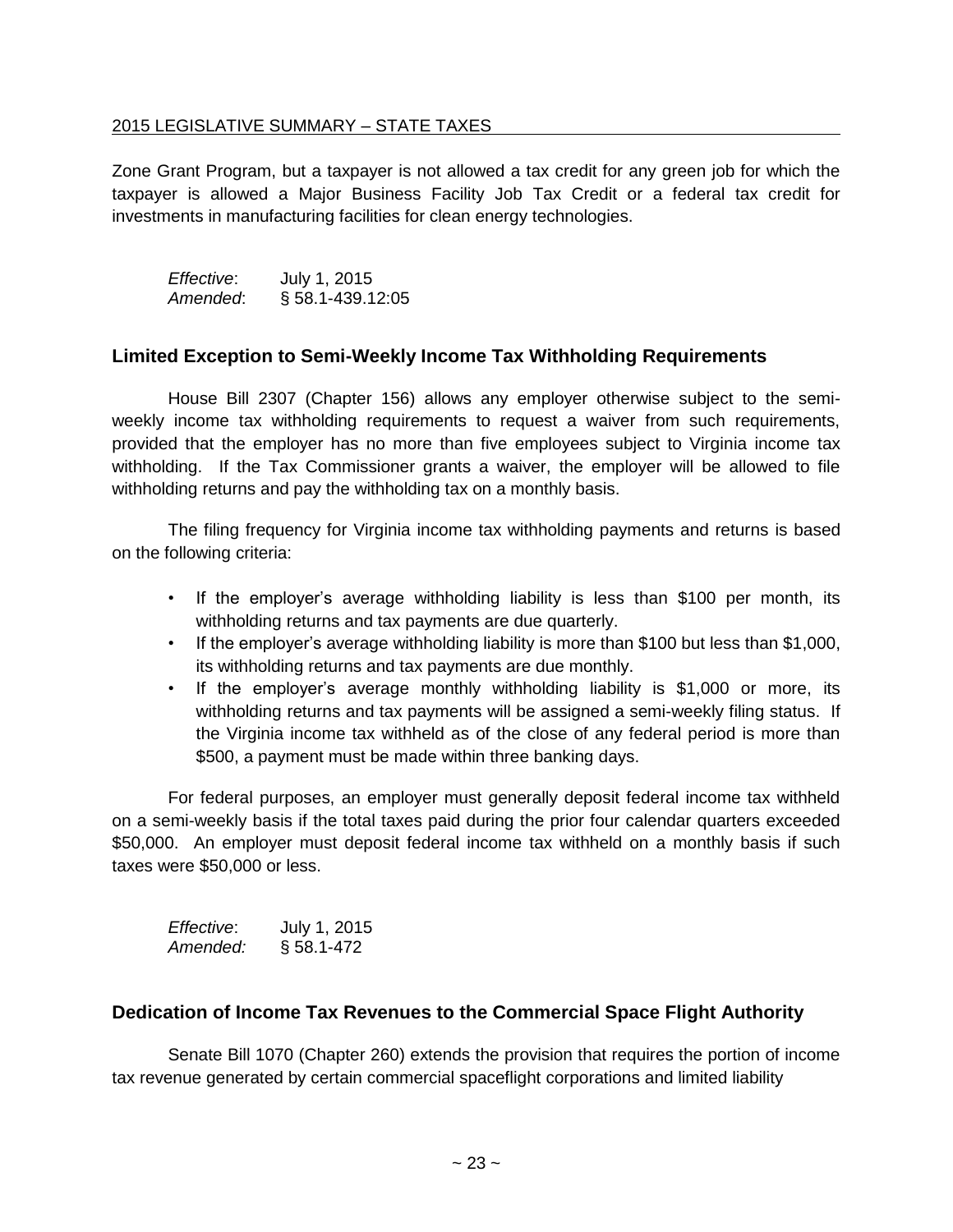Zone Grant Program, but a taxpayer is not allowed a tax credit for any green job for which the taxpayer is allowed a Major Business Facility Job Tax Credit or a federal tax credit for investments in manufacturing facilities for clean energy technologies.

| | |
|---|---|
| *Effective*: | July 1, 2015 |
| *Amended*: | § 58.1-439.12:05 |

### Limited Exception to Semi-Weekly Income Tax Withholding Requirements

House Bill 2307 (Chapter 156) allows any employer otherwise subject to the semi-weekly income tax withholding requirements to request a waiver from such requirements, provided that the employer has no more than five employees subject to Virginia income tax withholding. If the Tax Commissioner grants a waiver, the employer will be allowed to file withholding returns and pay the withholding tax on a monthly basis.

The filing frequency for Virginia income tax withholding payments and returns is based on the following criteria:

- If the employer's average withholding liability is less than $100 per month, its withholding returns and tax payments are due quarterly.
- If the employer's average withholding liability is more than $100 but less than $1,000, its withholding returns and tax payments are due monthly.
- If the employer's average monthly withholding liability is $1,000 or more, its withholding returns and tax payments will be assigned a semi-weekly filing status. If the Virginia income tax withheld as of the close of any federal period is more than $500, a payment must be made within three banking days.

For federal purposes, an employer must generally deposit federal income tax withheld on a semi-weekly basis if the total taxes paid during the prior four calendar quarters exceeded $50,000. An employer must deposit federal income tax withheld on a monthly basis if such taxes were $50,000 or less.

| | |
|---|---|
| *Effective*: | July 1, 2015 |
| *Amended:* | § 58.1-472 |

### Dedication of Income Tax Revenues to the Commercial Space Flight Authority

Senate Bill 1070 (Chapter 260) extends the provision that requires the portion of income tax revenue generated by certain commercial spaceflight corporations and limited liability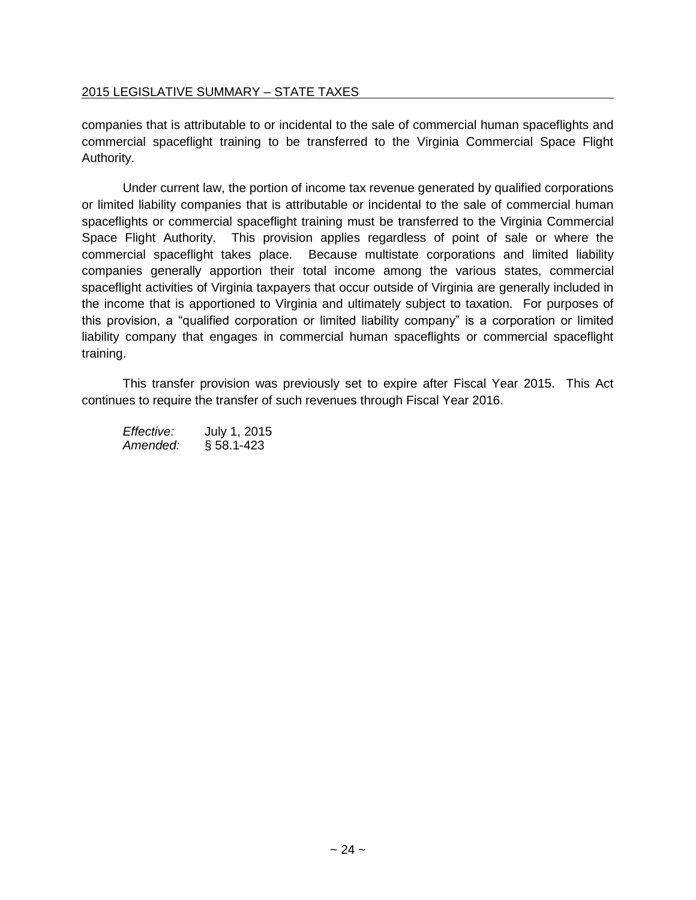companies that is attributable to or incidental to the sale of commercial human spaceflights and commercial spaceflight training to be transferred to the Virginia Commercial Space Flight Authority.

Under current law, the portion of income tax revenue generated by qualified corporations or limited liability companies that is attributable or incidental to the sale of commercial human spaceflights or commercial spaceflight training must be transferred to the Virginia Commercial Space Flight Authority. This provision applies regardless of point of sale or where the commercial spaceflight takes place. Because multistate corporations and limited liability companies generally apportion their total income among the various states, commercial spaceflight activities of Virginia taxpayers that occur outside of Virginia are generally included in the income that is apportioned to Virginia and ultimately subject to taxation. For purposes of this provision, a "qualified corporation or limited liability company" is a corporation or limited liability company that engages in commercial human spaceflights or commercial spaceflight training.

This transfer provision was previously set to expire after Fiscal Year 2015. This Act continues to require the transfer of such revenues through Fiscal Year 2016.

*Effective:* July 1, 2015
*Amended:* § 58.1-423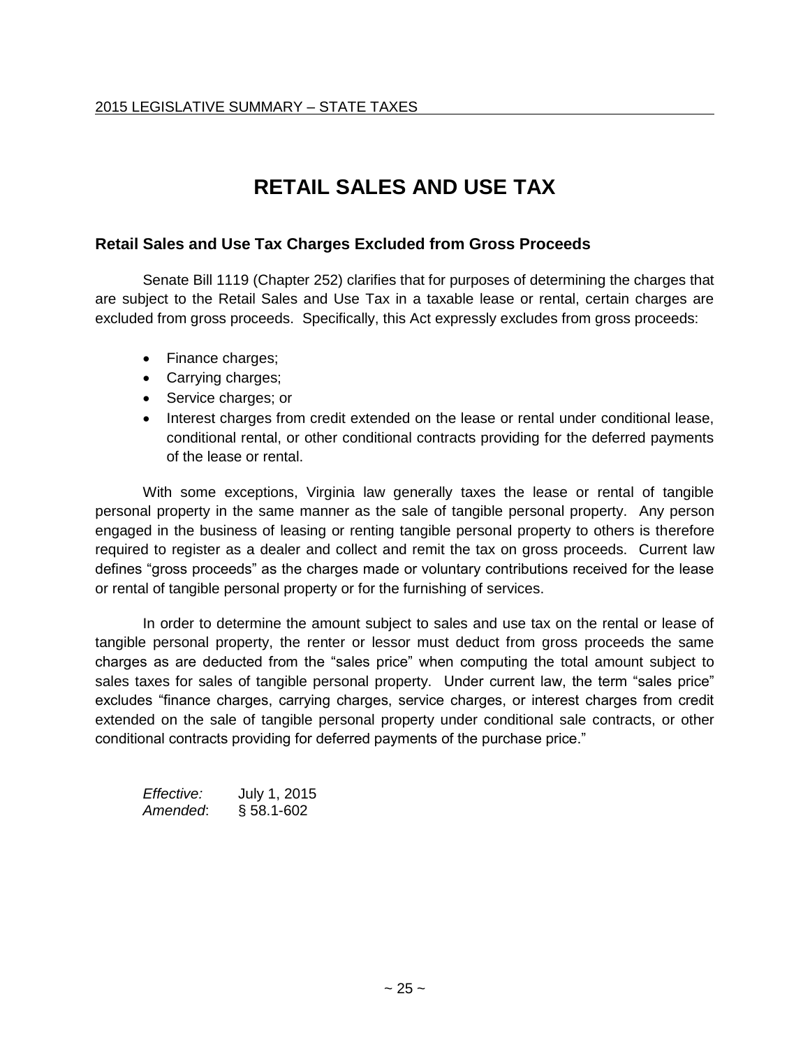# RETAIL SALES AND USE TAX

## Retail Sales and Use Tax Charges Excluded from Gross Proceeds

Senate Bill 1119 (Chapter 252) clarifies that for purposes of determining the charges that are subject to the Retail Sales and Use Tax in a taxable lease or rental, certain charges are excluded from gross proceeds. Specifically, this Act expressly excludes from gross proceeds:

- Finance charges;
- Carrying charges;
- Service charges; or
- Interest charges from credit extended on the lease or rental under conditional lease, conditional rental, or other conditional contracts providing for the deferred payments of the lease or rental.

With some exceptions, Virginia law generally taxes the lease or rental of tangible personal property in the same manner as the sale of tangible personal property. Any person engaged in the business of leasing or renting tangible personal property to others is therefore required to register as a dealer and collect and remit the tax on gross proceeds. Current law defines "gross proceeds" as the charges made or voluntary contributions received for the lease or rental of tangible personal property or for the furnishing of services.

In order to determine the amount subject to sales and use tax on the rental or lease of tangible personal property, the renter or lessor must deduct from gross proceeds the same charges as are deducted from the "sales price" when computing the total amount subject to sales taxes for sales of tangible personal property. Under current law, the term "sales price" excludes "finance charges, carrying charges, service charges, or interest charges from credit extended on the sale of tangible personal property under conditional sale contracts, or other conditional contracts providing for deferred payments of the purchase price."

*Effective:* July 1, 2015
*Amended*: § 58.1-602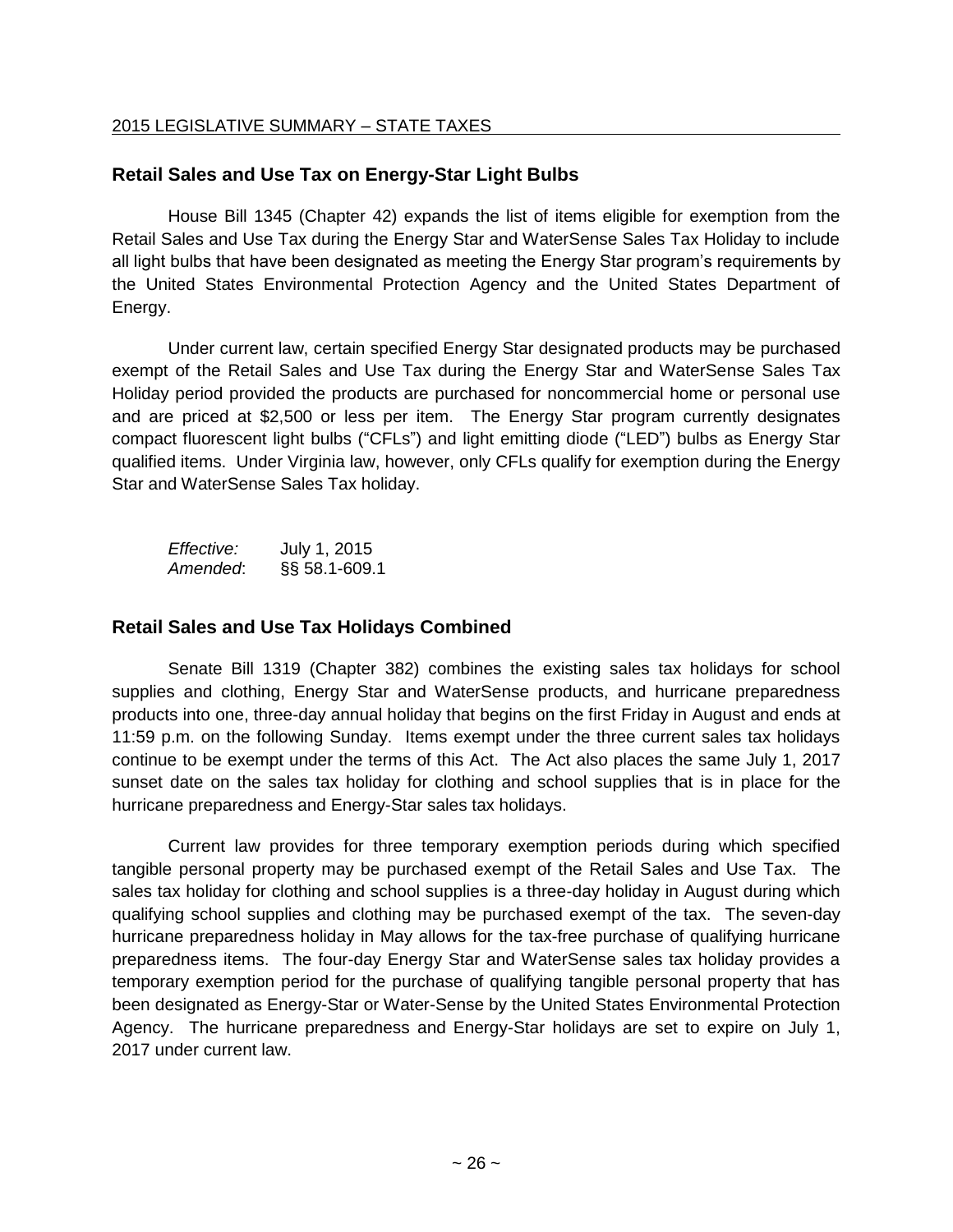## Retail Sales and Use Tax on Energy-Star Light Bulbs

House Bill 1345 (Chapter 42) expands the list of items eligible for exemption from the Retail Sales and Use Tax during the Energy Star and WaterSense Sales Tax Holiday to include all light bulbs that have been designated as meeting the Energy Star program's requirements by the United States Environmental Protection Agency and the United States Department of Energy.

Under current law, certain specified Energy Star designated products may be purchased exempt of the Retail Sales and Use Tax during the Energy Star and WaterSense Sales Tax Holiday period provided the products are purchased for noncommercial home or personal use and are priced at $2,500 or less per item. The Energy Star program currently designates compact fluorescent light bulbs ("CFLs") and light emitting diode ("LED") bulbs as Energy Star qualified items. Under Virginia law, however, only CFLs qualify for exemption during the Energy Star and WaterSense Sales Tax holiday.

*Effective:* July 1, 2015
*Amended*: §§ 58.1-609.1

## Retail Sales and Use Tax Holidays Combined

Senate Bill 1319 (Chapter 382) combines the existing sales tax holidays for school supplies and clothing, Energy Star and WaterSense products, and hurricane preparedness products into one, three-day annual holiday that begins on the first Friday in August and ends at 11:59 p.m. on the following Sunday. Items exempt under the three current sales tax holidays continue to be exempt under the terms of this Act. The Act also places the same July 1, 2017 sunset date on the sales tax holiday for clothing and school supplies that is in place for the hurricane preparedness and Energy-Star sales tax holidays.

Current law provides for three temporary exemption periods during which specified tangible personal property may be purchased exempt of the Retail Sales and Use Tax. The sales tax holiday for clothing and school supplies is a three-day holiday in August during which qualifying school supplies and clothing may be purchased exempt of the tax. The seven-day hurricane preparedness holiday in May allows for the tax-free purchase of qualifying hurricane preparedness items. The four-day Energy Star and WaterSense sales tax holiday provides a temporary exemption period for the purchase of qualifying tangible personal property that has been designated as Energy-Star or Water-Sense by the United States Environmental Protection Agency. The hurricane preparedness and Energy-Star holidays are set to expire on July 1, 2017 under current law.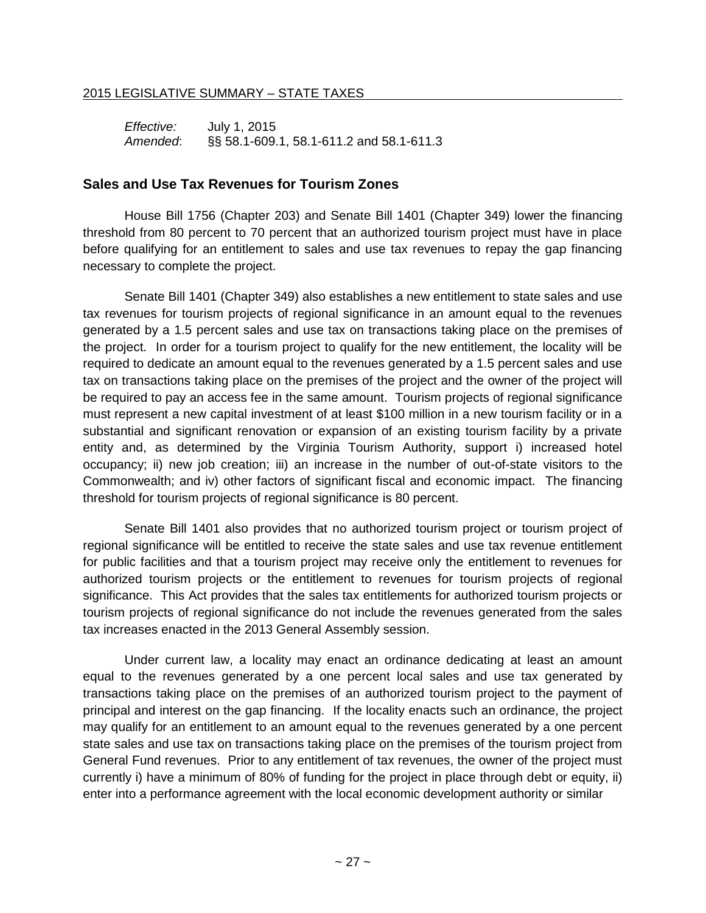*Effective:* July 1, 2015
*Amended*: §§ 58.1-609.1, 58.1-611.2 and 58.1-611.3

## Sales and Use Tax Revenues for Tourism Zones

House Bill 1756 (Chapter 203) and Senate Bill 1401 (Chapter 349) lower the financing threshold from 80 percent to 70 percent that an authorized tourism project must have in place before qualifying for an entitlement to sales and use tax revenues to repay the gap financing necessary to complete the project.

Senate Bill 1401 (Chapter 349) also establishes a new entitlement to state sales and use tax revenues for tourism projects of regional significance in an amount equal to the revenues generated by a 1.5 percent sales and use tax on transactions taking place on the premises of the project. In order for a tourism project to qualify for the new entitlement, the locality will be required to dedicate an amount equal to the revenues generated by a 1.5 percent sales and use tax on transactions taking place on the premises of the project and the owner of the project will be required to pay an access fee in the same amount. Tourism projects of regional significance must represent a new capital investment of at least $100 million in a new tourism facility or in a substantial and significant renovation or expansion of an existing tourism facility by a private entity and, as determined by the Virginia Tourism Authority, support i) increased hotel occupancy; ii) new job creation; iii) an increase in the number of out-of-state visitors to the Commonwealth; and iv) other factors of significant fiscal and economic impact. The financing threshold for tourism projects of regional significance is 80 percent.

Senate Bill 1401 also provides that no authorized tourism project or tourism project of regional significance will be entitled to receive the state sales and use tax revenue entitlement for public facilities and that a tourism project may receive only the entitlement to revenues for authorized tourism projects or the entitlement to revenues for tourism projects of regional significance. This Act provides that the sales tax entitlements for authorized tourism projects or tourism projects of regional significance do not include the revenues generated from the sales tax increases enacted in the 2013 General Assembly session.

Under current law, a locality may enact an ordinance dedicating at least an amount equal to the revenues generated by a one percent local sales and use tax generated by transactions taking place on the premises of an authorized tourism project to the payment of principal and interest on the gap financing. If the locality enacts such an ordinance, the project may qualify for an entitlement to an amount equal to the revenues generated by a one percent state sales and use tax on transactions taking place on the premises of the tourism project from General Fund revenues. Prior to any entitlement of tax revenues, the owner of the project must currently i) have a minimum of 80% of funding for the project in place through debt or equity, ii) enter into a performance agreement with the local economic development authority or similar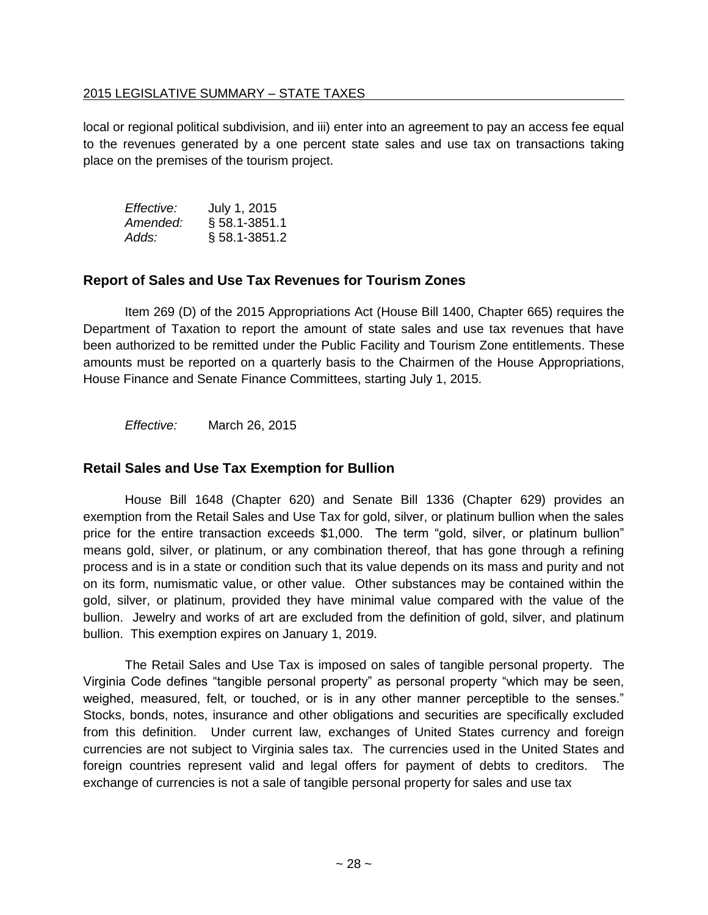local or regional political subdivision, and iii) enter into an agreement to pay an access fee equal to the revenues generated by a one percent state sales and use tax on transactions taking place on the premises of the tourism project.

| | |
|---|---|
| *Effective:* | July 1, 2015 |
| *Amended:* | § 58.1-3851.1 |
| *Adds:* | § 58.1-3851.2 |

## Report of Sales and Use Tax Revenues for Tourism Zones

Item 269 (D) of the 2015 Appropriations Act (House Bill 1400, Chapter 665) requires the Department of Taxation to report the amount of state sales and use tax revenues that have been authorized to be remitted under the Public Facility and Tourism Zone entitlements. These amounts must be reported on a quarterly basis to the Chairmen of the House Appropriations, House Finance and Senate Finance Committees, starting July 1, 2015.

*Effective:* March 26, 2015

## Retail Sales and Use Tax Exemption for Bullion

House Bill 1648 (Chapter 620) and Senate Bill 1336 (Chapter 629) provides an exemption from the Retail Sales and Use Tax for gold, silver, or platinum bullion when the sales price for the entire transaction exceeds $1,000. The term "gold, silver, or platinum bullion" means gold, silver, or platinum, or any combination thereof, that has gone through a refining process and is in a state or condition such that its value depends on its mass and purity and not on its form, numismatic value, or other value. Other substances may be contained within the gold, silver, or platinum, provided they have minimal value compared with the value of the bullion. Jewelry and works of art are excluded from the definition of gold, silver, and platinum bullion. This exemption expires on January 1, 2019.

The Retail Sales and Use Tax is imposed on sales of tangible personal property. The Virginia Code defines "tangible personal property" as personal property "which may be seen, weighed, measured, felt, or touched, or is in any other manner perceptible to the senses." Stocks, bonds, notes, insurance and other obligations and securities are specifically excluded from this definition. Under current law, exchanges of United States currency and foreign currencies are not subject to Virginia sales tax. The currencies used in the United States and foreign countries represent valid and legal offers for payment of debts to creditors. The exchange of currencies is not a sale of tangible personal property for sales and use tax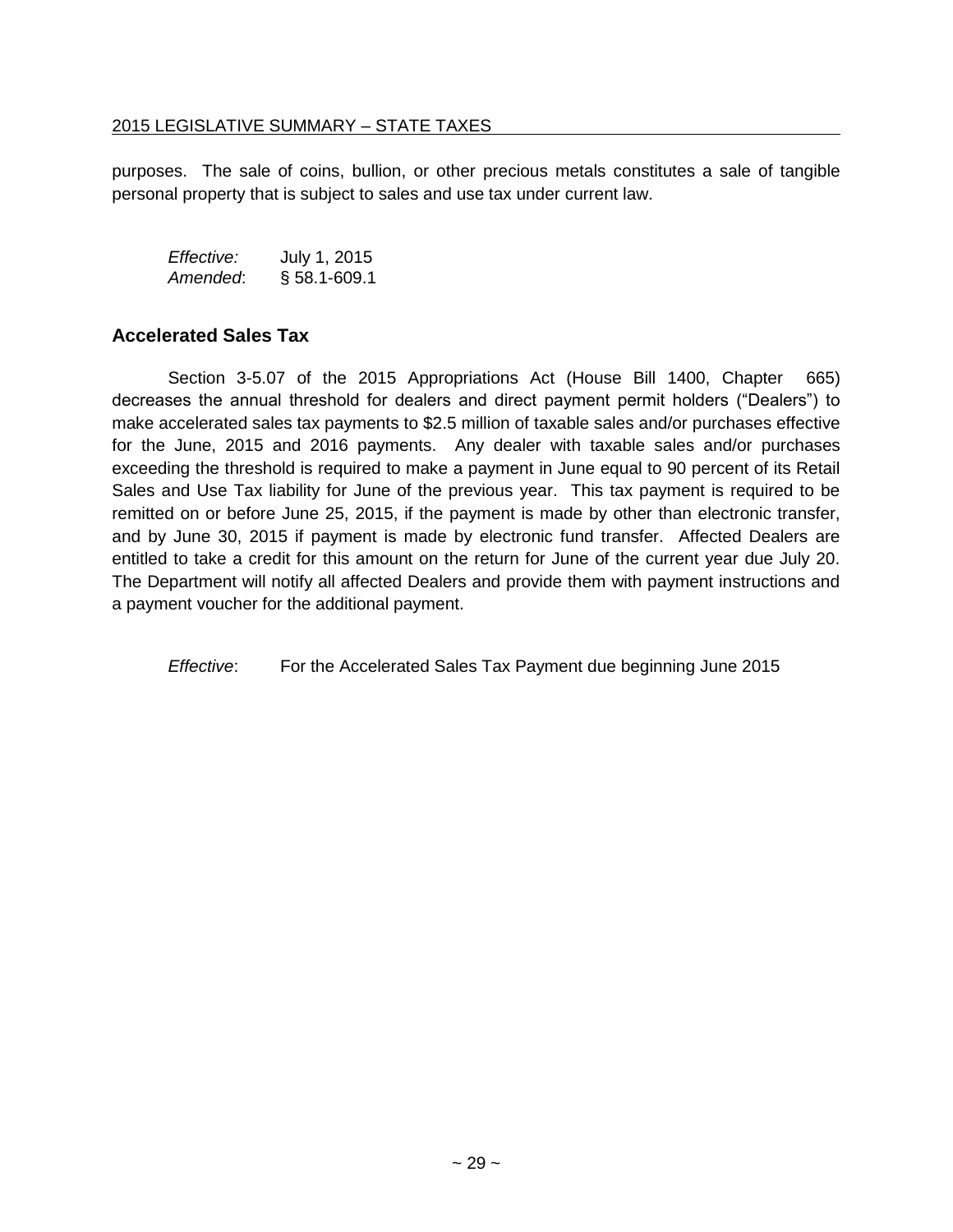purposes. The sale of coins, bullion, or other precious metals constitutes a sale of tangible personal property that is subject to sales and use tax under current law.

*Effective:* July 1, 2015
*Amended*: § 58.1-609.1

## Accelerated Sales Tax

Section 3-5.07 of the 2015 Appropriations Act (House Bill 1400, Chapter 665) decreases the annual threshold for dealers and direct payment permit holders ("Dealers") to make accelerated sales tax payments to $2.5 million of taxable sales and/or purchases effective for the June, 2015 and 2016 payments. Any dealer with taxable sales and/or purchases exceeding the threshold is required to make a payment in June equal to 90 percent of its Retail Sales and Use Tax liability for June of the previous year. This tax payment is required to be remitted on or before June 25, 2015, if the payment is made by other than electronic transfer, and by June 30, 2015 if payment is made by electronic fund transfer. Affected Dealers are entitled to take a credit for this amount on the return for June of the current year due July 20. The Department will notify all affected Dealers and provide them with payment instructions and a payment voucher for the additional payment.

*Effective*: For the Accelerated Sales Tax Payment due beginning June 2015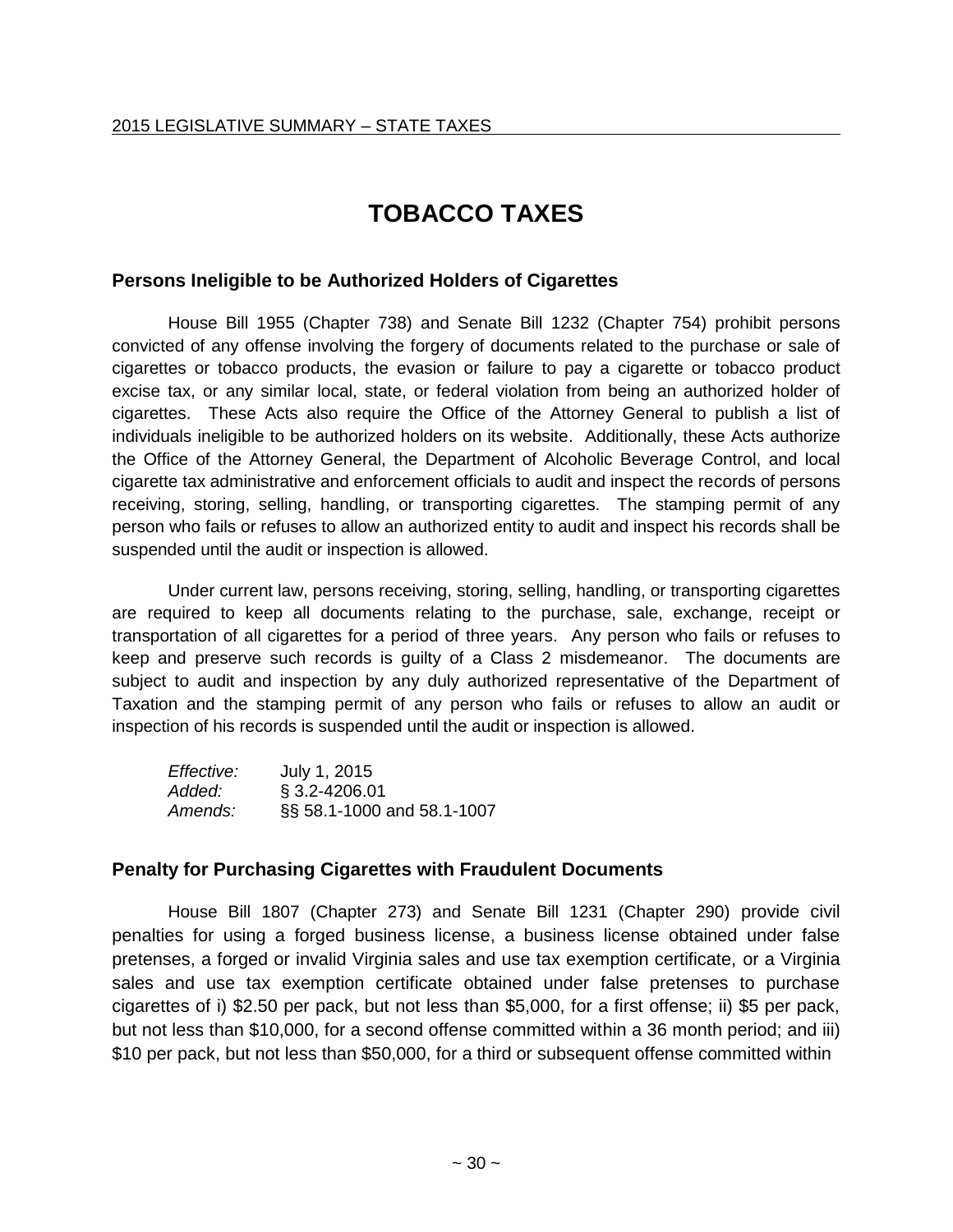# TOBACCO TAXES

## Persons Ineligible to be Authorized Holders of Cigarettes

House Bill 1955 (Chapter 738) and Senate Bill 1232 (Chapter 754) prohibit persons convicted of any offense involving the forgery of documents related to the purchase or sale of cigarettes or tobacco products, the evasion or failure to pay a cigarette or tobacco product excise tax, or any similar local, state, or federal violation from being an authorized holder of cigarettes. These Acts also require the Office of the Attorney General to publish a list of individuals ineligible to be authorized holders on its website. Additionally, these Acts authorize the Office of the Attorney General, the Department of Alcoholic Beverage Control, and local cigarette tax administrative and enforcement officials to audit and inspect the records of persons receiving, storing, selling, handling, or transporting cigarettes. The stamping permit of any person who fails or refuses to allow an authorized entity to audit and inspect his records shall be suspended until the audit or inspection is allowed.

Under current law, persons receiving, storing, selling, handling, or transporting cigarettes are required to keep all documents relating to the purchase, sale, exchange, receipt or transportation of all cigarettes for a period of three years. Any person who fails or refuses to keep and preserve such records is guilty of a Class 2 misdemeanor. The documents are subject to audit and inspection by any duly authorized representative of the Department of Taxation and the stamping permit of any person who fails or refuses to allow an audit or inspection of his records is suspended until the audit or inspection is allowed.

| | |
|---|---|
| *Effective:* | July 1, 2015 |
| *Added:* | § 3.2-4206.01 |
| *Amends:* | §§ 58.1-1000 and 58.1-1007 |

## Penalty for Purchasing Cigarettes with Fraudulent Documents

House Bill 1807 (Chapter 273) and Senate Bill 1231 (Chapter 290) provide civil penalties for using a forged business license, a business license obtained under false pretenses, a forged or invalid Virginia sales and use tax exemption certificate, or a Virginia sales and use tax exemption certificate obtained under false pretenses to purchase cigarettes of i) \$2.50 per pack, but not less than \$5,000, for a first offense; ii) \$5 per pack, but not less than \$10,000, for a second offense committed within a 36 month period; and iii) \$10 per pack, but not less than \$50,000, for a third or subsequent offense committed within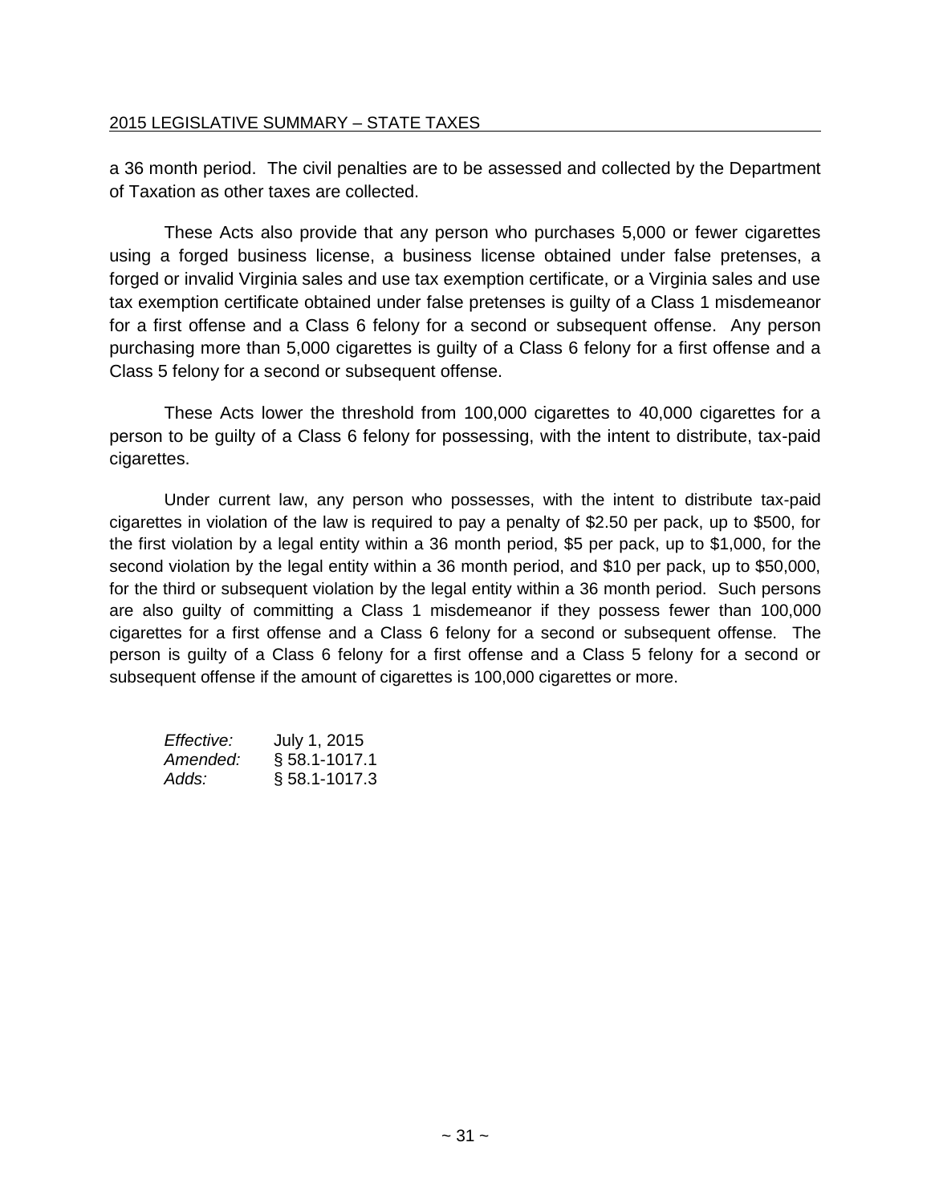a 36 month period. The civil penalties are to be assessed and collected by the Department of Taxation as other taxes are collected.

These Acts also provide that any person who purchases 5,000 or fewer cigarettes using a forged business license, a business license obtained under false pretenses, a forged or invalid Virginia sales and use tax exemption certificate, or a Virginia sales and use tax exemption certificate obtained under false pretenses is guilty of a Class 1 misdemeanor for a first offense and a Class 6 felony for a second or subsequent offense. Any person purchasing more than 5,000 cigarettes is guilty of a Class 6 felony for a first offense and a Class 5 felony for a second or subsequent offense.

These Acts lower the threshold from 100,000 cigarettes to 40,000 cigarettes for a person to be guilty of a Class 6 felony for possessing, with the intent to distribute, tax-paid cigarettes.

Under current law, any person who possesses, with the intent to distribute tax-paid cigarettes in violation of the law is required to pay a penalty of $2.50 per pack, up to $500, for the first violation by a legal entity within a 36 month period, $5 per pack, up to $1,000, for the second violation by the legal entity within a 36 month period, and $10 per pack, up to $50,000, for the third or subsequent violation by the legal entity within a 36 month period. Such persons are also guilty of committing a Class 1 misdemeanor if they possess fewer than 100,000 cigarettes for a first offense and a Class 6 felony for a second or subsequent offense. The person is guilty of a Class 6 felony for a first offense and a Class 5 felony for a second or subsequent offense if the amount of cigarettes is 100,000 cigarettes or more.

| | |
|---|---|
| *Effective:* | July 1, 2015 |
| *Amended:* | § 58.1-1017.1 |
| *Adds:* | § 58.1-1017.3 |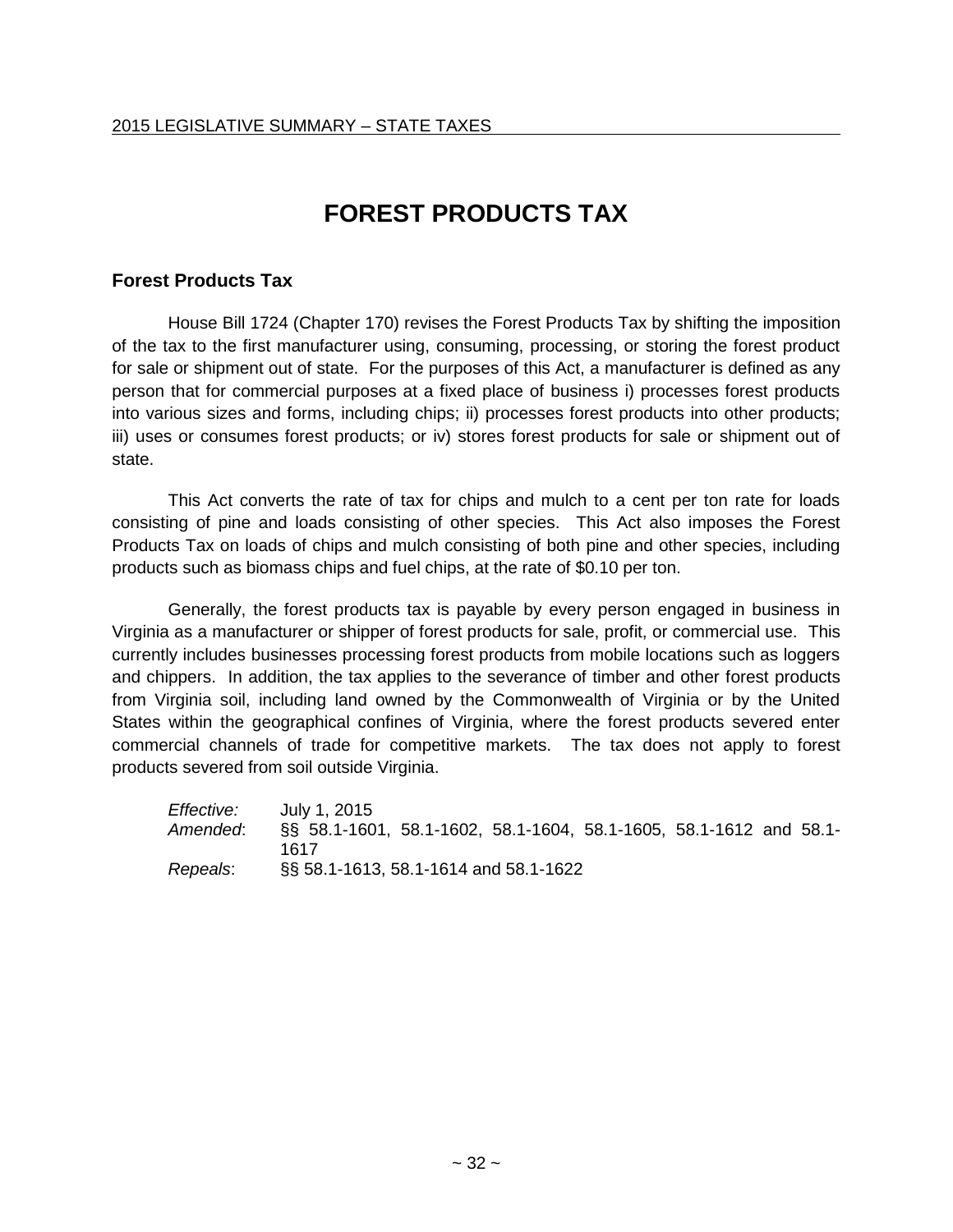# FOREST PRODUCTS TAX

## Forest Products Tax

House Bill 1724 (Chapter 170) revises the Forest Products Tax by shifting the imposition of the tax to the first manufacturer using, consuming, processing, or storing the forest product for sale or shipment out of state. For the purposes of this Act, a manufacturer is defined as any person that for commercial purposes at a fixed place of business i) processes forest products into various sizes and forms, including chips; ii) processes forest products into other products; iii) uses or consumes forest products; or iv) stores forest products for sale or shipment out of state.

This Act converts the rate of tax for chips and mulch to a cent per ton rate for loads consisting of pine and loads consisting of other species. This Act also imposes the Forest Products Tax on loads of chips and mulch consisting of both pine and other species, including products such as biomass chips and fuel chips, at the rate of $0.10 per ton.

Generally, the forest products tax is payable by every person engaged in business in Virginia as a manufacturer or shipper of forest products for sale, profit, or commercial use. This currently includes businesses processing forest products from mobile locations such as loggers and chippers. In addition, the tax applies to the severance of timber and other forest products from Virginia soil, including land owned by the Commonwealth of Virginia or by the United States within the geographical confines of Virginia, where the forest products severed enter commercial channels of trade for competitive markets. The tax does not apply to forest products severed from soil outside Virginia.

*Effective:* July 1, 2015
*Amended*: §§ 58.1-1601, 58.1-1602, 58.1-1604, 58.1-1605, 58.1-1612 and 58.1-1617
*Repeals*: §§ 58.1-1613, 58.1-1614 and 58.1-1622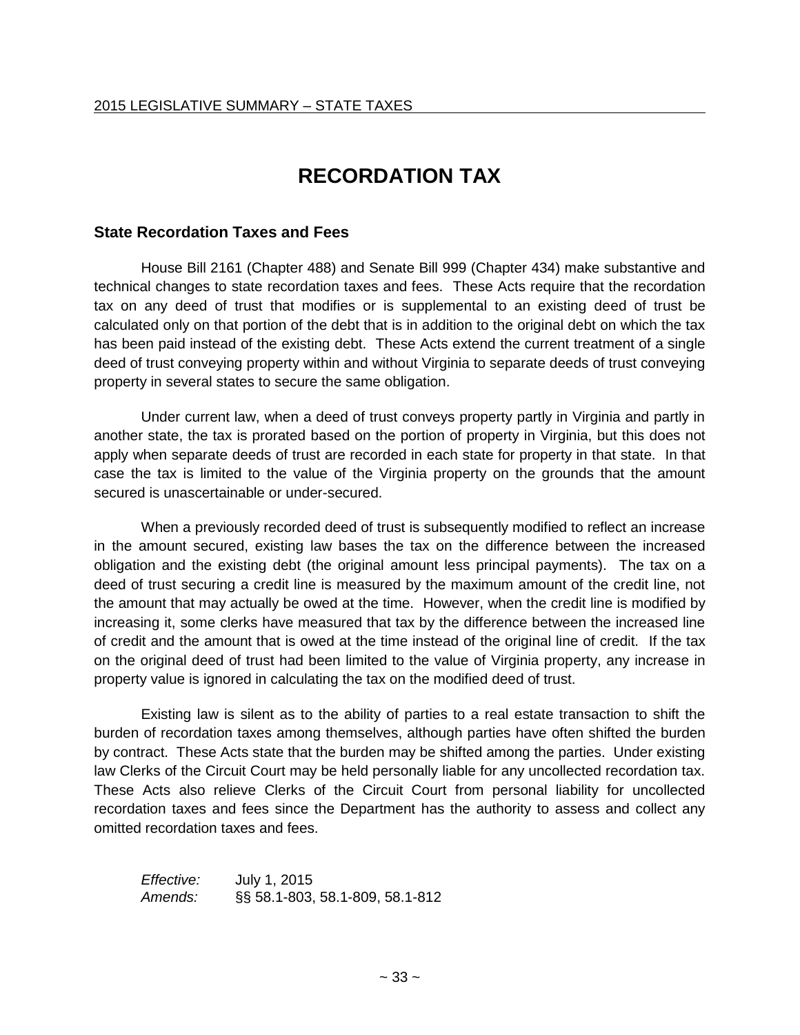# RECORDATION TAX

## State Recordation Taxes and Fees

House Bill 2161 (Chapter 488) and Senate Bill 999 (Chapter 434) make substantive and technical changes to state recordation taxes and fees. These Acts require that the recordation tax on any deed of trust that modifies or is supplemental to an existing deed of trust be calculated only on that portion of the debt that is in addition to the original debt on which the tax has been paid instead of the existing debt. These Acts extend the current treatment of a single deed of trust conveying property within and without Virginia to separate deeds of trust conveying property in several states to secure the same obligation.

Under current law, when a deed of trust conveys property partly in Virginia and partly in another state, the tax is prorated based on the portion of property in Virginia, but this does not apply when separate deeds of trust are recorded in each state for property in that state. In that case the tax is limited to the value of the Virginia property on the grounds that the amount secured is unascertainable or under-secured.

When a previously recorded deed of trust is subsequently modified to reflect an increase in the amount secured, existing law bases the tax on the difference between the increased obligation and the existing debt (the original amount less principal payments). The tax on a deed of trust securing a credit line is measured by the maximum amount of the credit line, not the amount that may actually be owed at the time. However, when the credit line is modified by increasing it, some clerks have measured that tax by the difference between the increased line of credit and the amount that is owed at the time instead of the original line of credit. If the tax on the original deed of trust had been limited to the value of Virginia property, any increase in property value is ignored in calculating the tax on the modified deed of trust.

Existing law is silent as to the ability of parties to a real estate transaction to shift the burden of recordation taxes among themselves, although parties have often shifted the burden by contract. These Acts state that the burden may be shifted among the parties. Under existing law Clerks of the Circuit Court may be held personally liable for any uncollected recordation tax. These Acts also relieve Clerks of the Circuit Court from personal liability for uncollected recordation taxes and fees since the Department has the authority to assess and collect any omitted recordation taxes and fees.

*Effective:* July 1, 2015
*Amends:* §§ 58.1-803, 58.1-809, 58.1-812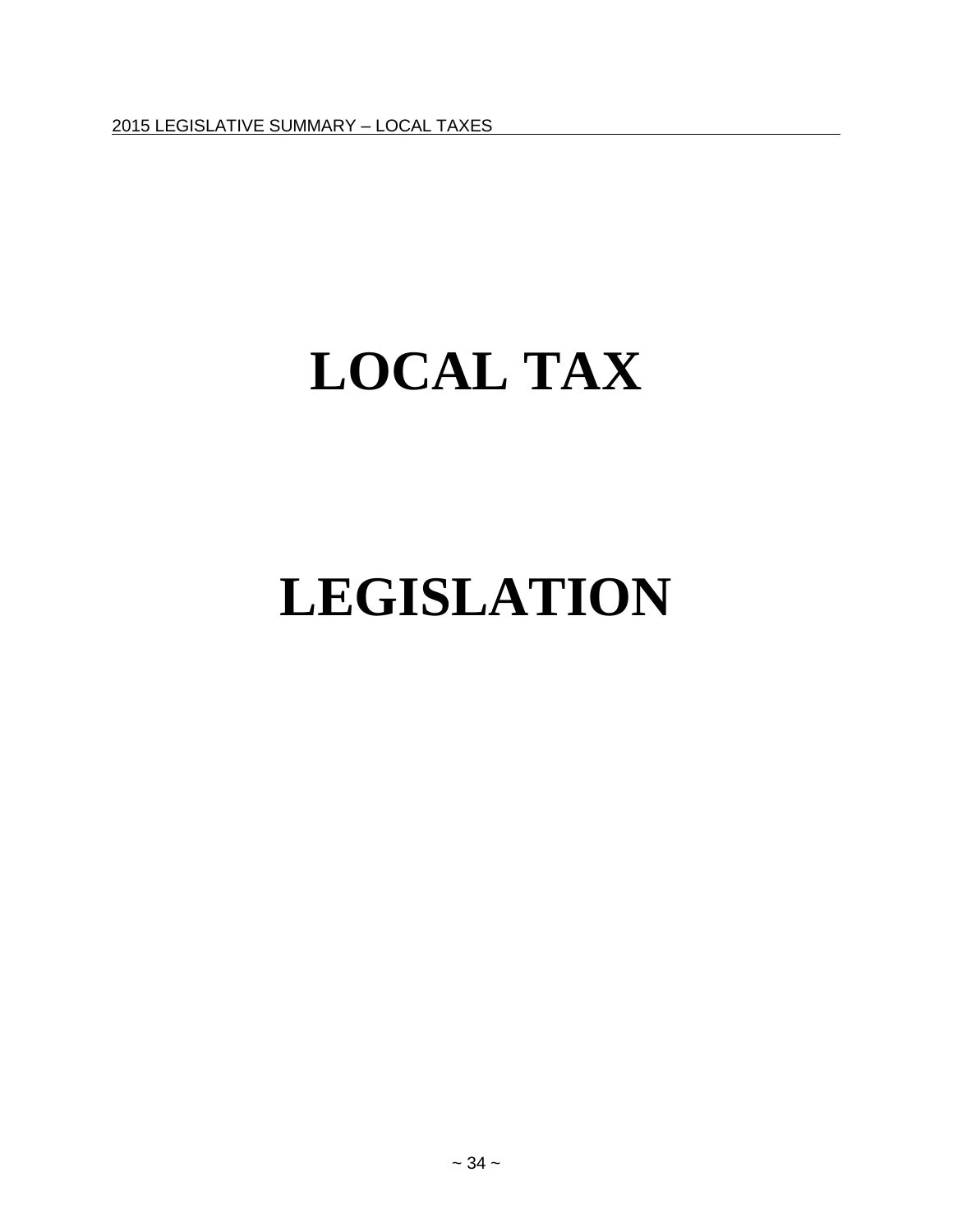# LOCAL TAX

# LEGISLATION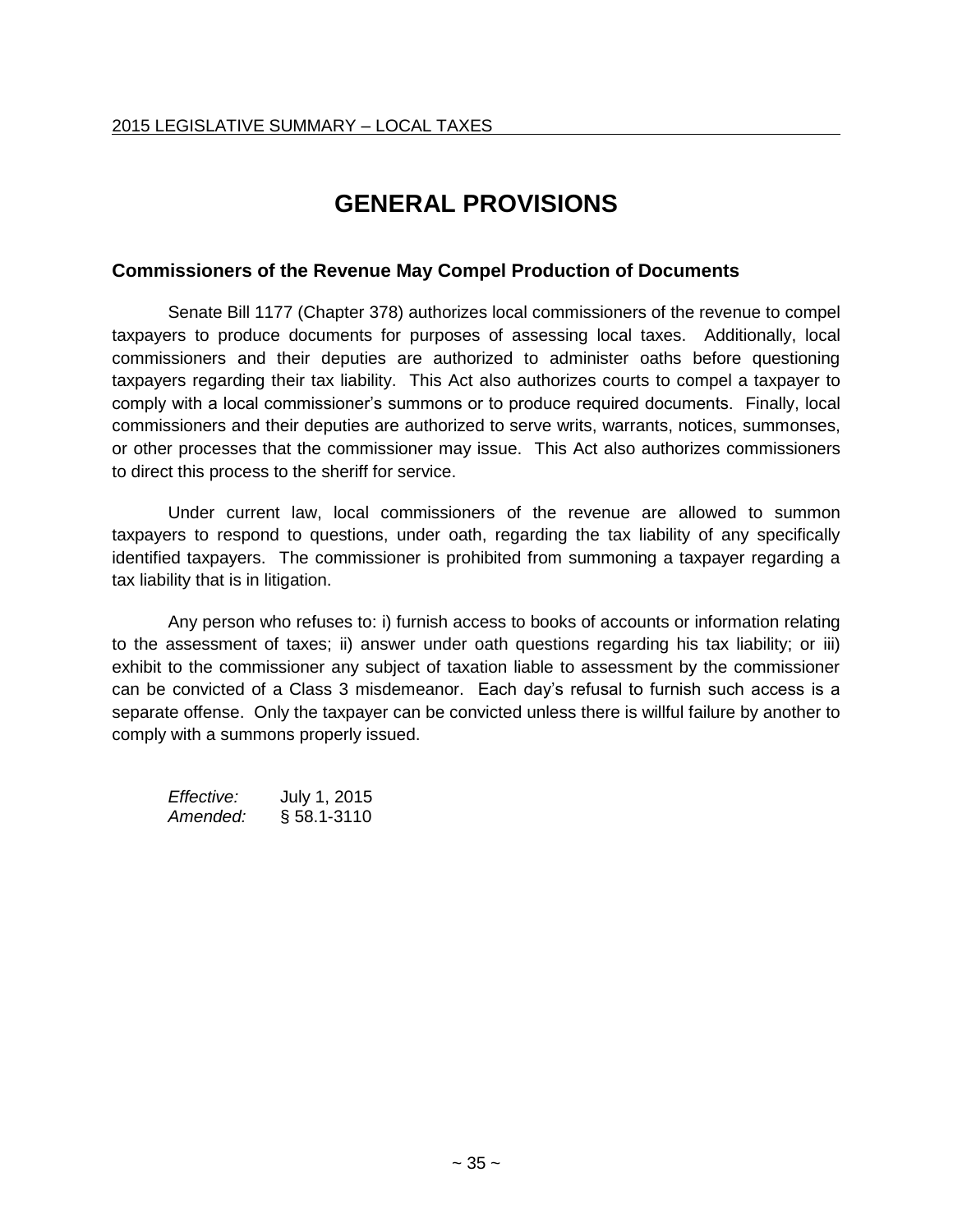# GENERAL PROVISIONS

## Commissioners of the Revenue May Compel Production of Documents

Senate Bill 1177 (Chapter 378) authorizes local commissioners of the revenue to compel taxpayers to produce documents for purposes of assessing local taxes. Additionally, local commissioners and their deputies are authorized to administer oaths before questioning taxpayers regarding their tax liability. This Act also authorizes courts to compel a taxpayer to comply with a local commissioner's summons or to produce required documents. Finally, local commissioners and their deputies are authorized to serve writs, warrants, notices, summonses, or other processes that the commissioner may issue. This Act also authorizes commissioners to direct this process to the sheriff for service.

Under current law, local commissioners of the revenue are allowed to summon taxpayers to respond to questions, under oath, regarding the tax liability of any specifically identified taxpayers. The commissioner is prohibited from summoning a taxpayer regarding a tax liability that is in litigation.

Any person who refuses to: i) furnish access to books of accounts or information relating to the assessment of taxes; ii) answer under oath questions regarding his tax liability; or iii) exhibit to the commissioner any subject of taxation liable to assessment by the commissioner can be convicted of a Class 3 misdemeanor. Each day's refusal to furnish such access is a separate offense. Only the taxpayer can be convicted unless there is willful failure by another to comply with a summons properly issued.

*Effective:* July 1, 2015
*Amended:* § 58.1-3110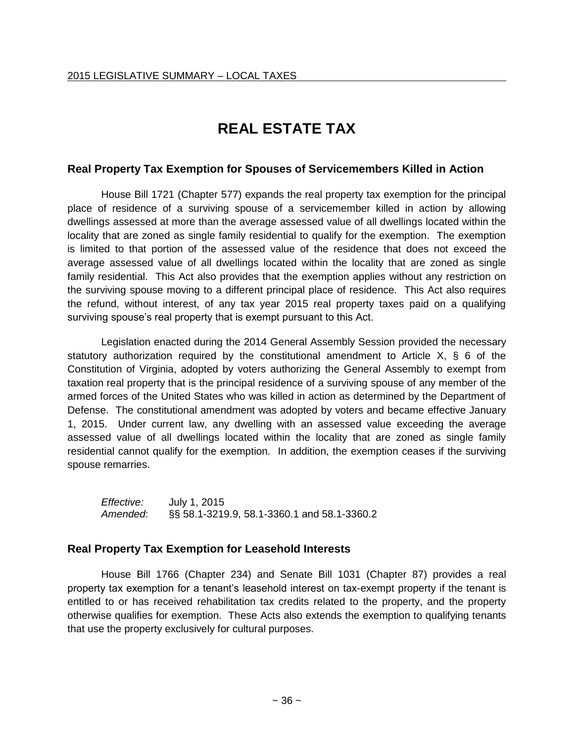# REAL ESTATE TAX

## Real Property Tax Exemption for Spouses of Servicemembers Killed in Action

House Bill 1721 (Chapter 577) expands the real property tax exemption for the principal place of residence of a surviving spouse of a servicemember killed in action by allowing dwellings assessed at more than the average assessed value of all dwellings located within the locality that are zoned as single family residential to qualify for the exemption. The exemption is limited to that portion of the assessed value of the residence that does not exceed the average assessed value of all dwellings located within the locality that are zoned as single family residential. This Act also provides that the exemption applies without any restriction on the surviving spouse moving to a different principal place of residence. This Act also requires the refund, without interest, of any tax year 2015 real property taxes paid on a qualifying surviving spouse's real property that is exempt pursuant to this Act.

Legislation enacted during the 2014 General Assembly Session provided the necessary statutory authorization required by the constitutional amendment to Article X, § 6 of the Constitution of Virginia, adopted by voters authorizing the General Assembly to exempt from taxation real property that is the principal residence of a surviving spouse of any member of the armed forces of the United States who was killed in action as determined by the Department of Defense. The constitutional amendment was adopted by voters and became effective January 1, 2015. Under current law, any dwelling with an assessed value exceeding the average assessed value of all dwellings located within the locality that are zoned as single family residential cannot qualify for the exemption. In addition, the exemption ceases if the surviving spouse remarries.

*Effective:* July 1, 2015
*Amended*: §§ 58.1-3219.9, 58.1-3360.1 and 58.1-3360.2

## Real Property Tax Exemption for Leasehold Interests

House Bill 1766 (Chapter 234) and Senate Bill 1031 (Chapter 87) provides a real property tax exemption for a tenant's leasehold interest on tax-exempt property if the tenant is entitled to or has received rehabilitation tax credits related to the property, and the property otherwise qualifies for exemption. These Acts also extends the exemption to qualifying tenants that use the property exclusively for cultural purposes.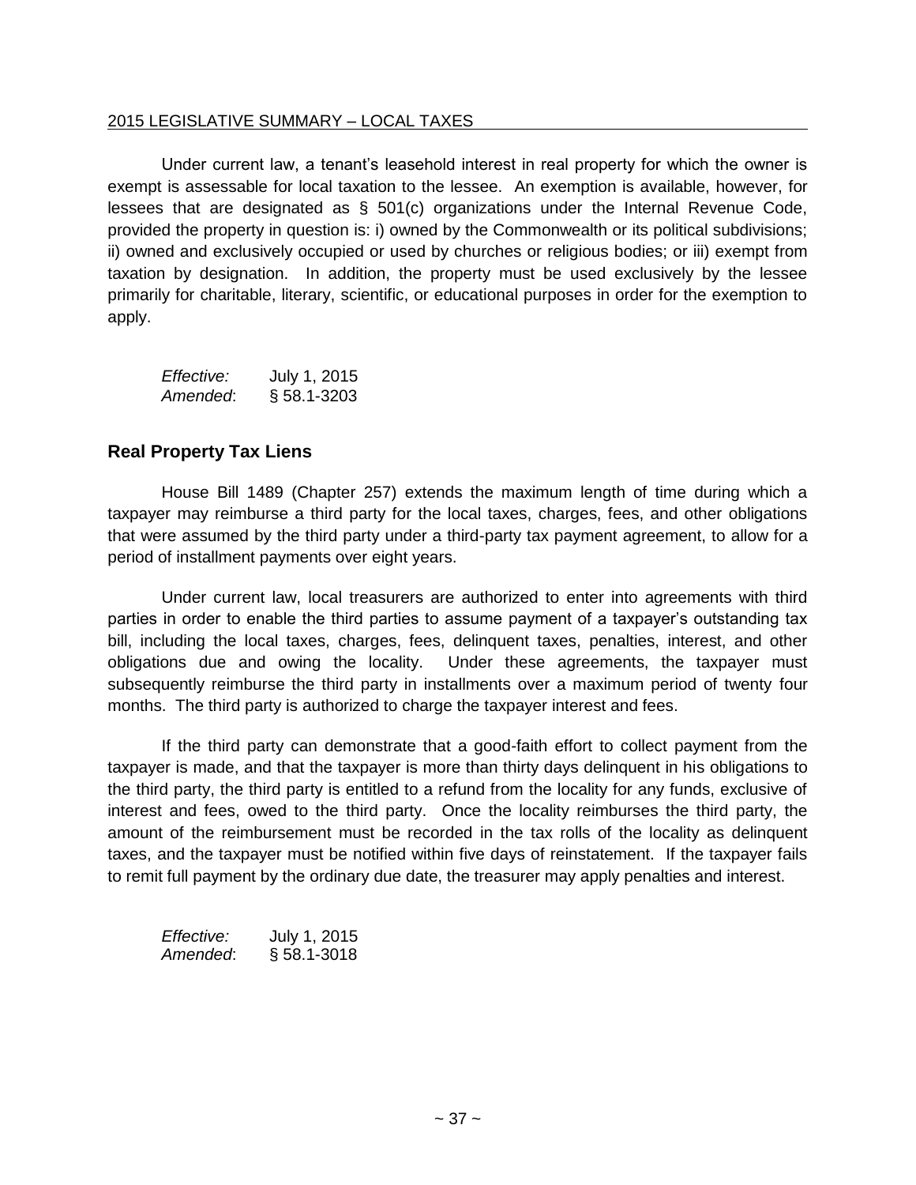Under current law, a tenant's leasehold interest in real property for which the owner is exempt is assessable for local taxation to the lessee. An exemption is available, however, for lessees that are designated as § 501(c) organizations under the Internal Revenue Code, provided the property in question is: i) owned by the Commonwealth or its political subdivisions; ii) owned and exclusively occupied or used by churches or religious bodies; or iii) exempt from taxation by designation. In addition, the property must be used exclusively by the lessee primarily for charitable, literary, scientific, or educational purposes in order for the exemption to apply.

*Effective:* July 1, 2015
*Amended*: § 58.1-3203

## Real Property Tax Liens

House Bill 1489 (Chapter 257) extends the maximum length of time during which a taxpayer may reimburse a third party for the local taxes, charges, fees, and other obligations that were assumed by the third party under a third-party tax payment agreement, to allow for a period of installment payments over eight years.

Under current law, local treasurers are authorized to enter into agreements with third parties in order to enable the third parties to assume payment of a taxpayer's outstanding tax bill, including the local taxes, charges, fees, delinquent taxes, penalties, interest, and other obligations due and owing the locality. Under these agreements, the taxpayer must subsequently reimburse the third party in installments over a maximum period of twenty four months. The third party is authorized to charge the taxpayer interest and fees.

If the third party can demonstrate that a good-faith effort to collect payment from the taxpayer is made, and that the taxpayer is more than thirty days delinquent in his obligations to the third party, the third party is entitled to a refund from the locality for any funds, exclusive of interest and fees, owed to the third party. Once the locality reimburses the third party, the amount of the reimbursement must be recorded in the tax rolls of the locality as delinquent taxes, and the taxpayer must be notified within five days of reinstatement. If the taxpayer fails to remit full payment by the ordinary due date, the treasurer may apply penalties and interest.

*Effective:* July 1, 2015
*Amended*: § 58.1-3018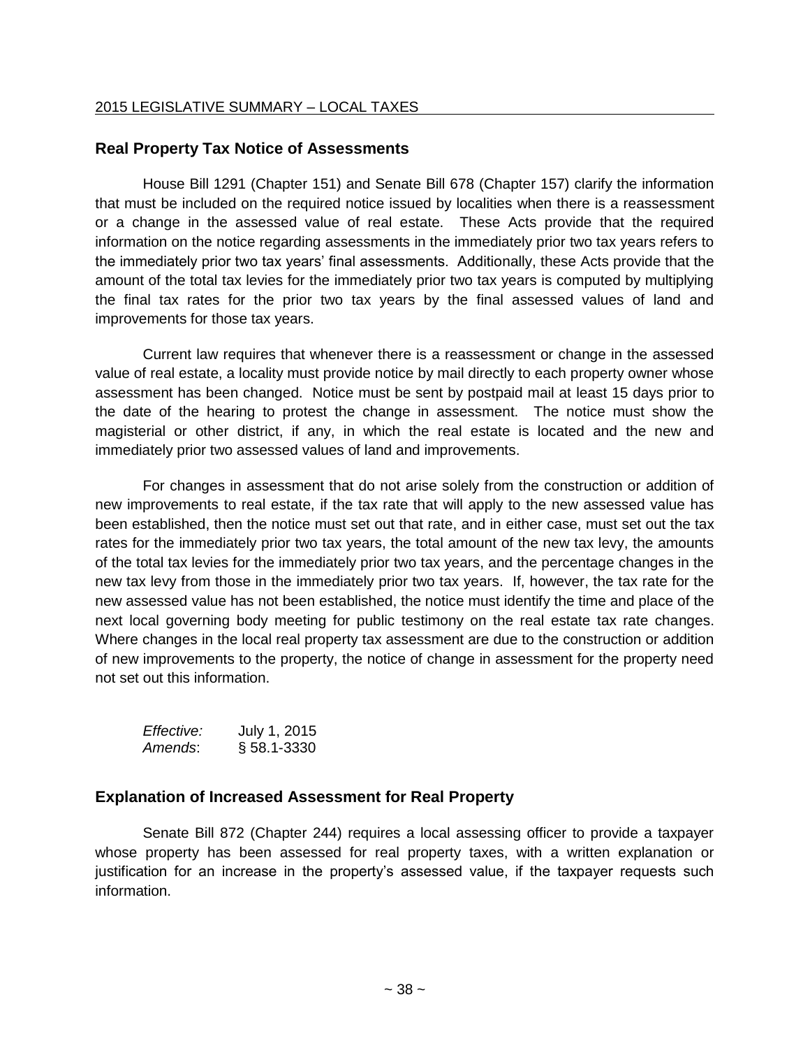## Real Property Tax Notice of Assessments

House Bill 1291 (Chapter 151) and Senate Bill 678 (Chapter 157) clarify the information that must be included on the required notice issued by localities when there is a reassessment or a change in the assessed value of real estate. These Acts provide that the required information on the notice regarding assessments in the immediately prior two tax years refers to the immediately prior two tax years' final assessments. Additionally, these Acts provide that the amount of the total tax levies for the immediately prior two tax years is computed by multiplying the final tax rates for the prior two tax years by the final assessed values of land and improvements for those tax years.

Current law requires that whenever there is a reassessment or change in the assessed value of real estate, a locality must provide notice by mail directly to each property owner whose assessment has been changed. Notice must be sent by postpaid mail at least 15 days prior to the date of the hearing to protest the change in assessment. The notice must show the magisterial or other district, if any, in which the real estate is located and the new and immediately prior two assessed values of land and improvements.

For changes in assessment that do not arise solely from the construction or addition of new improvements to real estate, if the tax rate that will apply to the new assessed value has been established, then the notice must set out that rate, and in either case, must set out the tax rates for the immediately prior two tax years, the total amount of the new tax levy, the amounts of the total tax levies for the immediately prior two tax years, and the percentage changes in the new tax levy from those in the immediately prior two tax years. If, however, the tax rate for the new assessed value has not been established, the notice must identify the time and place of the next local governing body meeting for public testimony on the real estate tax rate changes. Where changes in the local real property tax assessment are due to the construction or addition of new improvements to the property, the notice of change in assessment for the property need not set out this information.

*Effective:* July 1, 2015
*Amends*: § 58.1-3330

## Explanation of Increased Assessment for Real Property

Senate Bill 872 (Chapter 244) requires a local assessing officer to provide a taxpayer whose property has been assessed for real property taxes, with a written explanation or justification for an increase in the property's assessed value, if the taxpayer requests such information.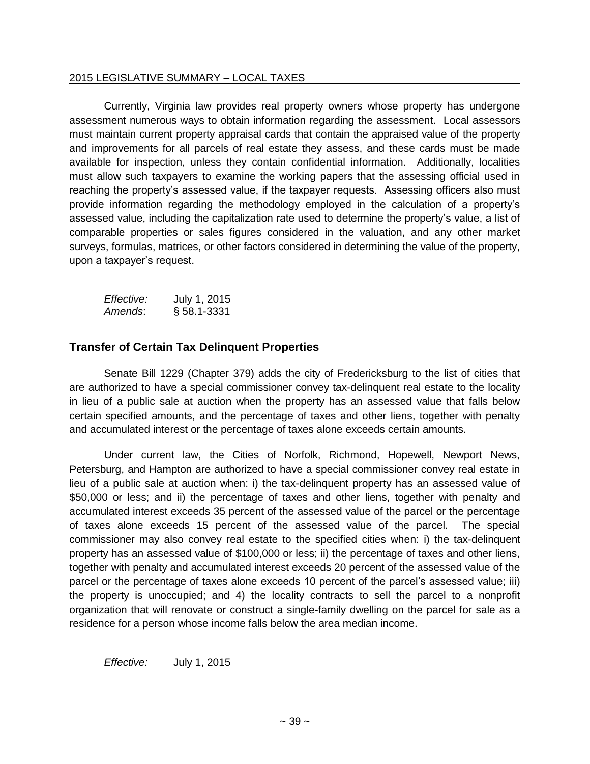Currently, Virginia law provides real property owners whose property has undergone assessment numerous ways to obtain information regarding the assessment. Local assessors must maintain current property appraisal cards that contain the appraised value of the property and improvements for all parcels of real estate they assess, and these cards must be made available for inspection, unless they contain confidential information. Additionally, localities must allow such taxpayers to examine the working papers that the assessing official used in reaching the property's assessed value, if the taxpayer requests. Assessing officers also must provide information regarding the methodology employed in the calculation of a property's assessed value, including the capitalization rate used to determine the property's value, a list of comparable properties or sales figures considered in the valuation, and any other market surveys, formulas, matrices, or other factors considered in determining the value of the property, upon a taxpayer's request.

*Effective:* July 1, 2015
*Amends*: § 58.1-3331

## Transfer of Certain Tax Delinquent Properties

Senate Bill 1229 (Chapter 379) adds the city of Fredericksburg to the list of cities that are authorized to have a special commissioner convey tax-delinquent real estate to the locality in lieu of a public sale at auction when the property has an assessed value that falls below certain specified amounts, and the percentage of taxes and other liens, together with penalty and accumulated interest or the percentage of taxes alone exceeds certain amounts.

Under current law, the Cities of Norfolk, Richmond, Hopewell, Newport News, Petersburg, and Hampton are authorized to have a special commissioner convey real estate in lieu of a public sale at auction when: i) the tax-delinquent property has an assessed value of $50,000 or less; and ii) the percentage of taxes and other liens, together with penalty and accumulated interest exceeds 35 percent of the assessed value of the parcel or the percentage of taxes alone exceeds 15 percent of the assessed value of the parcel. The special commissioner may also convey real estate to the specified cities when: i) the tax-delinquent property has an assessed value of $100,000 or less; ii) the percentage of taxes and other liens, together with penalty and accumulated interest exceeds 20 percent of the assessed value of the parcel or the percentage of taxes alone exceeds 10 percent of the parcel's assessed value; iii) the property is unoccupied; and 4) the locality contracts to sell the parcel to a nonprofit organization that will renovate or construct a single-family dwelling on the parcel for sale as a residence for a person whose income falls below the area median income.

*Effective:* July 1, 2015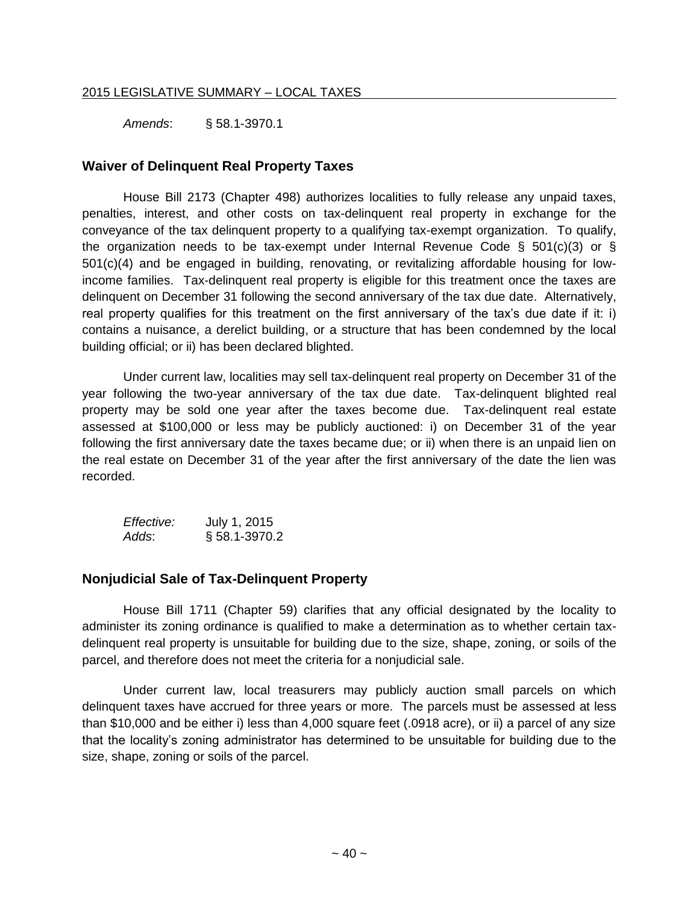*Amends*: § 58.1-3970.1

## Waiver of Delinquent Real Property Taxes

House Bill 2173 (Chapter 498) authorizes localities to fully release any unpaid taxes, penalties, interest, and other costs on tax-delinquent real property in exchange for the conveyance of the tax delinquent property to a qualifying tax-exempt organization. To qualify, the organization needs to be tax-exempt under Internal Revenue Code § 501(c)(3) or § 501(c)(4) and be engaged in building, renovating, or revitalizing affordable housing for low-income families. Tax-delinquent real property is eligible for this treatment once the taxes are delinquent on December 31 following the second anniversary of the tax due date. Alternatively, real property qualifies for this treatment on the first anniversary of the tax's due date if it: i) contains a nuisance, a derelict building, or a structure that has been condemned by the local building official; or ii) has been declared blighted.

Under current law, localities may sell tax-delinquent real property on December 31 of the year following the two-year anniversary of the tax due date. Tax-delinquent blighted real property may be sold one year after the taxes become due. Tax-delinquent real estate assessed at $100,000 or less may be publicly auctioned: i) on December 31 of the year following the first anniversary date the taxes became due; or ii) when there is an unpaid lien on the real estate on December 31 of the year after the first anniversary of the date the lien was recorded.

*Effective:* July 1, 2015
*Adds*: § 58.1-3970.2

## Nonjudicial Sale of Tax-Delinquent Property

House Bill 1711 (Chapter 59) clarifies that any official designated by the locality to administer its zoning ordinance is qualified to make a determination as to whether certain tax-delinquent real property is unsuitable for building due to the size, shape, zoning, or soils of the parcel, and therefore does not meet the criteria for a nonjudicial sale.

Under current law, local treasurers may publicly auction small parcels on which delinquent taxes have accrued for three years or more. The parcels must be assessed at less than $10,000 and be either i) less than 4,000 square feet (.0918 acre), or ii) a parcel of any size that the locality's zoning administrator has determined to be unsuitable for building due to the size, shape, zoning or soils of the parcel.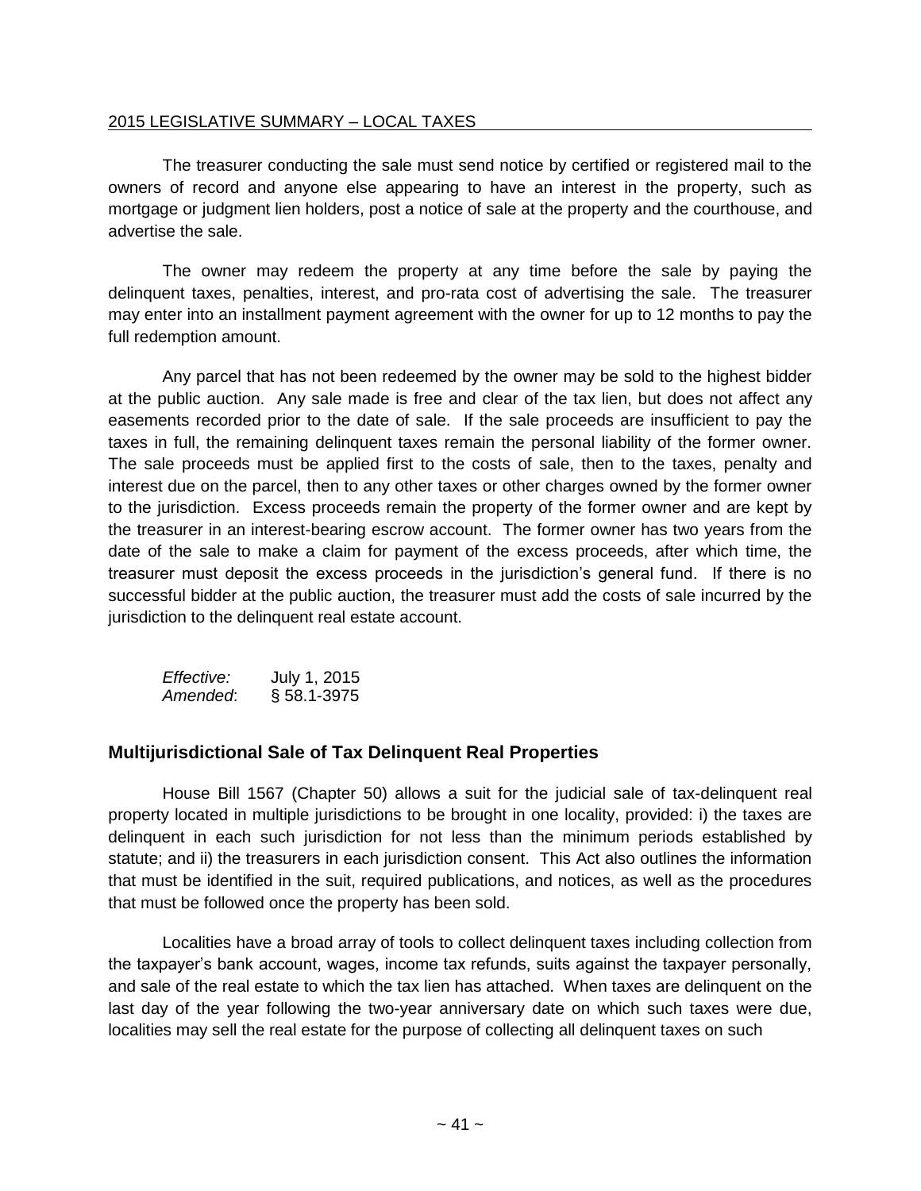The treasurer conducting the sale must send notice by certified or registered mail to the owners of record and anyone else appearing to have an interest in the property, such as mortgage or judgment lien holders, post a notice of sale at the property and the courthouse, and advertise the sale.

The owner may redeem the property at any time before the sale by paying the delinquent taxes, penalties, interest, and pro-rata cost of advertising the sale. The treasurer may enter into an installment payment agreement with the owner for up to 12 months to pay the full redemption amount.

Any parcel that has not been redeemed by the owner may be sold to the highest bidder at the public auction. Any sale made is free and clear of the tax lien, but does not affect any easements recorded prior to the date of sale. If the sale proceeds are insufficient to pay the taxes in full, the remaining delinquent taxes remain the personal liability of the former owner. The sale proceeds must be applied first to the costs of sale, then to the taxes, penalty and interest due on the parcel, then to any other taxes or other charges owned by the former owner to the jurisdiction. Excess proceeds remain the property of the former owner and are kept by the treasurer in an interest-bearing escrow account. The former owner has two years from the date of the sale to make a claim for payment of the excess proceeds, after which time, the treasurer must deposit the excess proceeds in the jurisdiction's general fund. If there is no successful bidder at the public auction, the treasurer must add the costs of sale incurred by the jurisdiction to the delinquent real estate account.

*Effective:* July 1, 2015
*Amended*: § 58.1-3975

### Multijurisdictional Sale of Tax Delinquent Real Properties

House Bill 1567 (Chapter 50) allows a suit for the judicial sale of tax-delinquent real property located in multiple jurisdictions to be brought in one locality, provided: i) the taxes are delinquent in each such jurisdiction for not less than the minimum periods established by statute; and ii) the treasurers in each jurisdiction consent. This Act also outlines the information that must be identified in the suit, required publications, and notices, as well as the procedures that must be followed once the property has been sold.

Localities have a broad array of tools to collect delinquent taxes including collection from the taxpayer's bank account, wages, income tax refunds, suits against the taxpayer personally, and sale of the real estate to which the tax lien has attached. When taxes are delinquent on the last day of the year following the two-year anniversary date on which such taxes were due, localities may sell the real estate for the purpose of collecting all delinquent taxes on such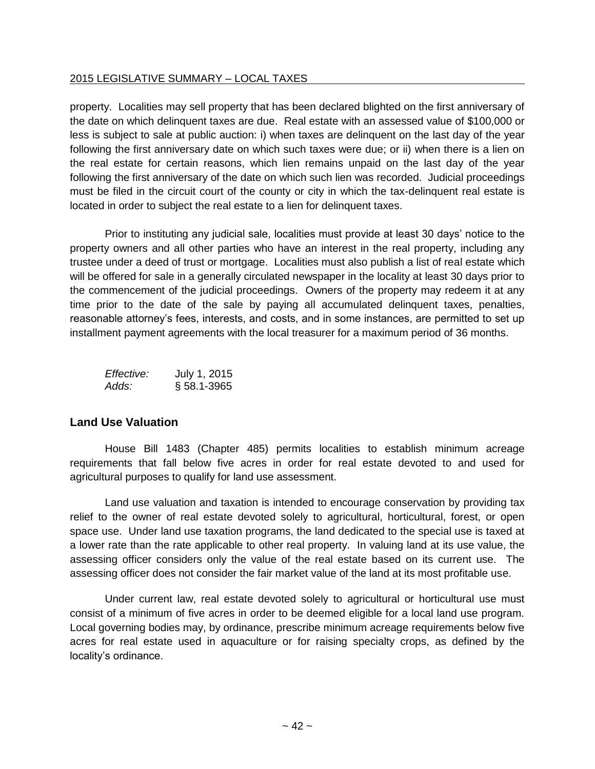property. Localities may sell property that has been declared blighted on the first anniversary of the date on which delinquent taxes are due. Real estate with an assessed value of $100,000 or less is subject to sale at public auction: i) when taxes are delinquent on the last day of the year following the first anniversary date on which such taxes were due; or ii) when there is a lien on the real estate for certain reasons, which lien remains unpaid on the last day of the year following the first anniversary of the date on which such lien was recorded. Judicial proceedings must be filed in the circuit court of the county or city in which the tax-delinquent real estate is located in order to subject the real estate to a lien for delinquent taxes.

Prior to instituting any judicial sale, localities must provide at least 30 days' notice to the property owners and all other parties who have an interest in the real property, including any trustee under a deed of trust or mortgage. Localities must also publish a list of real estate which will be offered for sale in a generally circulated newspaper in the locality at least 30 days prior to the commencement of the judicial proceedings. Owners of the property may redeem it at any time prior to the date of the sale by paying all accumulated delinquent taxes, penalties, reasonable attorney's fees, interests, and costs, and in some instances, are permitted to set up installment payment agreements with the local treasurer for a maximum period of 36 months.

*Effective:* July 1, 2015
*Adds:* § 58.1-3965

## Land Use Valuation

House Bill 1483 (Chapter 485) permits localities to establish minimum acreage requirements that fall below five acres in order for real estate devoted to and used for agricultural purposes to qualify for land use assessment.

Land use valuation and taxation is intended to encourage conservation by providing tax relief to the owner of real estate devoted solely to agricultural, horticultural, forest, or open space use. Under land use taxation programs, the land dedicated to the special use is taxed at a lower rate than the rate applicable to other real property. In valuing land at its use value, the assessing officer considers only the value of the real estate based on its current use. The assessing officer does not consider the fair market value of the land at its most profitable use.

Under current law, real estate devoted solely to agricultural or horticultural use must consist of a minimum of five acres in order to be deemed eligible for a local land use program. Local governing bodies may, by ordinance, prescribe minimum acreage requirements below five acres for real estate used in aquaculture or for raising specialty crops, as defined by the locality's ordinance.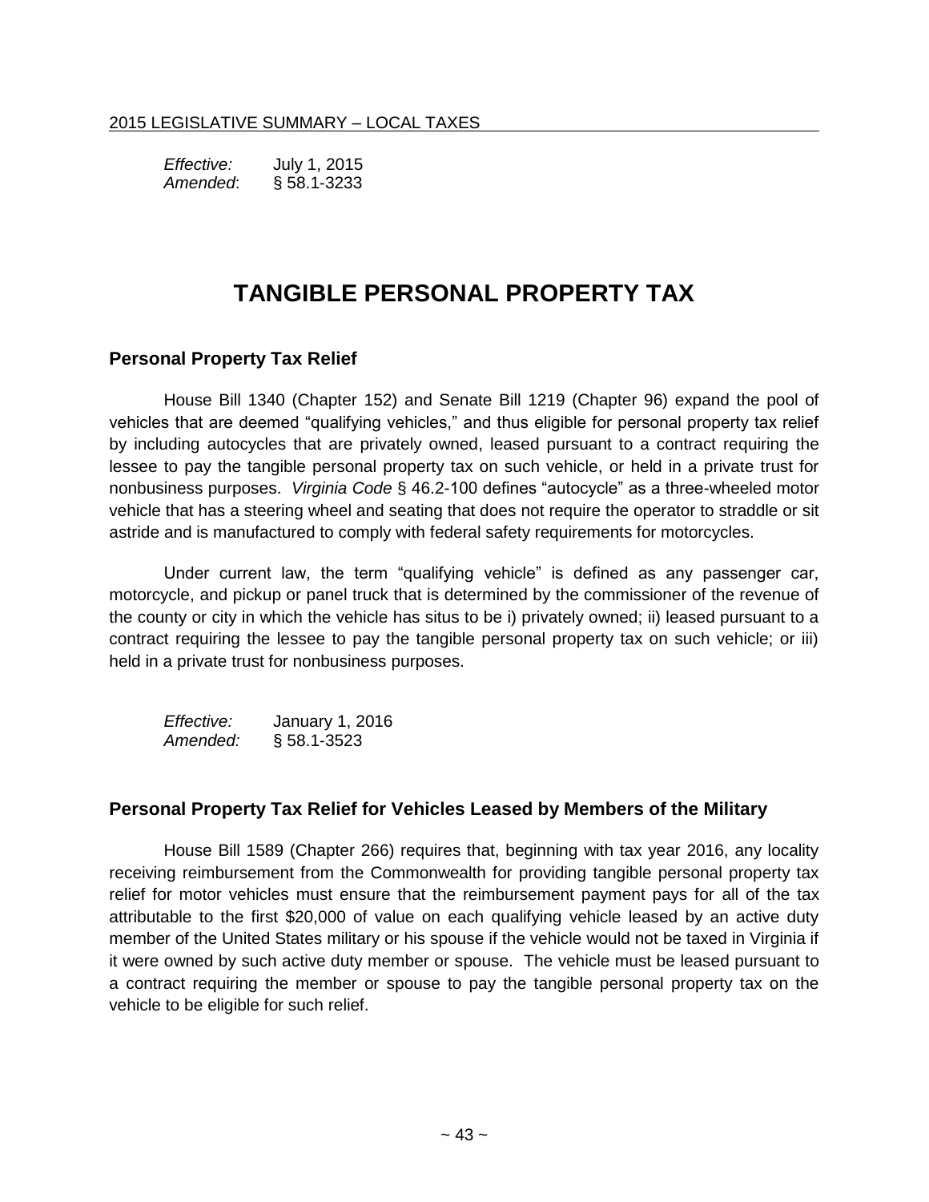*Effective:* July 1, 2015
*Amended*: § 58.1-3233

# TANGIBLE PERSONAL PROPERTY TAX

## Personal Property Tax Relief

House Bill 1340 (Chapter 152) and Senate Bill 1219 (Chapter 96) expand the pool of vehicles that are deemed "qualifying vehicles," and thus eligible for personal property tax relief by including autocycles that are privately owned, leased pursuant to a contract requiring the lessee to pay the tangible personal property tax on such vehicle, or held in a private trust for nonbusiness purposes. *Virginia Code* § 46.2-100 defines "autocycle" as a three-wheeled motor vehicle that has a steering wheel and seating that does not require the operator to straddle or sit astride and is manufactured to comply with federal safety requirements for motorcycles.

Under current law, the term "qualifying vehicle" is defined as any passenger car, motorcycle, and pickup or panel truck that is determined by the commissioner of the revenue of the county or city in which the vehicle has situs to be i) privately owned; ii) leased pursuant to a contract requiring the lessee to pay the tangible personal property tax on such vehicle; or iii) held in a private trust for nonbusiness purposes.

*Effective:* January 1, 2016
*Amended:* § 58.1-3523

## Personal Property Tax Relief for Vehicles Leased by Members of the Military

House Bill 1589 (Chapter 266) requires that, beginning with tax year 2016, any locality receiving reimbursement from the Commonwealth for providing tangible personal property tax relief for motor vehicles must ensure that the reimbursement payment pays for all of the tax attributable to the first $20,000 of value on each qualifying vehicle leased by an active duty member of the United States military or his spouse if the vehicle would not be taxed in Virginia if it were owned by such active duty member or spouse. The vehicle must be leased pursuant to a contract requiring the member or spouse to pay the tangible personal property tax on the vehicle to be eligible for such relief.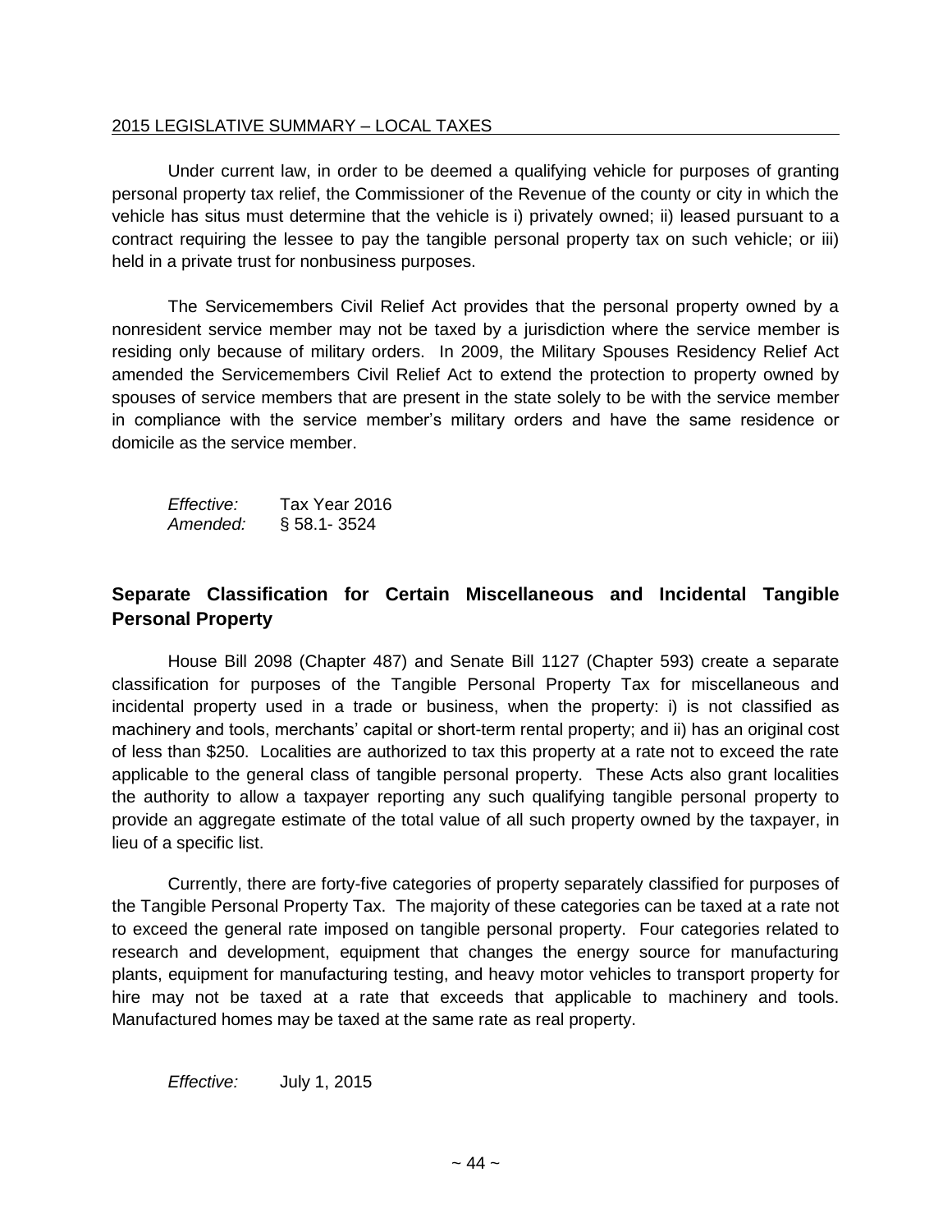Under current law, in order to be deemed a qualifying vehicle for purposes of granting personal property tax relief, the Commissioner of the Revenue of the county or city in which the vehicle has situs must determine that the vehicle is i) privately owned; ii) leased pursuant to a contract requiring the lessee to pay the tangible personal property tax on such vehicle; or iii) held in a private trust for nonbusiness purposes.

The Servicemembers Civil Relief Act provides that the personal property owned by a nonresident service member may not be taxed by a jurisdiction where the service member is residing only because of military orders. In 2009, the Military Spouses Residency Relief Act amended the Servicemembers Civil Relief Act to extend the protection to property owned by spouses of service members that are present in the state solely to be with the service member in compliance with the service member's military orders and have the same residence or domicile as the service member.

*Effective:* Tax Year 2016
*Amended:* § 58.1- 3524

## Separate Classification for Certain Miscellaneous and Incidental Tangible Personal Property

House Bill 2098 (Chapter 487) and Senate Bill 1127 (Chapter 593) create a separate classification for purposes of the Tangible Personal Property Tax for miscellaneous and incidental property used in a trade or business, when the property: i) is not classified as machinery and tools, merchants' capital or short-term rental property; and ii) has an original cost of less than $250. Localities are authorized to tax this property at a rate not to exceed the rate applicable to the general class of tangible personal property. These Acts also grant localities the authority to allow a taxpayer reporting any such qualifying tangible personal property to provide an aggregate estimate of the total value of all such property owned by the taxpayer, in lieu of a specific list.

Currently, there are forty-five categories of property separately classified for purposes of the Tangible Personal Property Tax. The majority of these categories can be taxed at a rate not to exceed the general rate imposed on tangible personal property. Four categories related to research and development, equipment that changes the energy source for manufacturing plants, equipment for manufacturing testing, and heavy motor vehicles to transport property for hire may not be taxed at a rate that exceeds that applicable to machinery and tools. Manufactured homes may be taxed at the same rate as real property.

*Effective:* July 1, 2015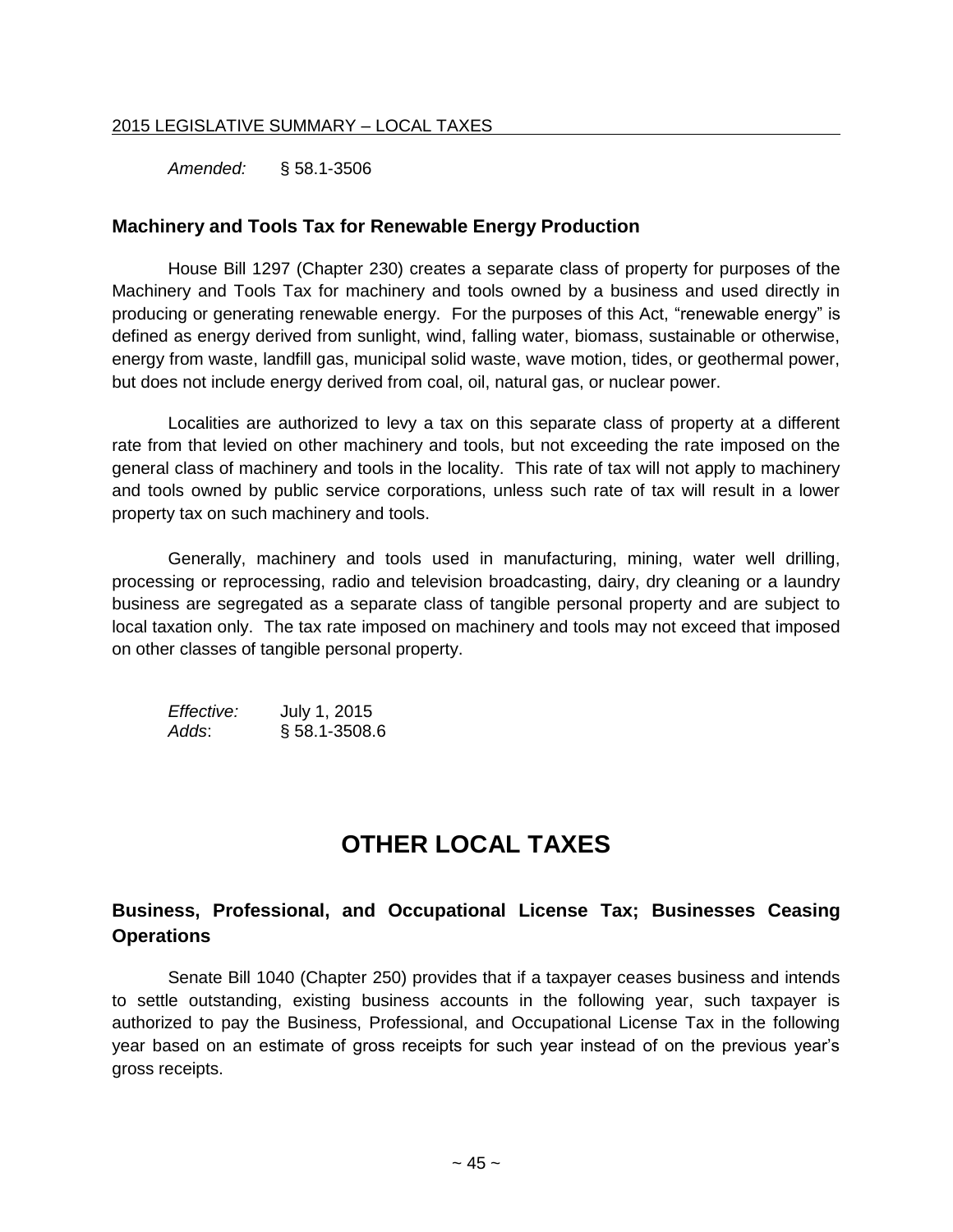*Amended:* § 58.1-3506

### Machinery and Tools Tax for Renewable Energy Production

House Bill 1297 (Chapter 230) creates a separate class of property for purposes of the Machinery and Tools Tax for machinery and tools owned by a business and used directly in producing or generating renewable energy. For the purposes of this Act, "renewable energy" is defined as energy derived from sunlight, wind, falling water, biomass, sustainable or otherwise, energy from waste, landfill gas, municipal solid waste, wave motion, tides, or geothermal power, but does not include energy derived from coal, oil, natural gas, or nuclear power.

Localities are authorized to levy a tax on this separate class of property at a different rate from that levied on other machinery and tools, but not exceeding the rate imposed on the general class of machinery and tools in the locality. This rate of tax will not apply to machinery and tools owned by public service corporations, unless such rate of tax will result in a lower property tax on such machinery and tools.

Generally, machinery and tools used in manufacturing, mining, water well drilling, processing or reprocessing, radio and television broadcasting, dairy, dry cleaning or a laundry business are segregated as a separate class of tangible personal property and are subject to local taxation only. The tax rate imposed on machinery and tools may not exceed that imposed on other classes of tangible personal property.

*Effective:* July 1, 2015
*Adds*: § 58.1-3508.6

## OTHER LOCAL TAXES

### Business, Professional, and Occupational License Tax; Businesses Ceasing Operations

Senate Bill 1040 (Chapter 250) provides that if a taxpayer ceases business and intends to settle outstanding, existing business accounts in the following year, such taxpayer is authorized to pay the Business, Professional, and Occupational License Tax in the following year based on an estimate of gross receipts for such year instead of on the previous year's gross receipts.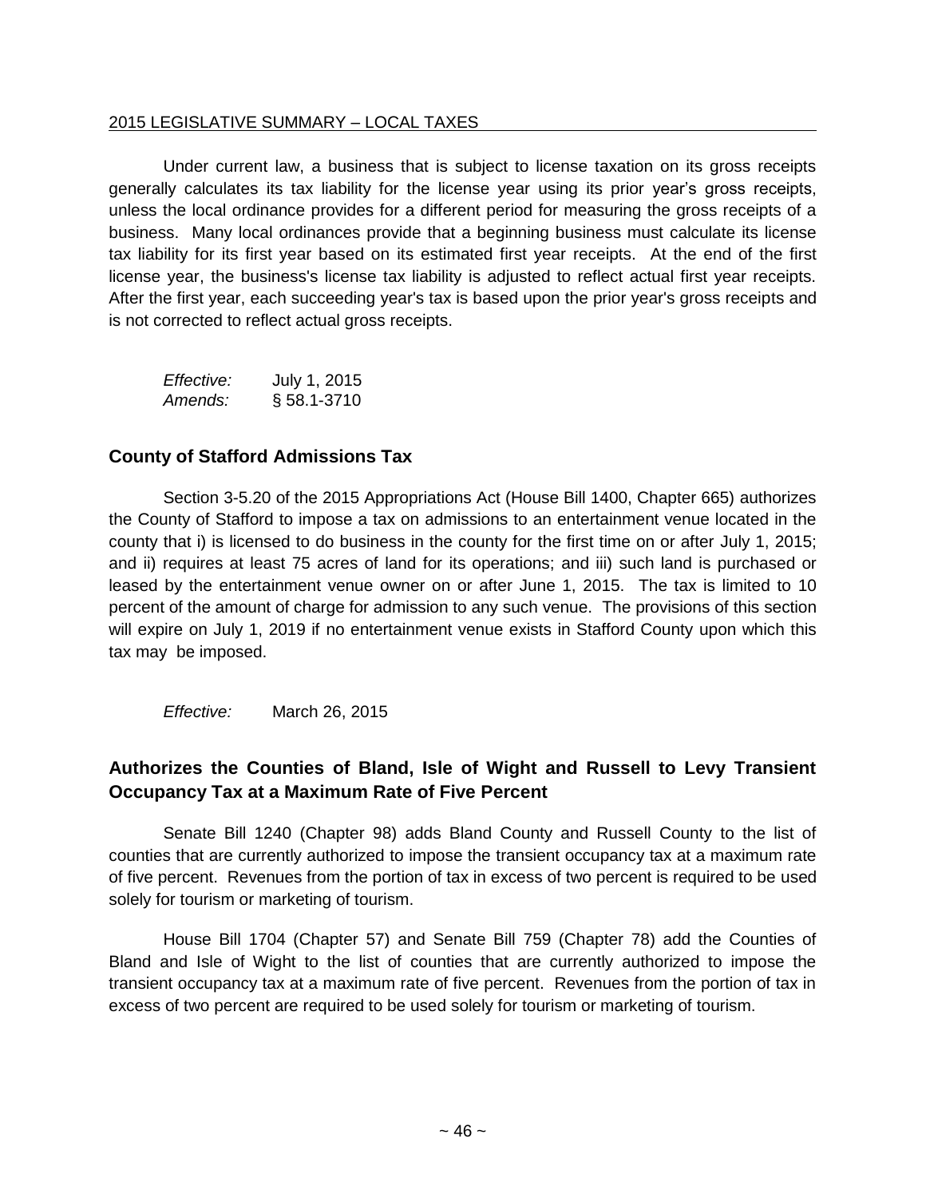Under current law, a business that is subject to license taxation on its gross receipts generally calculates its tax liability for the license year using its prior year's gross receipts, unless the local ordinance provides for a different period for measuring the gross receipts of a business. Many local ordinances provide that a beginning business must calculate its license tax liability for its first year based on its estimated first year receipts. At the end of the first license year, the business's license tax liability is adjusted to reflect actual first year receipts. After the first year, each succeeding year's tax is based upon the prior year's gross receipts and is not corrected to reflect actual gross receipts.

*Effective:* July 1, 2015
*Amends:* § 58.1-3710

### County of Stafford Admissions Tax

Section 3-5.20 of the 2015 Appropriations Act (House Bill 1400, Chapter 665) authorizes the County of Stafford to impose a tax on admissions to an entertainment venue located in the county that i) is licensed to do business in the county for the first time on or after July 1, 2015; and ii) requires at least 75 acres of land for its operations; and iii) such land is purchased or leased by the entertainment venue owner on or after June 1, 2015. The tax is limited to 10 percent of the amount of charge for admission to any such venue. The provisions of this section will expire on July 1, 2019 if no entertainment venue exists in Stafford County upon which this tax may be imposed.

*Effective:* March 26, 2015

### Authorizes the Counties of Bland, Isle of Wight and Russell to Levy Transient Occupancy Tax at a Maximum Rate of Five Percent

Senate Bill 1240 (Chapter 98) adds Bland County and Russell County to the list of counties that are currently authorized to impose the transient occupancy tax at a maximum rate of five percent. Revenues from the portion of tax in excess of two percent is required to be used solely for tourism or marketing of tourism.

House Bill 1704 (Chapter 57) and Senate Bill 759 (Chapter 78) add the Counties of Bland and Isle of Wight to the list of counties that are currently authorized to impose the transient occupancy tax at a maximum rate of five percent. Revenues from the portion of tax in excess of two percent are required to be used solely for tourism or marketing of tourism.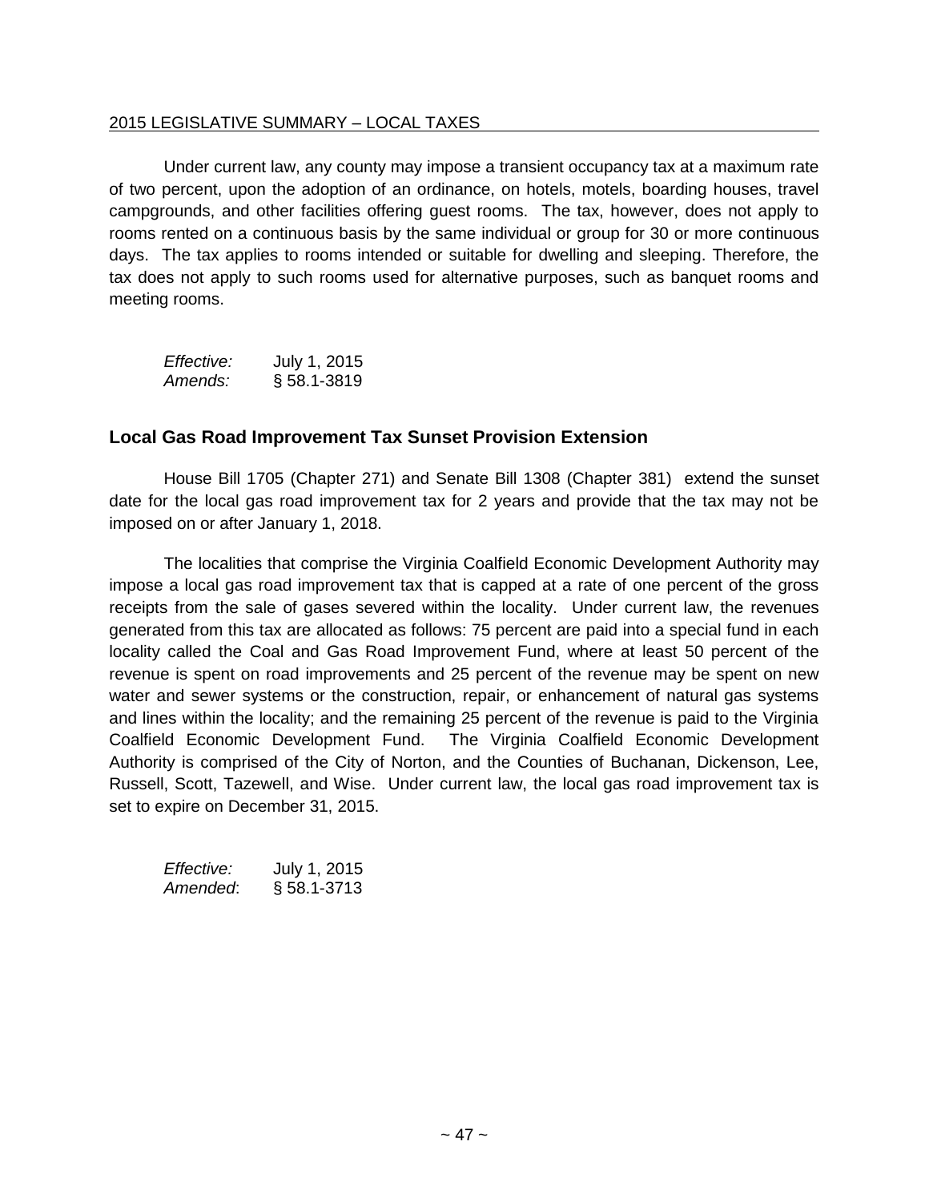Under current law, any county may impose a transient occupancy tax at a maximum rate of two percent, upon the adoption of an ordinance, on hotels, motels, boarding houses, travel campgrounds, and other facilities offering guest rooms. The tax, however, does not apply to rooms rented on a continuous basis by the same individual or group for 30 or more continuous days. The tax applies to rooms intended or suitable for dwelling and sleeping. Therefore, the tax does not apply to such rooms used for alternative purposes, such as banquet rooms and meeting rooms.

*Effective:* July 1, 2015
*Amends:* § 58.1-3819

## Local Gas Road Improvement Tax Sunset Provision Extension

House Bill 1705 (Chapter 271) and Senate Bill 1308 (Chapter 381) extend the sunset date for the local gas road improvement tax for 2 years and provide that the tax may not be imposed on or after January 1, 2018.

The localities that comprise the Virginia Coalfield Economic Development Authority may impose a local gas road improvement tax that is capped at a rate of one percent of the gross receipts from the sale of gases severed within the locality. Under current law, the revenues generated from this tax are allocated as follows: 75 percent are paid into a special fund in each locality called the Coal and Gas Road Improvement Fund, where at least 50 percent of the revenue is spent on road improvements and 25 percent of the revenue may be spent on new water and sewer systems or the construction, repair, or enhancement of natural gas systems and lines within the locality; and the remaining 25 percent of the revenue is paid to the Virginia Coalfield Economic Development Fund. The Virginia Coalfield Economic Development Authority is comprised of the City of Norton, and the Counties of Buchanan, Dickenson, Lee, Russell, Scott, Tazewell, and Wise. Under current law, the local gas road improvement tax is set to expire on December 31, 2015.

*Effective:* July 1, 2015
*Amended*: § 58.1-3713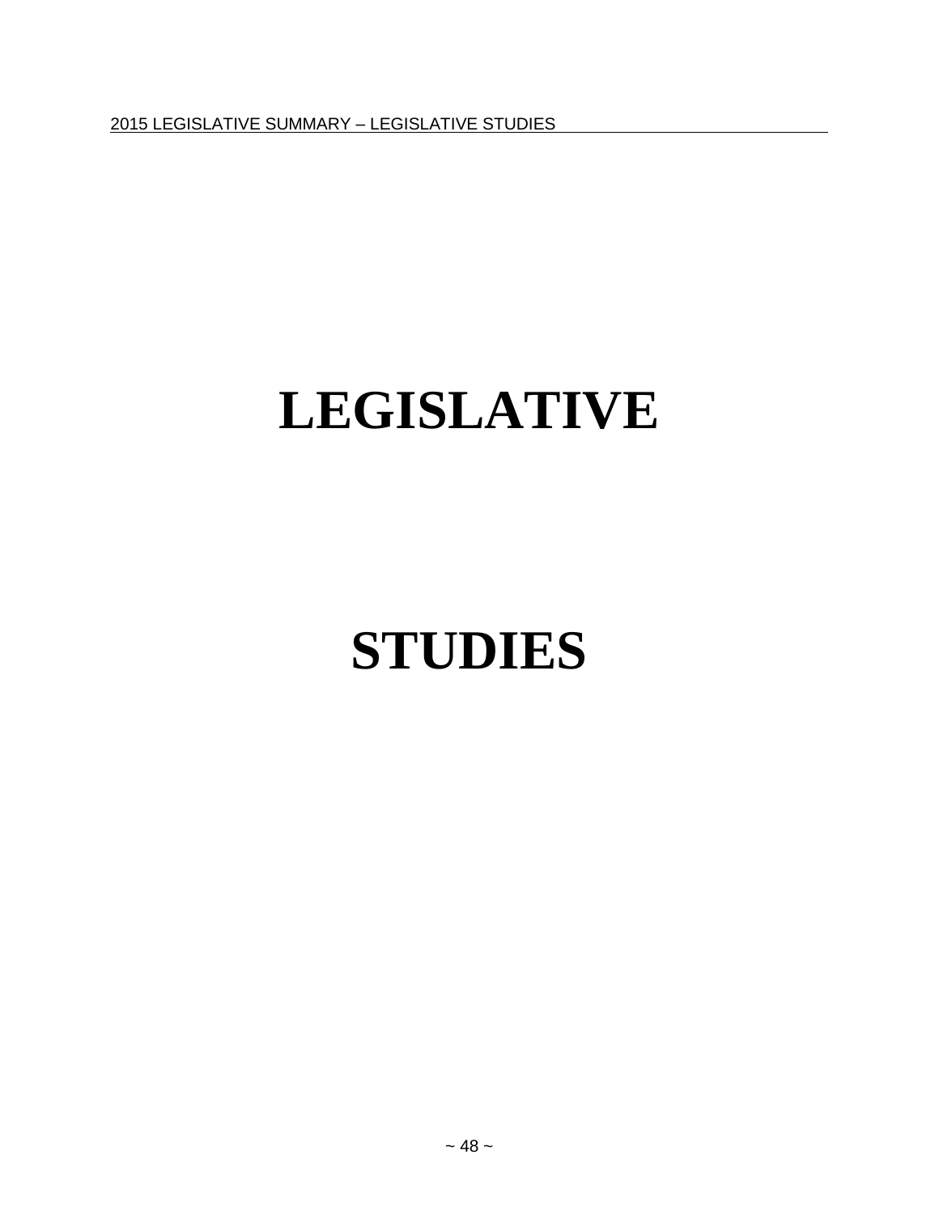# LEGISLATIVE

# STUDIES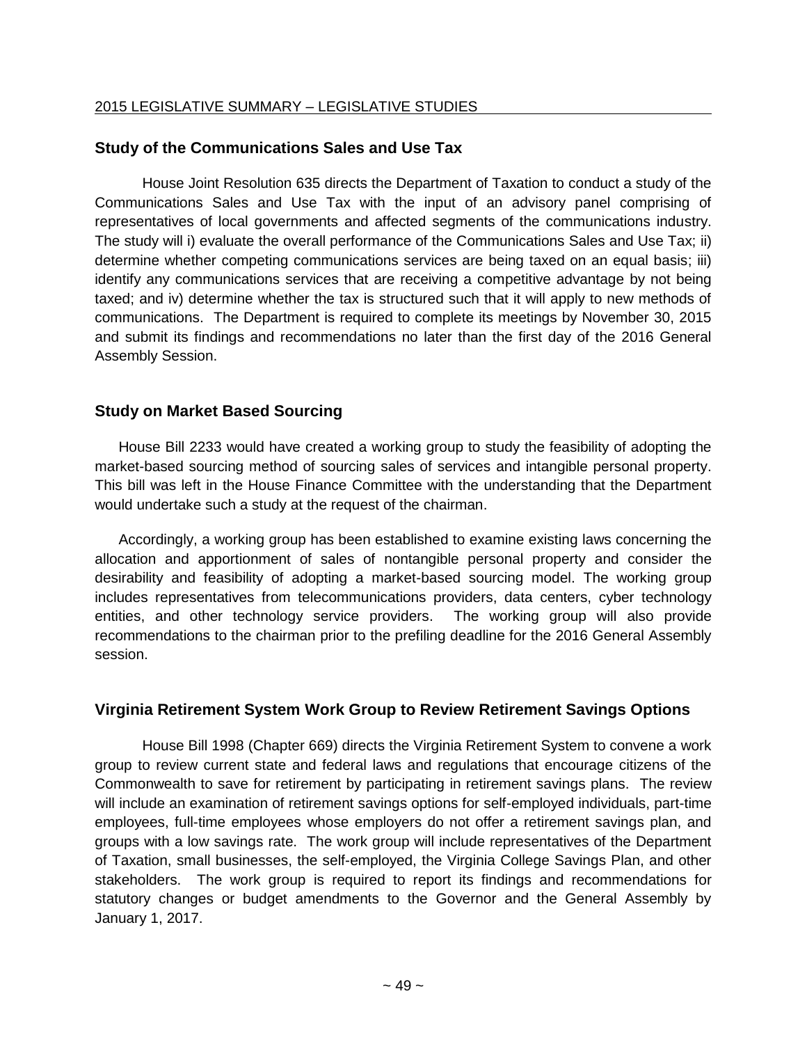## Study of the Communications Sales and Use Tax

House Joint Resolution 635 directs the Department of Taxation to conduct a study of the Communications Sales and Use Tax with the input of an advisory panel comprising of representatives of local governments and affected segments of the communications industry. The study will i) evaluate the overall performance of the Communications Sales and Use Tax; ii) determine whether competing communications services are being taxed on an equal basis; iii) identify any communications services that are receiving a competitive advantage by not being taxed; and iv) determine whether the tax is structured such that it will apply to new methods of communications. The Department is required to complete its meetings by November 30, 2015 and submit its findings and recommendations no later than the first day of the 2016 General Assembly Session.

## Study on Market Based Sourcing

House Bill 2233 would have created a working group to study the feasibility of adopting the market-based sourcing method of sourcing sales of services and intangible personal property. This bill was left in the House Finance Committee with the understanding that the Department would undertake such a study at the request of the chairman.

Accordingly, a working group has been established to examine existing laws concerning the allocation and apportionment of sales of nontangible personal property and consider the desirability and feasibility of adopting a market-based sourcing model. The working group includes representatives from telecommunications providers, data centers, cyber technology entities, and other technology service providers. The working group will also provide recommendations to the chairman prior to the prefiling deadline for the 2016 General Assembly session.

## Virginia Retirement System Work Group to Review Retirement Savings Options

House Bill 1998 (Chapter 669) directs the Virginia Retirement System to convene a work group to review current state and federal laws and regulations that encourage citizens of the Commonwealth to save for retirement by participating in retirement savings plans. The review will include an examination of retirement savings options for self-employed individuals, part-time employees, full-time employees whose employers do not offer a retirement savings plan, and groups with a low savings rate. The work group will include representatives of the Department of Taxation, small businesses, the self-employed, the Virginia College Savings Plan, and other stakeholders. The work group is required to report its findings and recommendations for statutory changes or budget amendments to the Governor and the General Assembly by January 1, 2017.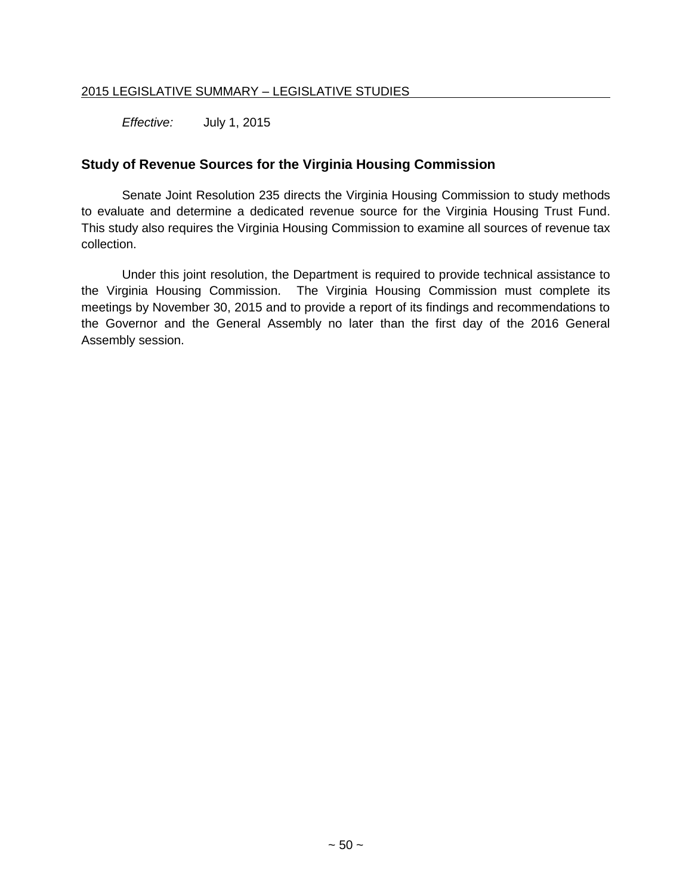*Effective:* July 1, 2015

### Study of Revenue Sources for the Virginia Housing Commission

Senate Joint Resolution 235 directs the Virginia Housing Commission to study methods to evaluate and determine a dedicated revenue source for the Virginia Housing Trust Fund. This study also requires the Virginia Housing Commission to examine all sources of revenue tax collection.

Under this joint resolution, the Department is required to provide technical assistance to the Virginia Housing Commission. The Virginia Housing Commission must complete its meetings by November 30, 2015 and to provide a report of its findings and recommendations to the Governor and the General Assembly no later than the first day of the 2016 General Assembly session.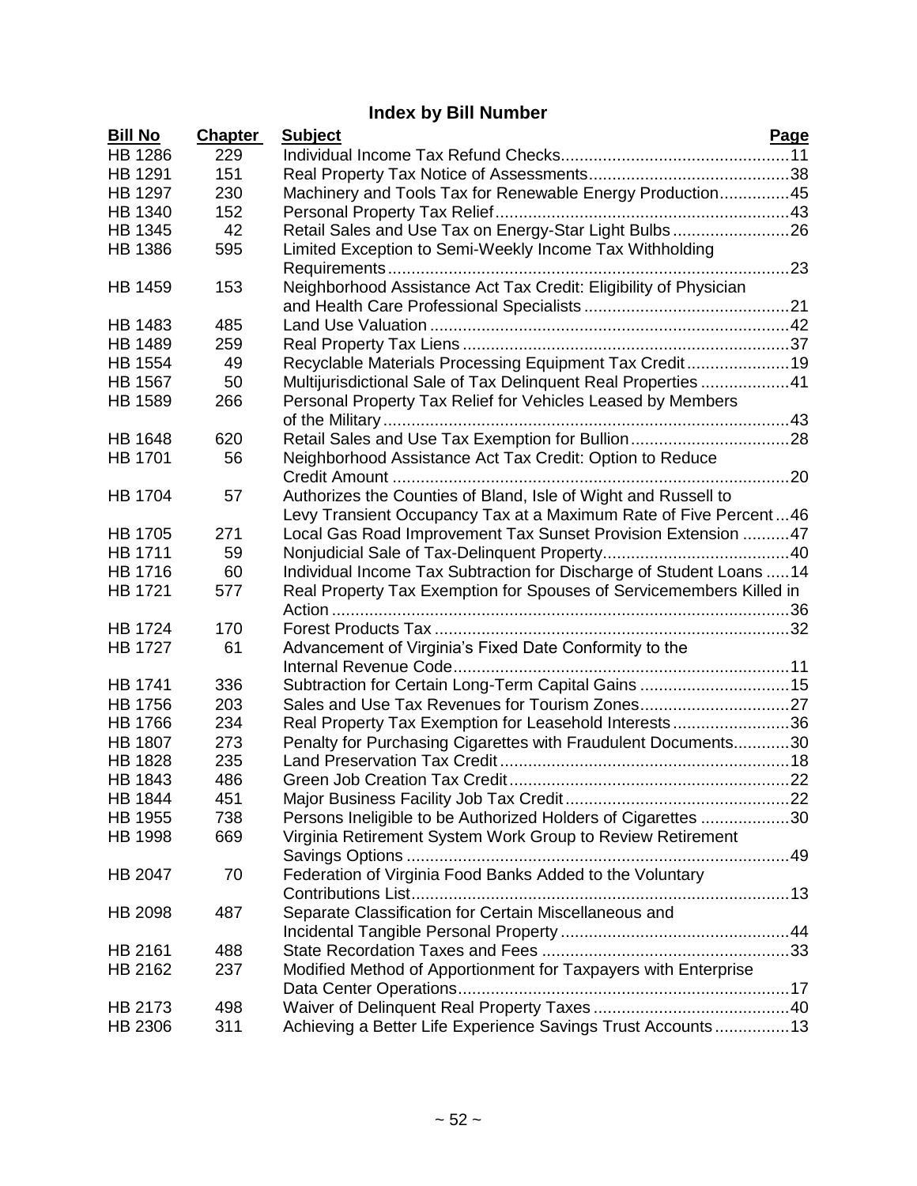## Index by Bill Number

| Bill No | Chapter | Subject | Page |
|---|---|---|---|
| HB 1286 | 229 | Individual Income Tax Refund Checks | 11 |
| HB 1291 | 151 | Real Property Tax Notice of Assessments | 38 |
| HB 1297 | 230 | Machinery and Tools Tax for Renewable Energy Production | 45 |
| HB 1340 | 152 | Personal Property Tax Relief | 43 |
| HB 1345 | 42 | Retail Sales and Use Tax on Energy-Star Light Bulbs | 26 |
| HB 1386 | 595 | Limited Exception to Semi-Weekly Income Tax Withholding Requirements | 23 |
| HB 1459 | 153 | Neighborhood Assistance Act Tax Credit: Eligibility of Physician and Health Care Professional Specialists | 21 |
| HB 1483 | 485 | Land Use Valuation | 42 |
| HB 1489 | 259 | Real Property Tax Liens | 37 |
| HB 1554 | 49 | Recyclable Materials Processing Equipment Tax Credit | 19 |
| HB 1567 | 50 | Multijurisdictional Sale of Tax Delinquent Real Properties | 41 |
| HB 1589 | 266 | Personal Property Tax Relief for Vehicles Leased by Members of the Military | 43 |
| HB 1648 | 620 | Retail Sales and Use Tax Exemption for Bullion | 28 |
| HB 1701 | 56 | Neighborhood Assistance Act Tax Credit: Option to Reduce Credit Amount | 20 |
| HB 1704 | 57 | Authorizes the Counties of Bland, Isle of Wight and Russell to Levy Transient Occupancy Tax at a Maximum Rate of Five Percent | 46 |
| HB 1705 | 271 | Local Gas Road Improvement Tax Sunset Provision Extension | 47 |
| HB 1711 | 59 | Nonjudicial Sale of Tax-Delinquent Property | 40 |
| HB 1716 | 60 | Individual Income Tax Subtraction for Discharge of Student Loans | 14 |
| HB 1721 | 577 | Real Property Tax Exemption for Spouses of Servicemembers Killed in Action | 36 |
| HB 1724 | 170 | Forest Products Tax | 32 |
| HB 1727 | 61 | Advancement of Virginia's Fixed Date Conformity to the Internal Revenue Code | 11 |
| HB 1741 | 336 | Subtraction for Certain Long-Term Capital Gains | 15 |
| HB 1756 | 203 | Sales and Use Tax Revenues for Tourism Zones | 27 |
| HB 1766 | 234 | Real Property Tax Exemption for Leasehold Interests | 36 |
| HB 1807 | 273 | Penalty for Purchasing Cigarettes with Fraudulent Documents | 30 |
| HB 1828 | 235 | Land Preservation Tax Credit | 18 |
| HB 1843 | 486 | Green Job Creation Tax Credit | 22 |
| HB 1844 | 451 | Major Business Facility Job Tax Credit | 22 |
| HB 1955 | 738 | Persons Ineligible to be Authorized Holders of Cigarettes | 30 |
| HB 1998 | 669 | Virginia Retirement System Work Group to Review Retirement Savings Options | 49 |
| HB 2047 | 70 | Federation of Virginia Food Banks Added to the Voluntary Contributions List | 13 |
| HB 2098 | 487 | Separate Classification for Certain Miscellaneous and Incidental Tangible Personal Property | 44 |
| HB 2161 | 488 | State Recordation Taxes and Fees | 33 |
| HB 2162 | 237 | Modified Method of Apportionment for Taxpayers with Enterprise Data Center Operations | 17 |
| HB 2173 | 498 | Waiver of Delinquent Real Property Taxes | 40 |
| HB 2306 | 311 | Achieving a Better Life Experience Savings Trust Accounts | 13 |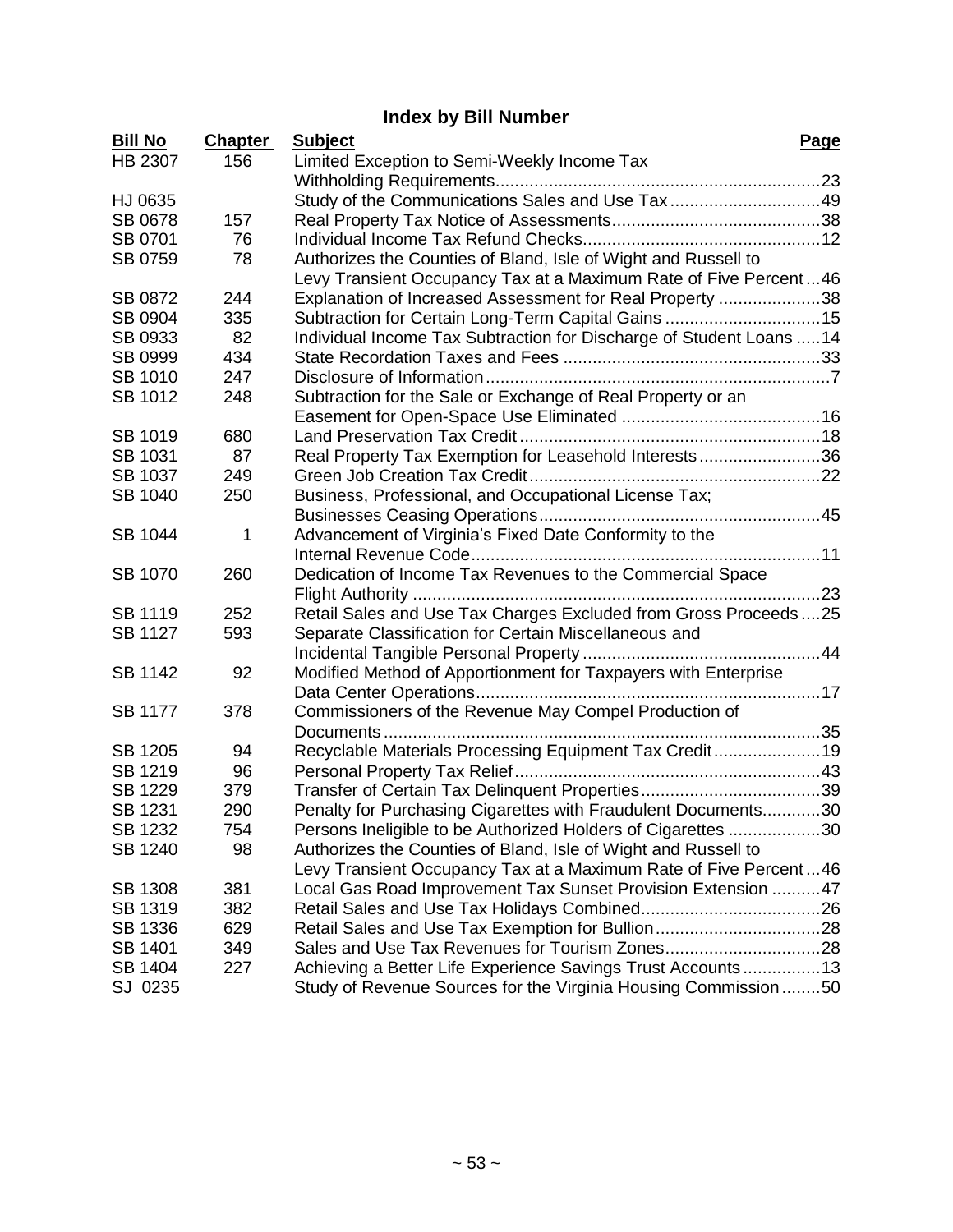# Index by Bill Number

| Bill No | Chapter | Subject | Page |
|---|---|---|---|
| HB 2307 | 156 | Limited Exception to Semi-Weekly Income Tax Withholding Requirements | 23 |
| HJ 0635 | | Study of the Communications Sales and Use Tax | 49 |
| SB 0678 | 157 | Real Property Tax Notice of Assessments | 38 |
| SB 0701 | 76 | Individual Income Tax Refund Checks | 12 |
| SB 0759 | 78 | Authorizes the Counties of Bland, Isle of Wight and Russell to Levy Transient Occupancy Tax at a Maximum Rate of Five Percent | 46 |
| SB 0872 | 244 | Explanation of Increased Assessment for Real Property | 38 |
| SB 0904 | 335 | Subtraction for Certain Long-Term Capital Gains | 15 |
| SB 0933 | 82 | Individual Income Tax Subtraction for Discharge of Student Loans | 14 |
| SB 0999 | 434 | State Recordation Taxes and Fees | 33 |
| SB 1010 | 247 | Disclosure of Information | 7 |
| SB 1012 | 248 | Subtraction for the Sale or Exchange of Real Property or an Easement for Open-Space Use Eliminated | 16 |
| SB 1019 | 680 | Land Preservation Tax Credit | 18 |
| SB 1031 | 87 | Real Property Tax Exemption for Leasehold Interests | 36 |
| SB 1037 | 249 | Green Job Creation Tax Credit | 22 |
| SB 1040 | 250 | Business, Professional, and Occupational License Tax; Businesses Ceasing Operations | 45 |
| SB 1044 | 1 | Advancement of Virginia's Fixed Date Conformity to the Internal Revenue Code | 11 |
| SB 1070 | 260 | Dedication of Income Tax Revenues to the Commercial Space Flight Authority | 23 |
| SB 1119 | 252 | Retail Sales and Use Tax Charges Excluded from Gross Proceeds | 25 |
| SB 1127 | 593 | Separate Classification for Certain Miscellaneous and Incidental Tangible Personal Property | 44 |
| SB 1142 | 92 | Modified Method of Apportionment for Taxpayers with Enterprise Data Center Operations | 17 |
| SB 1177 | 378 | Commissioners of the Revenue May Compel Production of Documents | 35 |
| SB 1205 | 94 | Recyclable Materials Processing Equipment Tax Credit | 19 |
| SB 1219 | 96 | Personal Property Tax Relief | 43 |
| SB 1229 | 379 | Transfer of Certain Tax Delinquent Properties | 39 |
| SB 1231 | 290 | Penalty for Purchasing Cigarettes with Fraudulent Documents | 30 |
| SB 1232 | 754 | Persons Ineligible to be Authorized Holders of Cigarettes | 30 |
| SB 1240 | 98 | Authorizes the Counties of Bland, Isle of Wight and Russell to Levy Transient Occupancy Tax at a Maximum Rate of Five Percent | 46 |
| SB 1308 | 381 | Local Gas Road Improvement Tax Sunset Provision Extension | 47 |
| SB 1319 | 382 | Retail Sales and Use Tax Holidays Combined | 26 |
| SB 1336 | 629 | Retail Sales and Use Tax Exemption for Bullion | 28 |
| SB 1401 | 349 | Sales and Use Tax Revenues for Tourism Zones | 28 |
| SB 1404 | 227 | Achieving a Better Life Experience Savings Trust Accounts | 13 |
| SJ 0235 | | Study of Revenue Sources for the Virginia Housing Commission | 50 |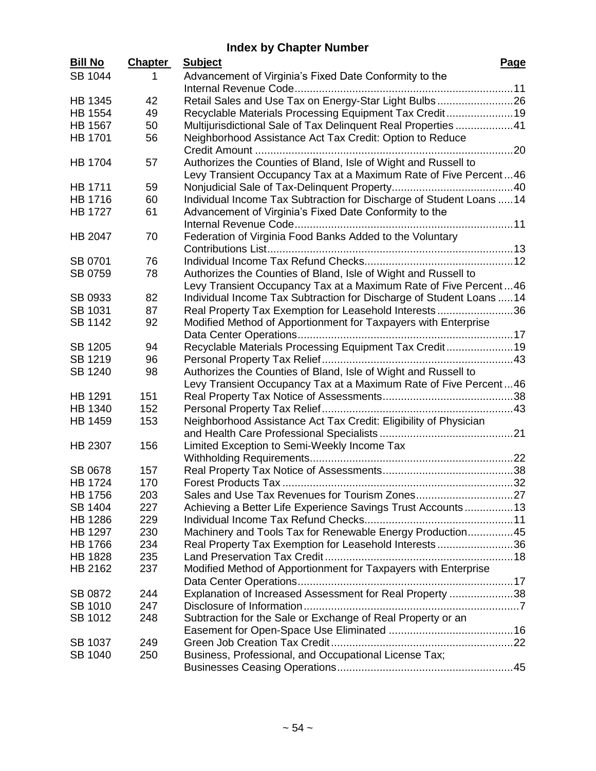## Index by Chapter Number

| Bill No | Chapter | Subject | Page |
|---|---|---|---|
| SB 1044 | 1 | Advancement of Virginia's Fixed Date Conformity to the Internal Revenue Code | 11 |
| HB 1345 | 42 | Retail Sales and Use Tax on Energy-Star Light Bulbs | 26 |
| HB 1554 | 49 | Recyclable Materials Processing Equipment Tax Credit | 19 |
| HB 1567 | 50 | Multijurisdictional Sale of Tax Delinquent Real Properties | 41 |
| HB 1701 | 56 | Neighborhood Assistance Act Tax Credit: Option to Reduce Credit Amount | 20 |
| HB 1704 | 57 | Authorizes the Counties of Bland, Isle of Wight and Russell to Levy Transient Occupancy Tax at a Maximum Rate of Five Percent | 46 |
| HB 1711 | 59 | Nonjudicial Sale of Tax-Delinquent Property | 40 |
| HB 1716 | 60 | Individual Income Tax Subtraction for Discharge of Student Loans | 14 |
| HB 1727 | 61 | Advancement of Virginia's Fixed Date Conformity to the Internal Revenue Code | 11 |
| HB 2047 | 70 | Federation of Virginia Food Banks Added to the Voluntary Contributions List | 13 |
| SB 0701 | 76 | Individual Income Tax Refund Checks | 12 |
| SB 0759 | 78 | Authorizes the Counties of Bland, Isle of Wight and Russell to Levy Transient Occupancy Tax at a Maximum Rate of Five Percent | 46 |
| SB 0933 | 82 | Individual Income Tax Subtraction for Discharge of Student Loans | 14 |
| SB 1031 | 87 | Real Property Tax Exemption for Leasehold Interests | 36 |
| SB 1142 | 92 | Modified Method of Apportionment for Taxpayers with Enterprise Data Center Operations | 17 |
| SB 1205 | 94 | Recyclable Materials Processing Equipment Tax Credit | 19 |
| SB 1219 | 96 | Personal Property Tax Relief | 43 |
| SB 1240 | 98 | Authorizes the Counties of Bland, Isle of Wight and Russell to Levy Transient Occupancy Tax at a Maximum Rate of Five Percent | 46 |
| HB 1291 | 151 | Real Property Tax Notice of Assessments | 38 |
| HB 1340 | 152 | Personal Property Tax Relief | 43 |
| HB 1459 | 153 | Neighborhood Assistance Act Tax Credit: Eligibility of Physician and Health Care Professional Specialists | 21 |
| HB 2307 | 156 | Limited Exception to Semi-Weekly Income Tax Withholding Requirements | 22 |
| SB 0678 | 157 | Real Property Tax Notice of Assessments | 38 |
| HB 1724 | 170 | Forest Products Tax | 32 |
| HB 1756 | 203 | Sales and Use Tax Revenues for Tourism Zones | 27 |
| SB 1404 | 227 | Achieving a Better Life Experience Savings Trust Accounts | 13 |
| HB 1286 | 229 | Individual Income Tax Refund Checks | 11 |
| HB 1297 | 230 | Machinery and Tools Tax for Renewable Energy Production | 45 |
| HB 1766 | 234 | Real Property Tax Exemption for Leasehold Interests | 36 |
| HB 1828 | 235 | Land Preservation Tax Credit | 18 |
| HB 2162 | 237 | Modified Method of Apportionment for Taxpayers with Enterprise Data Center Operations | 17 |
| SB 0872 | 244 | Explanation of Increased Assessment for Real Property | 38 |
| SB 1010 | 247 | Disclosure of Information | 7 |
| SB 1012 | 248 | Subtraction for the Sale or Exchange of Real Property or an Easement for Open-Space Use Eliminated | 16 |
| SB 1037 | 249 | Green Job Creation Tax Credit | 22 |
| SB 1040 | 250 | Business, Professional, and Occupational License Tax; Businesses Ceasing Operations | 45 |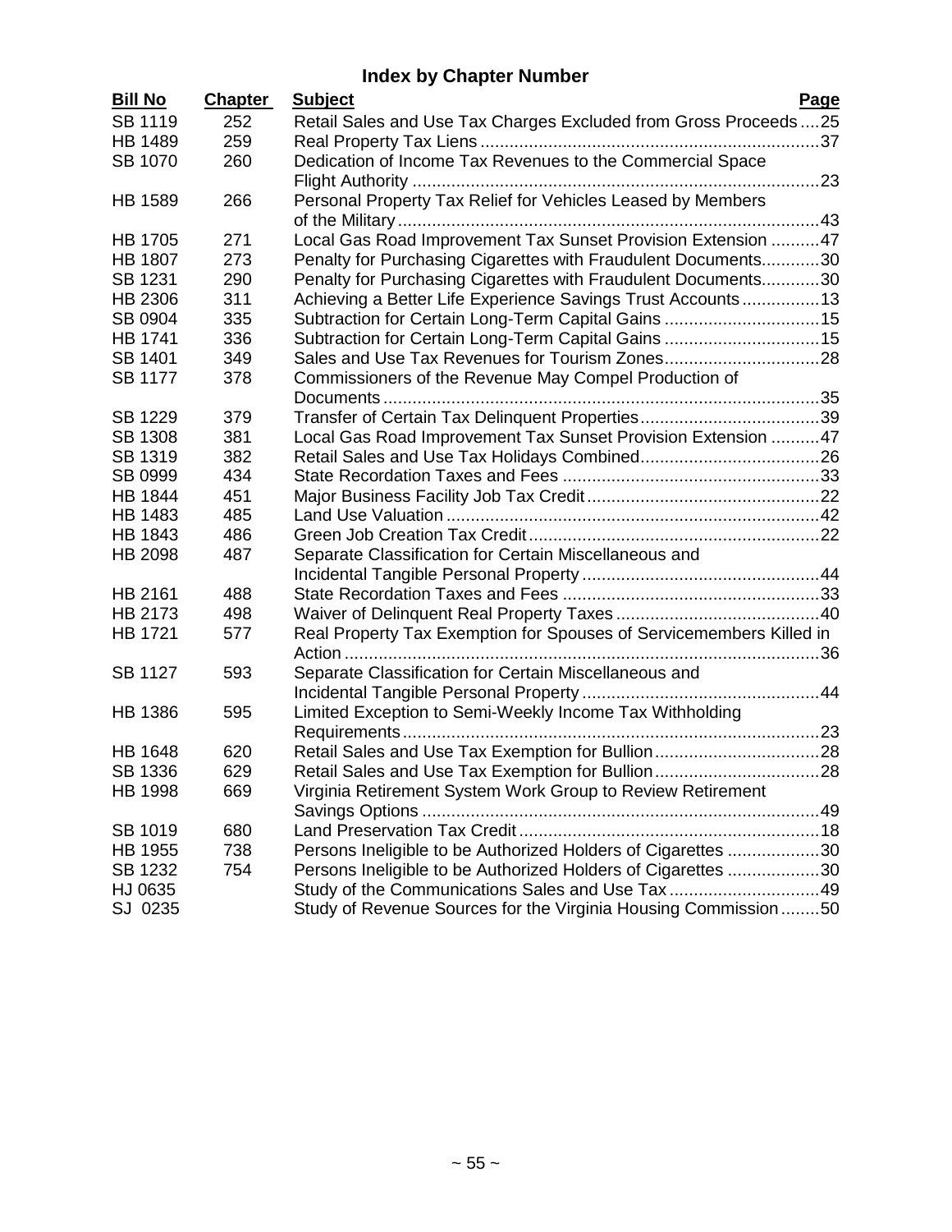## Index by Chapter Number

| Bill No | Chapter | Subject | Page |
|---|---|---|---|
| SB 1119 | 252 | Retail Sales and Use Tax Charges Excluded from Gross Proceeds | 25 |
| HB 1489 | 259 | Real Property Tax Liens | 37 |
| SB 1070 | 260 | Dedication of Income Tax Revenues to the Commercial Space Flight Authority | 23 |
| HB 1589 | 266 | Personal Property Tax Relief for Vehicles Leased by Members of the Military | 43 |
| HB 1705 | 271 | Local Gas Road Improvement Tax Sunset Provision Extension | 47 |
| HB 1807 | 273 | Penalty for Purchasing Cigarettes with Fraudulent Documents | 30 |
| SB 1231 | 290 | Penalty for Purchasing Cigarettes with Fraudulent Documents | 30 |
| HB 2306 | 311 | Achieving a Better Life Experience Savings Trust Accounts | 13 |
| SB 0904 | 335 | Subtraction for Certain Long-Term Capital Gains | 15 |
| HB 1741 | 336 | Subtraction for Certain Long-Term Capital Gains | 15 |
| SB 1401 | 349 | Sales and Use Tax Revenues for Tourism Zones | 28 |
| SB 1177 | 378 | Commissioners of the Revenue May Compel Production of Documents | 35 |
| SB 1229 | 379 | Transfer of Certain Tax Delinquent Properties | 39 |
| SB 1308 | 381 | Local Gas Road Improvement Tax Sunset Provision Extension | 47 |
| SB 1319 | 382 | Retail Sales and Use Tax Holidays Combined | 26 |
| SB 0999 | 434 | State Recordation Taxes and Fees | 33 |
| HB 1844 | 451 | Major Business Facility Job Tax Credit | 22 |
| HB 1483 | 485 | Land Use Valuation | 42 |
| HB 1843 | 486 | Green Job Creation Tax Credit | 22 |
| HB 2098 | 487 | Separate Classification for Certain Miscellaneous and Incidental Tangible Personal Property | 44 |
| HB 2161 | 488 | State Recordation Taxes and Fees | 33 |
| HB 2173 | 498 | Waiver of Delinquent Real Property Taxes | 40 |
| HB 1721 | 577 | Real Property Tax Exemption for Spouses of Servicemembers Killed in Action | 36 |
| SB 1127 | 593 | Separate Classification for Certain Miscellaneous and Incidental Tangible Personal Property | 44 |
| HB 1386 | 595 | Limited Exception to Semi-Weekly Income Tax Withholding Requirements | 23 |
| HB 1648 | 620 | Retail Sales and Use Tax Exemption for Bullion | 28 |
| SB 1336 | 629 | Retail Sales and Use Tax Exemption for Bullion | 28 |
| HB 1998 | 669 | Virginia Retirement System Work Group to Review Retirement Savings Options | 49 |
| SB 1019 | 680 | Land Preservation Tax Credit | 18 |
| HB 1955 | 738 | Persons Ineligible to be Authorized Holders of Cigarettes | 30 |
| SB 1232 | 754 | Persons Ineligible to be Authorized Holders of Cigarettes | 30 |
| HJ 0635 | | Study of the Communications Sales and Use Tax | 49 |
| SJ 0235 | | Study of Revenue Sources for the Virginia Housing Commission | 50 |